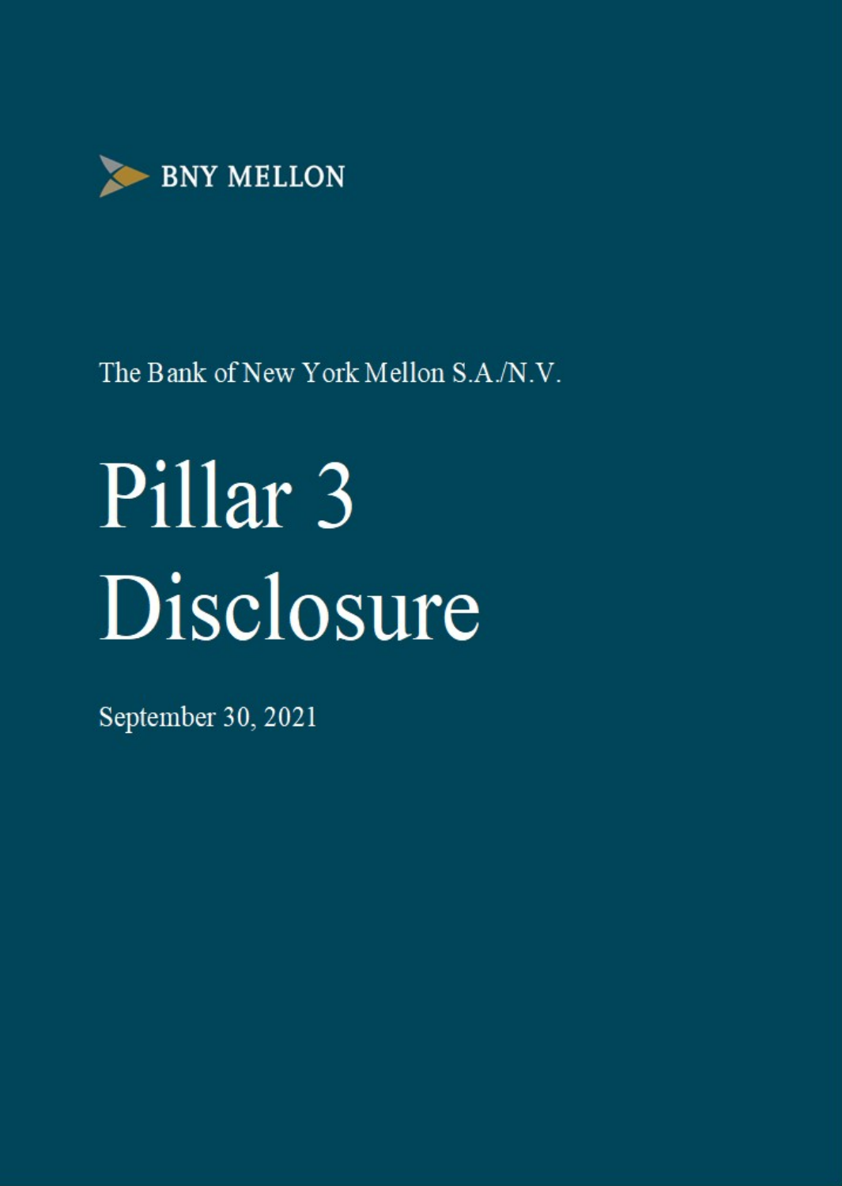BNY MELLON

The Bank of New York Mellon S.A./N.V.

# Pillar 3 Disclosure

September 30, 2021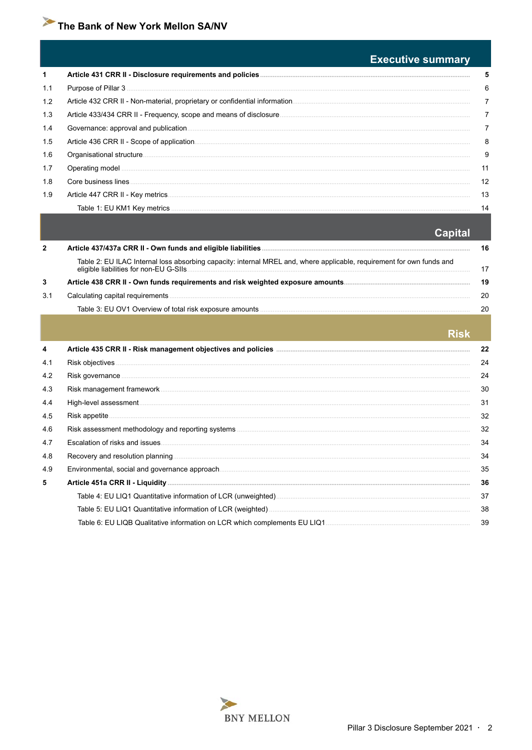## Executive summary

| | | |
|---|---|---|
| **1** | **Article 431 CRR II - Disclosure requirements and policies** | **5** |
| 1.1 | Purpose of Pillar 3 | 6 |
| 1.2 | Article 432 CRR II - Non-material, proprietary or confidential information | 7 |
| 1.3 | Article 433/434 CRR II - Frequency, scope and means of disclosure | 7 |
| 1.4 | Governance: approval and publication | 7 |
| 1.5 | Article 436 CRR II - Scope of application | 8 |
| 1.6 | Organisational structure | 9 |
| 1.7 | Operating model | 11 |
| 1.8 | Core business lines | 12 |
| 1.9 | Article 447 CRR II - Key metrics | 13 |
| | Table 1: EU KM1 Key metrics | 14 |

## Capital

| | | |
|---|---|---|
| **2** | **Article 437/437a CRR II - Own funds and eligible liabilities** | **16** |
| | Table 2: EU ILAC Internal loss absorbing capacity: internal MREL and, where applicable, requirement for own funds and eligible liabilities for non-EU G-SIIs | 17 |
| **3** | **Article 438 CRR II - Own funds requirements and risk weighted exposure amounts** | **19** |
| 3.1 | Calculating capital requirements | 20 |
| | Table 3: EU OV1 Overview of total risk exposure amounts | 20 |

## Risk

| | | |
|---|---|---|
| **4** | **Article 435 CRR II - Risk management objectives and policies** | **22** |
| 4.1 | Risk objectives | 24 |
| 4.2 | Risk governance | 24 |
| 4.3 | Risk management framework | 30 |
| 4.4 | High-level assessment | 31 |
| 4.5 | Risk appetite | 32 |
| 4.6 | Risk assessment methodology and reporting systems | 32 |
| 4.7 | Escalation of risks and issues | 34 |
| 4.8 | Recovery and resolution planning | 34 |
| 4.9 | Environmental, social and governance approach | 35 |
| **5** | **Article 451a CRR II - Liquidity** | **36** |
| | Table 4: EU LIQ1 Quantitative information of LCR (unweighted) | 37 |
| | Table 5: EU LIQ1 Quantitative information of LCR (weighted) | 38 |
| | Table 6: EU LIQB Qualitative information on LCR which complements EU LIQ1 | 39 |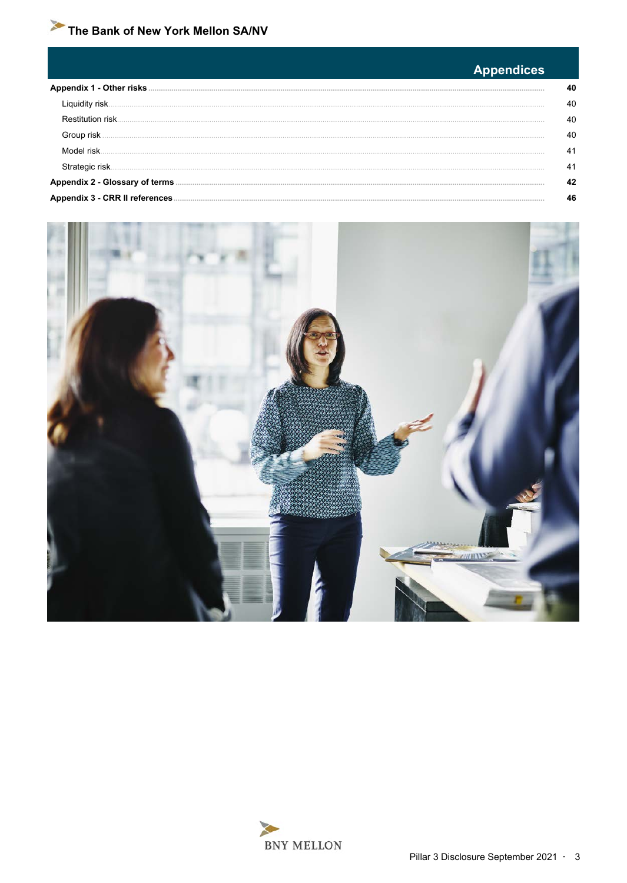## Appendices

| | |
|---|---|
| **Appendix 1 - Other risks** | **40** |
| Liquidity risk | 40 |
| Restitution risk | 40 |
| Group risk | 40 |
| Model risk | 41 |
| Strategic risk | 41 |
| **Appendix 2 - Glossary of terms** | **42** |
| **Appendix 3 - CRR II references** | **46** |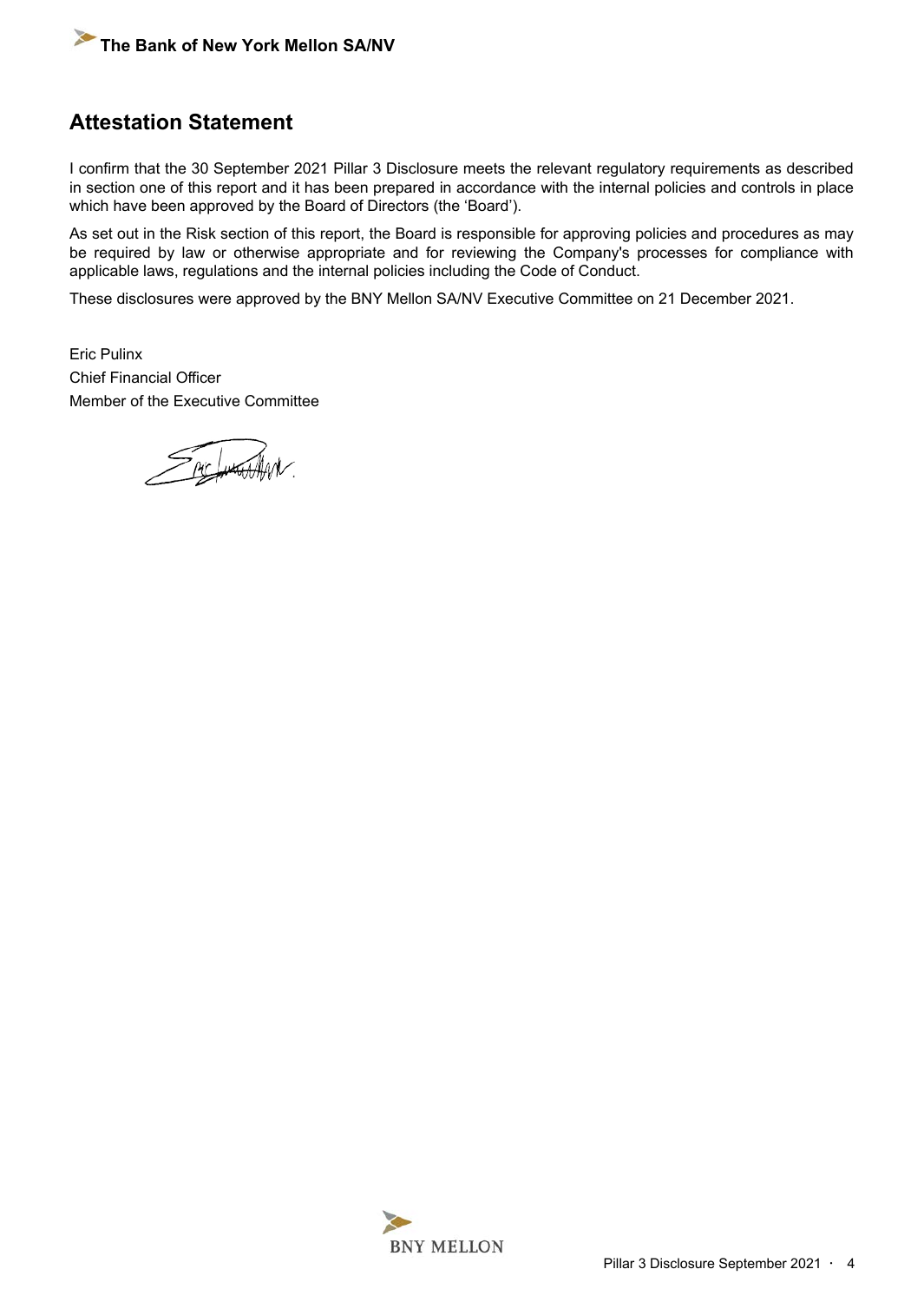## Attestation Statement

I confirm that the 30 September 2021 Pillar 3 Disclosure meets the relevant regulatory requirements as described in section one of this report and it has been prepared in accordance with the internal policies and controls in place which have been approved by the Board of Directors (the 'Board').

As set out in the Risk section of this report, the Board is responsible for approving policies and procedures as may be required by law or otherwise appropriate and for reviewing the Company's processes for compliance with applicable laws, regulations and the internal policies including the Code of Conduct.

These disclosures were approved by the BNY Mellon SA/NV Executive Committee on 21 December 2021.

Eric Pulinx
Chief Financial Officer
Member of the Executive Committee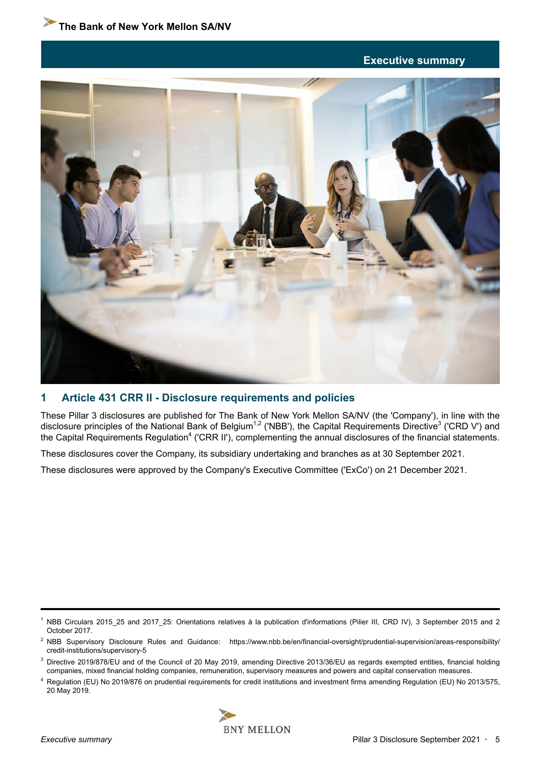# Executive summary

## 1 Article 431 CRR II - Disclosure requirements and policies

These Pillar 3 disclosures are published for The Bank of New York Mellon SA/NV (the 'Company'), in line with the disclosure principles of the National Bank of Belgium[1,2] ('NBB'), the Capital Requirements Directive[3] ('CRD V') and the Capital Requirements Regulation[4] ('CRR II'), complementing the annual disclosures of the financial statements.

These disclosures cover the Company, its subsidiary undertaking and branches as at 30 September 2021.

These disclosures were approved by the Company's Executive Committee ('ExCo') on 21 December 2021.

---

[1] NBB Circulars 2015_25 and 2017_25: Orientations relatives à la publication d'informations (Pilier III, CRD IV), 3 September 2015 and 2 October 2017.

[2] NBB Supervisory Disclosure Rules and Guidance: https://www.nbb.be/en/financial-oversight/prudential-supervision/areas-responsibility/credit-institutions/supervisory-5

[3] Directive 2019/878/EU and of the Council of 20 May 2019, amending Directive 2013/36/EU as regards exempted entities, financial holding companies, mixed financial holding companies, remuneration, supervisory measures and powers and capital conservation measures.

[4] Regulation (EU) No 2019/876 on prudential requirements for credit institutions and investment firms amending Regulation (EU) No 2013/575, 20 May 2019.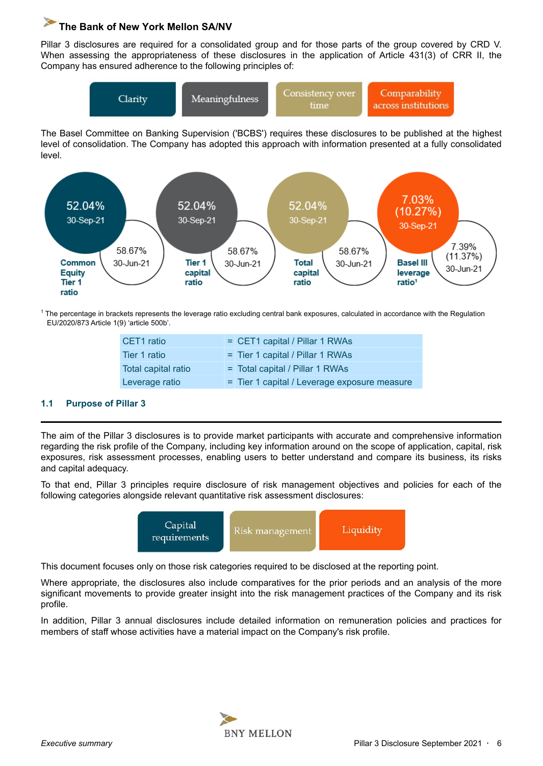**The Bank of New York Mellon SA/NV**

Pillar 3 disclosures are required for a consolidated group and for those parts of the group covered by CRD V. When assessing the appropriateness of these disclosures in the application of Article 431(3) of CRR II, the Company has ensured adherence to the following principles of:

- Clarity
- Meaningfulness
- Consistency over time
- Comparability across institutions

The Basel Committee on Banking Supervision ('BCBS') requires these disclosures to be published at the highest level of consolidation. The Company has adopted this approach with information presented at a fully consolidated level.

| | 30-Sep-21 | 30-Jun-21 |
|---|---|---|
| Common Equity Tier 1 ratio | 52.04% | 58.67% |
| Tier 1 capital ratio | 52.04% | 58.67% |
| Total capital ratio | 52.04% | 58.67% |
| Basel III leverage ratio[1] | 7.03% (10.27%) | 7.39% (11.37%) |

[1] The percentage in brackets represents the leverage ratio excluding central bank exposures, calculated in accordance with the Regulation EU/2020/873 Article 1(9) 'article 500b'.

| | |
|---|---|
| CET1 ratio | = CET1 capital / Pillar 1 RWAs |
| Tier 1 ratio | = Tier 1 capital / Pillar 1 RWAs |
| Total capital ratio | = Total capital / Pillar 1 RWAs |
| Leverage ratio | = Tier 1 capital / Leverage exposure measure |

## 1.1 Purpose of Pillar 3

The aim of the Pillar 3 disclosures is to provide market participants with accurate and comprehensive information regarding the risk profile of the Company, including key information around on the scope of application, capital, risk exposures, risk assessment processes, enabling users to better understand and compare its business, its risks and capital adequacy.

To that end, Pillar 3 principles require disclosure of risk management objectives and policies for each of the following categories alongside relevant quantitative risk assessment disclosures:

- Capital requirements
- Risk management
- Liquidity

This document focuses only on those risk categories required to be disclosed at the reporting point.

Where appropriate, the disclosures also include comparatives for the prior periods and an analysis of the more significant movements to provide greater insight into the risk management practices of the Company and its risk profile.

In addition, Pillar 3 annual disclosures include detailed information on remuneration policies and practices for members of staff whose activities have a material impact on the Company's risk profile.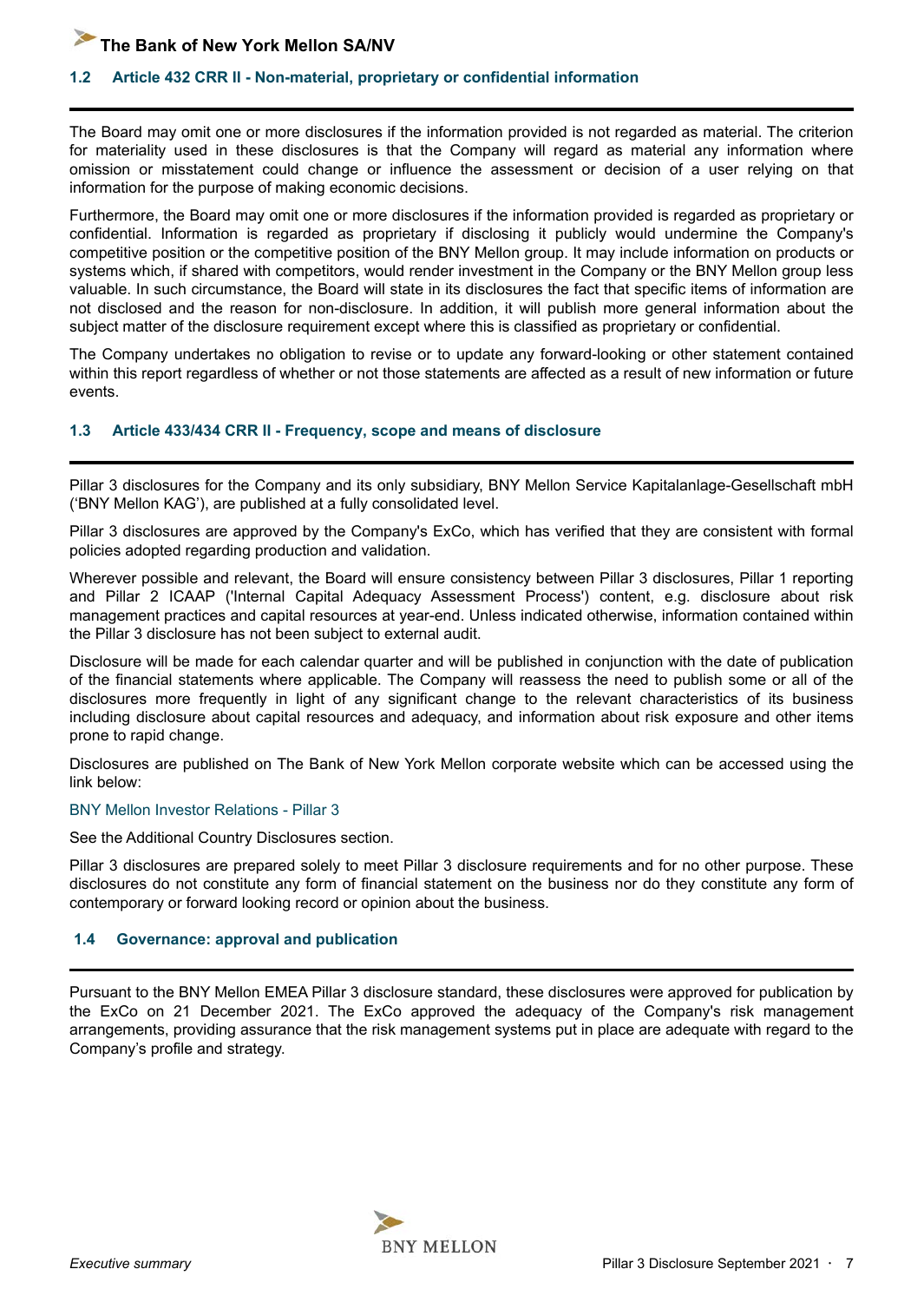## 1.2 Article 432 CRR II - Non-material, proprietary or confidential information

The Board may omit one or more disclosures if the information provided is not regarded as material. The criterion for materiality used in these disclosures is that the Company will regard as material any information where omission or misstatement could change or influence the assessment or decision of a user relying on that information for the purpose of making economic decisions.

Furthermore, the Board may omit one or more disclosures if the information provided is regarded as proprietary or confidential. Information is regarded as proprietary if disclosing it publicly would undermine the Company's competitive position or the competitive position of the BNY Mellon group. It may include information on products or systems which, if shared with competitors, would render investment in the Company or the BNY Mellon group less valuable. In such circumstance, the Board will state in its disclosures the fact that specific items of information are not disclosed and the reason for non-disclosure. In addition, it will publish more general information about the subject matter of the disclosure requirement except where this is classified as proprietary or confidential.

The Company undertakes no obligation to revise or to update any forward-looking or other statement contained within this report regardless of whether or not those statements are affected as a result of new information or future events.

## 1.3 Article 433/434 CRR II - Frequency, scope and means of disclosure

Pillar 3 disclosures for the Company and its only subsidiary, BNY Mellon Service Kapitalanlage-Gesellschaft mbH ('BNY Mellon KAG'), are published at a fully consolidated level.

Pillar 3 disclosures are approved by the Company's ExCo, which has verified that they are consistent with formal policies adopted regarding production and validation.

Wherever possible and relevant, the Board will ensure consistency between Pillar 3 disclosures, Pillar 1 reporting and Pillar 2 ICAAP ('Internal Capital Adequacy Assessment Process') content, e.g. disclosure about risk management practices and capital resources at year-end. Unless indicated otherwise, information contained within the Pillar 3 disclosure has not been subject to external audit.

Disclosure will be made for each calendar quarter and will be published in conjunction with the date of publication of the financial statements where applicable. The Company will reassess the need to publish some or all of the disclosures more frequently in light of any significant change to the relevant characteristics of its business including disclosure about capital resources and adequacy, and information about risk exposure and other items prone to rapid change.

Disclosures are published on The Bank of New York Mellon corporate website which can be accessed using the link below:

BNY Mellon Investor Relations - Pillar 3

See the Additional Country Disclosures section.

Pillar 3 disclosures are prepared solely to meet Pillar 3 disclosure requirements and for no other purpose. These disclosures do not constitute any form of financial statement on the business nor do they constitute any form of contemporary or forward looking record or opinion about the business.

## 1.4 Governance: approval and publication

Pursuant to the BNY Mellon EMEA Pillar 3 disclosure standard, these disclosures were approved for publication by the ExCo on 21 December 2021. The ExCo approved the adequacy of the Company's risk management arrangements, providing assurance that the risk management systems put in place are adequate with regard to the Company's profile and strategy.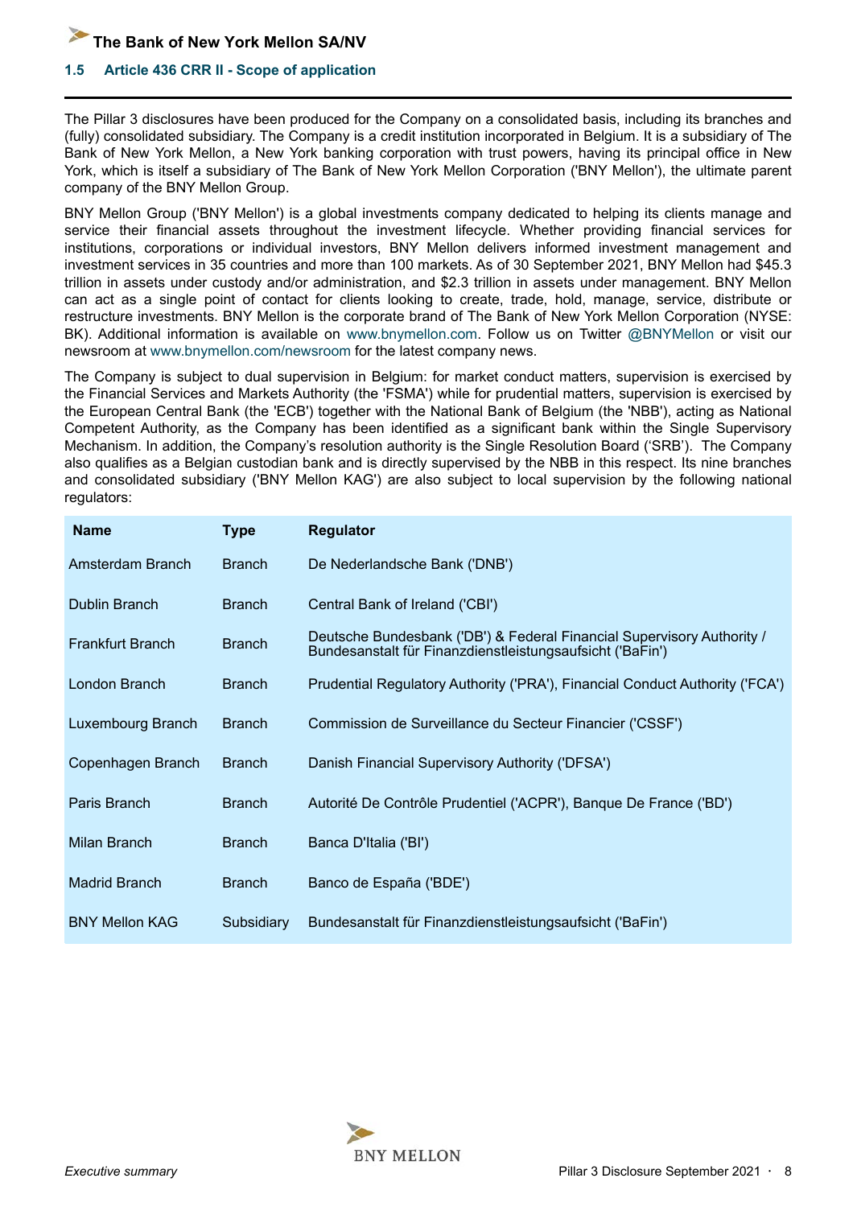## 1.5 Article 436 CRR II - Scope of application

The Pillar 3 disclosures have been produced for the Company on a consolidated basis, including its branches and (fully) consolidated subsidiary. The Company is a credit institution incorporated in Belgium. It is a subsidiary of The Bank of New York Mellon, a New York banking corporation with trust powers, having its principal office in New York, which is itself a subsidiary of The Bank of New York Mellon Corporation ('BNY Mellon'), the ultimate parent company of the BNY Mellon Group.

BNY Mellon Group ('BNY Mellon') is a global investments company dedicated to helping its clients manage and service their financial assets throughout the investment lifecycle. Whether providing financial services for institutions, corporations or individual investors, BNY Mellon delivers informed investment management and investment services in 35 countries and more than 100 markets. As of 30 September 2021, BNY Mellon had $45.3 trillion in assets under custody and/or administration, and $2.3 trillion in assets under management. BNY Mellon can act as a single point of contact for clients looking to create, trade, hold, manage, service, distribute or restructure investments. BNY Mellon is the corporate brand of The Bank of New York Mellon Corporation (NYSE: BK). Additional information is available on www.bnymellon.com. Follow us on Twitter @BNYMellon or visit our newsroom at www.bnymellon.com/newsroom for the latest company news.

The Company is subject to dual supervision in Belgium: for market conduct matters, supervision is exercised by the Financial Services and Markets Authority (the 'FSMA') while for prudential matters, supervision is exercised by the European Central Bank (the 'ECB') together with the National Bank of Belgium (the 'NBB'), acting as National Competent Authority, as the Company has been identified as a significant bank within the Single Supervisory Mechanism. In addition, the Company's resolution authority is the Single Resolution Board ('SRB'). The Company also qualifies as a Belgian custodian bank and is directly supervised by the NBB in this respect. Its nine branches and consolidated subsidiary ('BNY Mellon KAG') are also subject to local supervision by the following national regulators:

| Name | Type | Regulator |
|---|---|---|
| Amsterdam Branch | Branch | De Nederlandsche Bank ('DNB') |
| Dublin Branch | Branch | Central Bank of Ireland ('CBI') |
| Frankfurt Branch | Branch | Deutsche Bundesbank ('DB') & Federal Financial Supervisory Authority / Bundesanstalt für Finanzdienstleistungsaufsicht ('BaFin') |
| London Branch | Branch | Prudential Regulatory Authority ('PRA'), Financial Conduct Authority ('FCA') |
| Luxembourg Branch | Branch | Commission de Surveillance du Secteur Financier ('CSSF') |
| Copenhagen Branch | Branch | Danish Financial Supervisory Authority ('DFSA') |
| Paris Branch | Branch | Autorité De Contrôle Prudentiel ('ACPR'), Banque De France ('BD') |
| Milan Branch | Branch | Banca D'Italia ('BI') |
| Madrid Branch | Branch | Banco de España ('BDE') |
| BNY Mellon KAG | Subsidiary | Bundesanstalt für Finanzdienstleistungsaufsicht ('BaFin') |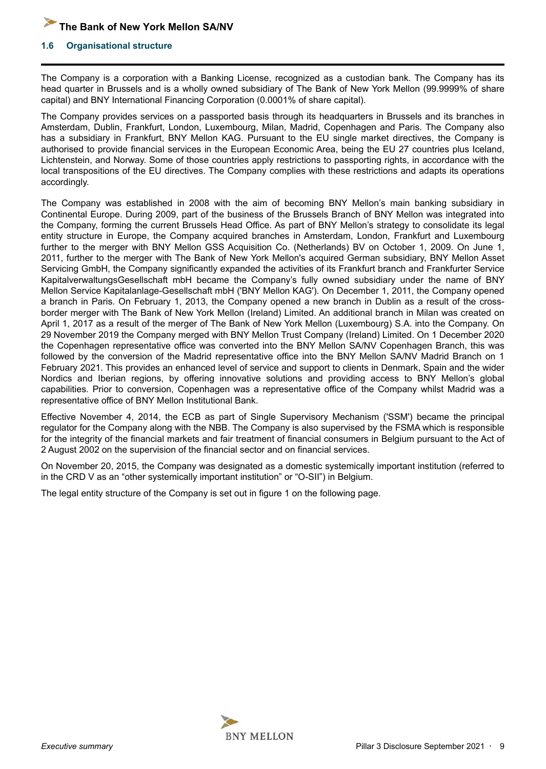## 1.6 Organisational structure

The Company is a corporation with a Banking License, recognized as a custodian bank. The Company has its head quarter in Brussels and is a wholly owned subsidiary of The Bank of New York Mellon (99.9999% of share capital) and BNY International Financing Corporation (0.0001% of share capital).

The Company provides services on a passported basis through its headquarters in Brussels and its branches in Amsterdam, Dublin, Frankfurt, London, Luxembourg, Milan, Madrid, Copenhagen and Paris. The Company also has a subsidiary in Frankfurt, BNY Mellon KAG. Pursuant to the EU single market directives, the Company is authorised to provide financial services in the European Economic Area, being the EU 27 countries plus Iceland, Lichtenstein, and Norway. Some of those countries apply restrictions to passporting rights, in accordance with the local transpositions of the EU directives. The Company complies with these restrictions and adapts its operations accordingly.

The Company was established in 2008 with the aim of becoming BNY Mellon's main banking subsidiary in Continental Europe. During 2009, part of the business of the Brussels Branch of BNY Mellon was integrated into the Company, forming the current Brussels Head Office. As part of BNY Mellon's strategy to consolidate its legal entity structure in Europe, the Company acquired branches in Amsterdam, London, Frankfurt and Luxembourg further to the merger with BNY Mellon GSS Acquisition Co. (Netherlands) BV on October 1, 2009. On June 1, 2011, further to the merger with The Bank of New York Mellon's acquired German subsidiary, BNY Mellon Asset Servicing GmbH, the Company significantly expanded the activities of its Frankfurt branch and Frankfurter Service KapitalverwaltungsGesellschaft mbH became the Company's fully owned subsidiary under the name of BNY Mellon Service Kapitalanlage-Gesellschaft mbH ('BNY Mellon KAG'). On December 1, 2011, the Company opened a branch in Paris. On February 1, 2013, the Company opened a new branch in Dublin as a result of the cross-border merger with The Bank of New York Mellon (Ireland) Limited. An additional branch in Milan was created on April 1, 2017 as a result of the merger of The Bank of New York Mellon (Luxembourg) S.A. into the Company. On 29 November 2019 the Company merged with BNY Mellon Trust Company (Ireland) Limited. On 1 December 2020 the Copenhagen representative office was converted into the BNY Mellon SA/NV Copenhagen Branch, this was followed by the conversion of the Madrid representative office into the BNY Mellon SA/NV Madrid Branch on 1 February 2021. This provides an enhanced level of service and support to clients in Denmark, Spain and the wider Nordics and Iberian regions, by offering innovative solutions and providing access to BNY Mellon's global capabilities. Prior to conversion, Copenhagen was a representative office of the Company whilst Madrid was a representative office of BNY Mellon Institutional Bank.

Effective November 4, 2014, the ECB as part of Single Supervisory Mechanism ('SSM') became the principal regulator for the Company along with the NBB. The Company is also supervised by the FSMA which is responsible for the integrity of the financial markets and fair treatment of financial consumers in Belgium pursuant to the Act of 2 August 2002 on the supervision of the financial sector and on financial services.

On November 20, 2015, the Company was designated as a domestic systemically important institution (referred to in the CRD V as an "other systemically important institution" or "O-SII") in Belgium.

The legal entity structure of the Company is set out in figure 1 on the following page.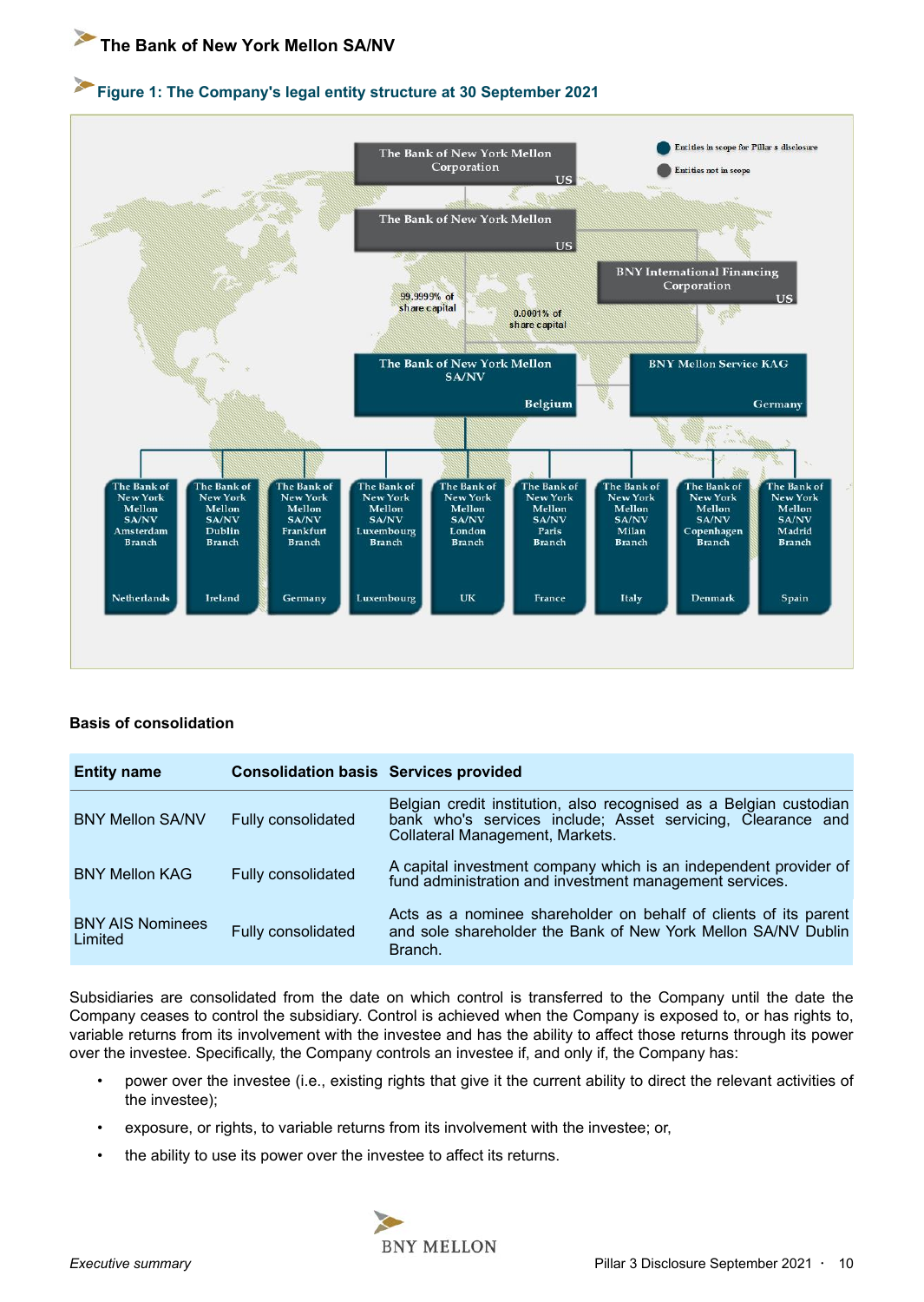# The Bank of New York Mellon SA/NV

## Figure 1: The Company's legal entity structure at 30 September 2021

Entities in scope for Pillar 3 disclosure
Entities not in scope

The Bank of New York Mellon Corporation US

The Bank of New York Mellon US

BNY International Financing Corporation US

99.9999% of share capital

0.0001% of share capital

The Bank of New York Mellon SA/NV Belgium

BNY Mellon Service KAG Germany

The Bank of New York Mellon SA/NV Amsterdam Branch Netherlands

The Bank of New York Mellon SA/NV Dublin Branch Ireland

The Bank of New York Mellon SA/NV Frankfurt Branch Germany

The Bank of New York Mellon SA/NV Luxembourg Branch Luxembourg

The Bank of New York Mellon SA/NV London Branch UK

The Bank of New York Mellon SA/NV Paris Branch France

The Bank of New York Mellon SA/NV Milan Branch Italy

The Bank of New York Mellon SA/NV Copenhagen Branch Denmark

The Bank of New York Mellon SA/NV Madrid Branch Spain

**Basis of consolidation**

| Entity name | Consolidation basis | Services provided |
|---|---|---|
| BNY Mellon SA/NV | Fully consolidated | Belgian credit institution, also recognised as a Belgian custodian bank who's services include; Asset servicing, Clearance and Collateral Management, Markets. |
| BNY Mellon KAG | Fully consolidated | A capital investment company which is an independent provider of fund administration and investment management services. |
| BNY AIS Nominees Limited | Fully consolidated | Acts as a nominee shareholder on behalf of clients of its parent and sole shareholder the Bank of New York Mellon SA/NV Dublin Branch. |

Subsidiaries are consolidated from the date on which control is transferred to the Company until the date the Company ceases to control the subsidiary. Control is achieved when the Company is exposed to, or has rights to, variable returns from its involvement with the investee and has the ability to affect those returns through its power over the investee. Specifically, the Company controls an investee if, and only if, the Company has:

- power over the investee (i.e., existing rights that give it the current ability to direct the relevant activities of the investee);
- exposure, or rights, to variable returns from its involvement with the investee; or,
- the ability to use its power over the investee to affect its returns.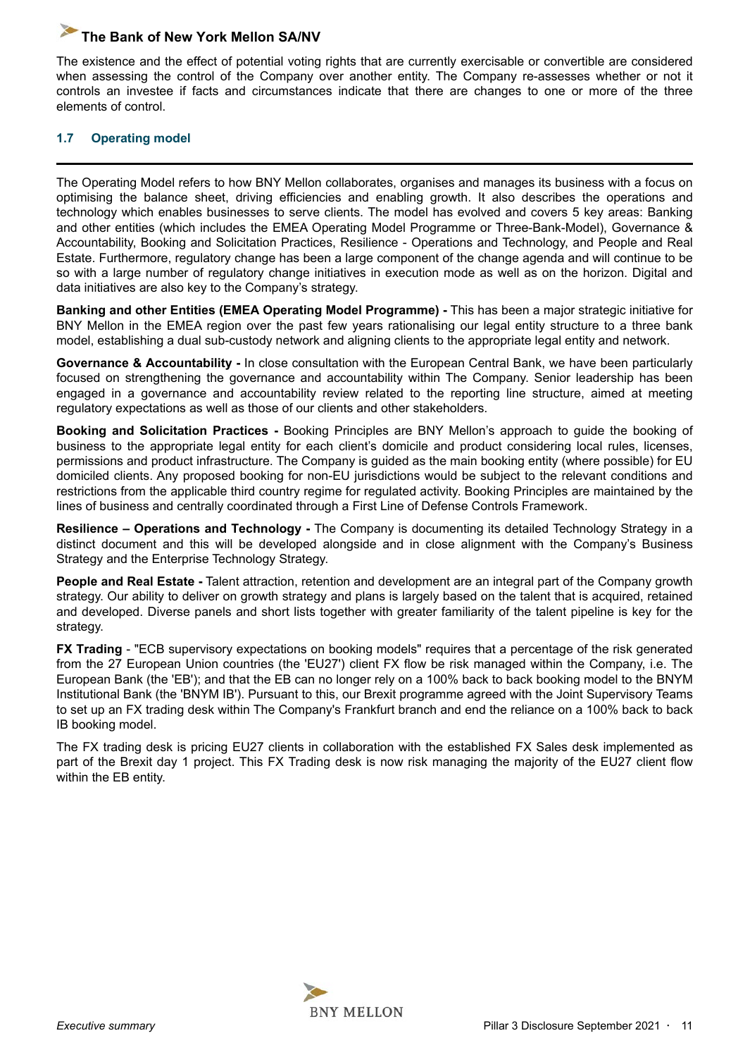The existence and the effect of potential voting rights that are currently exercisable or convertible are considered when assessing the control of the Company over another entity. The Company re-assesses whether or not it controls an investee if facts and circumstances indicate that there are changes to one or more of the three elements of control.

## 1.7 Operating model

The Operating Model refers to how BNY Mellon collaborates, organises and manages its business with a focus on optimising the balance sheet, driving efficiencies and enabling growth. It also describes the operations and technology which enables businesses to serve clients. The model has evolved and covers 5 key areas: Banking and other entities (which includes the EMEA Operating Model Programme or Three-Bank-Model), Governance & Accountability, Booking and Solicitation Practices, Resilience - Operations and Technology, and People and Real Estate. Furthermore, regulatory change has been a large component of the change agenda and will continue to be so with a large number of regulatory change initiatives in execution mode as well as on the horizon. Digital and data initiatives are also key to the Company's strategy.

**Banking and other Entities (EMEA Operating Model Programme) -** This has been a major strategic initiative for BNY Mellon in the EMEA region over the past few years rationalising our legal entity structure to a three bank model, establishing a dual sub-custody network and aligning clients to the appropriate legal entity and network.

**Governance & Accountability -** In close consultation with the European Central Bank, we have been particularly focused on strengthening the governance and accountability within The Company. Senior leadership has been engaged in a governance and accountability review related to the reporting line structure, aimed at meeting regulatory expectations as well as those of our clients and other stakeholders.

**Booking and Solicitation Practices -** Booking Principles are BNY Mellon's approach to guide the booking of business to the appropriate legal entity for each client's domicile and product considering local rules, licenses, permissions and product infrastructure. The Company is guided as the main booking entity (where possible) for EU domiciled clients. Any proposed booking for non-EU jurisdictions would be subject to the relevant conditions and restrictions from the applicable third country regime for regulated activity. Booking Principles are maintained by the lines of business and centrally coordinated through a First Line of Defense Controls Framework.

**Resilience – Operations and Technology -** The Company is documenting its detailed Technology Strategy in a distinct document and this will be developed alongside and in close alignment with the Company's Business Strategy and the Enterprise Technology Strategy.

**People and Real Estate -** Talent attraction, retention and development are an integral part of the Company growth strategy. Our ability to deliver on growth strategy and plans is largely based on the talent that is acquired, retained and developed. Diverse panels and short lists together with greater familiarity of the talent pipeline is key for the strategy.

**FX Trading** - "ECB supervisory expectations on booking models" requires that a percentage of the risk generated from the 27 European Union countries (the 'EU27') client FX flow be risk managed within the Company, i.e. The European Bank (the 'EB'); and that the EB can no longer rely on a 100% back to back booking model to the BNYM Institutional Bank (the 'BNYM IB'). Pursuant to this, our Brexit programme agreed with the Joint Supervisory Teams to set up an FX trading desk within The Company's Frankfurt branch and end the reliance on a 100% back to back IB booking model.

The FX trading desk is pricing EU27 clients in collaboration with the established FX Sales desk implemented as part of the Brexit day 1 project. This FX Trading desk is now risk managing the majority of the EU27 client flow within the EB entity.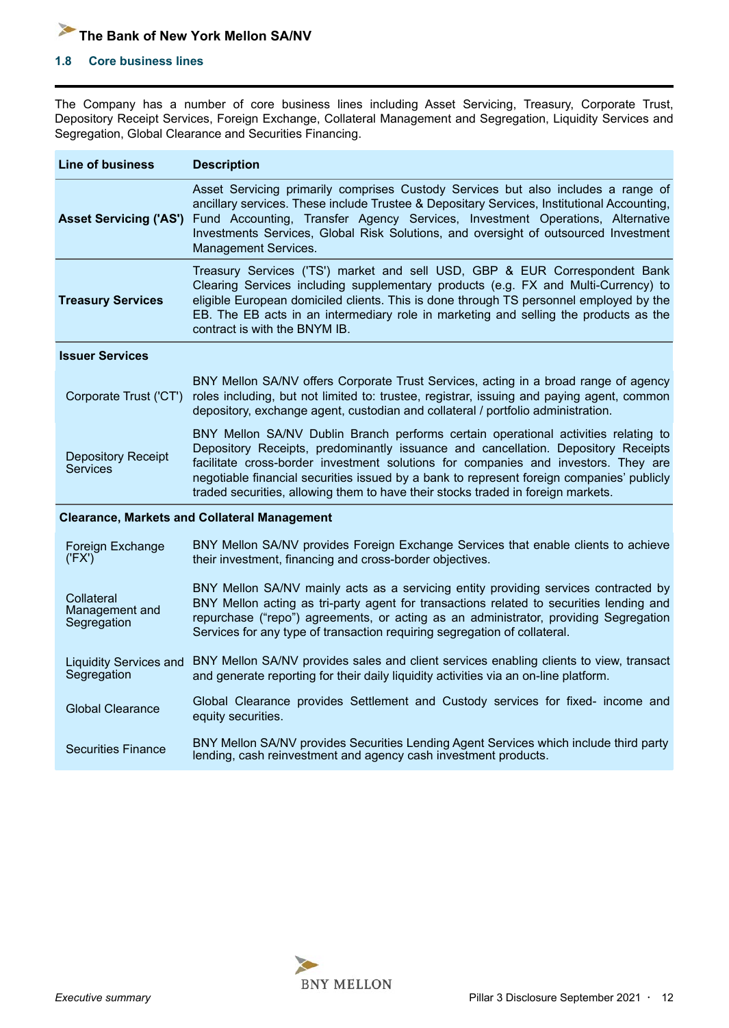## 1.8 Core business lines

The Company has a number of core business lines including Asset Servicing, Treasury, Corporate Trust, Depository Receipt Services, Foreign Exchange, Collateral Management and Segregation, Liquidity Services and Segregation, Global Clearance and Securities Financing.

| Line of business | Description |
|---|---|
| **Asset Servicing ('AS')** | Asset Servicing primarily comprises Custody Services but also includes a range of ancillary services. These include Trustee & Depositary Services, Institutional Accounting, Fund Accounting, Transfer Agency Services, Investment Operations, Alternative Investments Services, Global Risk Solutions, and oversight of outsourced Investment Management Services. |
| **Treasury Services** | Treasury Services ('TS') market and sell USD, GBP & EUR Correspondent Bank Clearing Services including supplementary products (e.g. FX and Multi-Currency) to eligible European domiciled clients. This is done through TS personnel employed by the EB. The EB acts in an intermediary role in marketing and selling the products as the contract is with the BNYM IB. |
| **Issuer Services** | |
| Corporate Trust ('CT') | BNY Mellon SA/NV offers Corporate Trust Services, acting in a broad range of agency roles including, but not limited to: trustee, registrar, issuing and paying agent, common depository, exchange agent, custodian and collateral / portfolio administration. |
| Depository Receipt Services | BNY Mellon SA/NV Dublin Branch performs certain operational activities relating to Depository Receipts, predominantly issuance and cancellation. Depository Receipts facilitate cross-border investment solutions for companies and investors. They are negotiable financial securities issued by a bank to represent foreign companies' publicly traded securities, allowing them to have their stocks traded in foreign markets. |
| **Clearance, Markets and Collateral Management** | |
| Foreign Exchange ('FX') | BNY Mellon SA/NV provides Foreign Exchange Services that enable clients to achieve their investment, financing and cross-border objectives. |
| Collateral Management and Segregation | BNY Mellon SA/NV mainly acts as a servicing entity providing services contracted by BNY Mellon acting as tri-party agent for transactions related to securities lending and repurchase ("repo") agreements, or acting as an administrator, providing Segregation Services for any type of transaction requiring segregation of collateral. |
| Liquidity Services and Segregation | BNY Mellon SA/NV provides sales and client services enabling clients to view, transact and generate reporting for their daily liquidity activities via an on-line platform. |
| Global Clearance | Global Clearance provides Settlement and Custody services for fixed- income and equity securities. |
| Securities Finance | BNY Mellon SA/NV provides Securities Lending Agent Services which include third party lending, cash reinvestment and agency cash investment products. |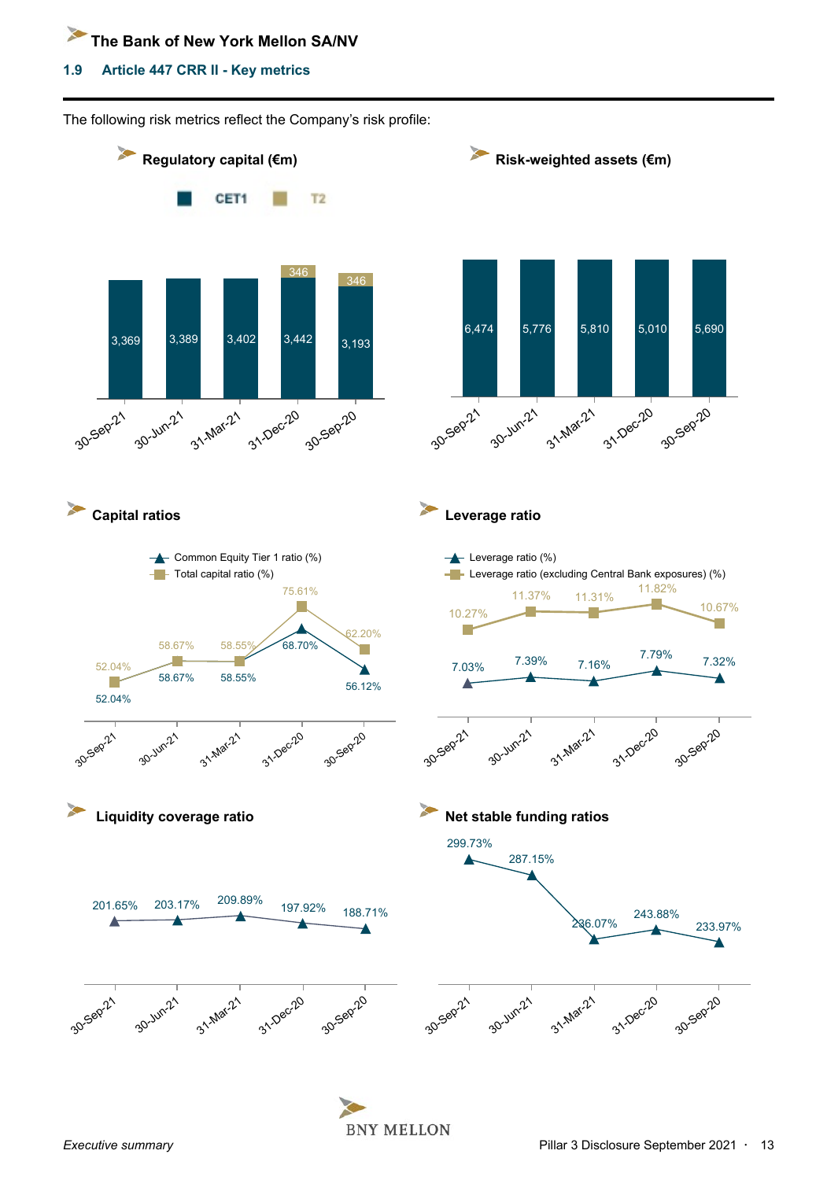## 1.9 Article 447 CRR II - Key metrics

The following risk metrics reflect the Company's risk profile:

### Regulatory capital (€m)

| | 30-Sep-21 | 30-Jun-21 | 31-Mar-21 | 31-Dec-20 | 30-Sep-20 |
|---|---|---|---|---|---|
| CET1 | 3,369 | 3,389 | 3,402 | 3,442 | 3,193 |
| T2 | | | | 346 | 346 |

### Risk-weighted assets (€m)

| 30-Sep-21 | 30-Jun-21 | 31-Mar-21 | 31-Dec-20 | 30-Sep-20 |
|---|---|---|---|---|
| 6,474 | 5,776 | 5,810 | 5,010 | 5,690 |

### Capital ratios

| | 30-Sep-21 | 30-Jun-21 | 31-Mar-21 | 31-Dec-20 | 30-Sep-20 |
|---|---|---|---|---|---|
| Common Equity Tier 1 ratio (%) | 52.04% | 58.67% | 58.55% | 68.70% | 56.12% |
| Total capital ratio (%) | 52.04% | 58.67% | 58.55% | 75.61% | 62.20% |

### Leverage ratio

| | 30-Sep-21 | 30-Jun-21 | 31-Mar-21 | 31-Dec-20 | 30-Sep-20 |
|---|---|---|---|---|---|
| Leverage ratio (%) | 7.03% | 7.39% | 7.16% | 7.79% | 7.32% |
| Leverage ratio (excluding Central Bank exposures) (%) | 10.27% | 11.37% | 11.31% | 11.82% | 10.67% |

### Liquidity coverage ratio

| 30-Sep-21 | 30-Jun-21 | 31-Mar-21 | 31-Dec-20 | 30-Sep-20 |
|---|---|---|---|---|
| 201.65% | 203.17% | 209.89% | 197.92% | 188.71% |

### Net stable funding ratios

| 30-Sep-21 | 30-Jun-21 | 31-Mar-21 | 31-Dec-20 | 30-Sep-20 |
|---|---|---|---|---|
| 299.73% | 287.15% | 236.07% | 243.88% | 233.97% |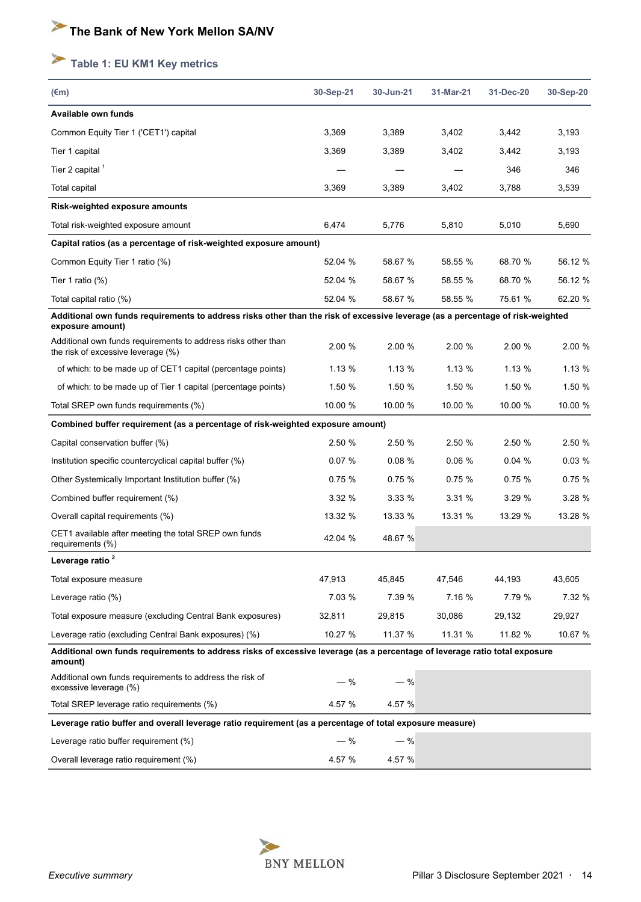# The Bank of New York Mellon SA/NV

## Table 1: EU KM1 Key metrics

| (€m) | 30-Sep-21 | 30-Jun-21 | 31-Mar-21 | 31-Dec-20 | 30-Sep-20 |
|---|---|---|---|---|---|
| **Available own funds** | | | | | |
| Common Equity Tier 1 ('CET1') capital | 3,369 | 3,389 | 3,402 | 3,442 | 3,193 |
| Tier 1 capital | 3,369 | 3,389 | 3,402 | 3,442 | 3,193 |
| Tier 2 capital [1] | — | — | — | 346 | 346 |
| Total capital | 3,369 | 3,389 | 3,402 | 3,788 | 3,539 |
| **Risk-weighted exposure amounts** | | | | | |
| Total risk-weighted exposure amount | 6,474 | 5,776 | 5,810 | 5,010 | 5,690 |
| **Capital ratios (as a percentage of risk-weighted exposure amount)** | | | | | |
| Common Equity Tier 1 ratio (%) | 52.04 % | 58.67 % | 58.55 % | 68.70 % | 56.12 % |
| Tier 1 ratio (%) | 52.04 % | 58.67 % | 58.55 % | 68.70 % | 56.12 % |
| Total capital ratio (%) | 52.04 % | 58.67 % | 58.55 % | 75.61 % | 62.20 % |
| **Additional own funds requirements to address risks other than the risk of excessive leverage (as a percentage of risk-weighted exposure amount)** | | | | | |
| Additional own funds requirements to address risks other than the risk of excessive leverage (%) | 2.00 % | 2.00 % | 2.00 % | 2.00 % | 2.00 % |
| of which: to be made up of CET1 capital (percentage points) | 1.13 % | 1.13 % | 1.13 % | 1.13 % | 1.13 % |
| of which: to be made up of Tier 1 capital (percentage points) | 1.50 % | 1.50 % | 1.50 % | 1.50 % | 1.50 % |
| Total SREP own funds requirements (%) | 10.00 % | 10.00 % | 10.00 % | 10.00 % | 10.00 % |
| **Combined buffer requirement (as a percentage of risk-weighted exposure amount)** | | | | | |
| Capital conservation buffer (%) | 2.50 % | 2.50 % | 2.50 % | 2.50 % | 2.50 % |
| Institution specific countercyclical capital buffer (%) | 0.07 % | 0.08 % | 0.06 % | 0.04 % | 0.03 % |
| Other Systemically Important Institution buffer (%) | 0.75 % | 0.75 % | 0.75 % | 0.75 % | 0.75 % |
| Combined buffer requirement (%) | 3.32 % | 3.33 % | 3.31 % | 3.29 % | 3.28 % |
| Overall capital requirements (%) | 13.32 % | 13.33 % | 13.31 % | 13.29 % | 13.28 % |
| CET1 available after meeting the total SREP own funds requirements (%) | 42.04 % | 48.67 % | | | |
| **Leverage ratio [2]** | | | | | |
| Total exposure measure | 47,913 | 45,845 | 47,546 | 44,193 | 43,605 |
| Leverage ratio (%) | 7.03 % | 7.39 % | 7.16 % | 7.79 % | 7.32 % |
| Total exposure measure (excluding Central Bank exposures) | 32,811 | 29,815 | 30,086 | 29,132 | 29,927 |
| Leverage ratio (excluding Central Bank exposures) (%) | 10.27 % | 11.37 % | 11.31 % | 11.82 % | 10.67 % |
| **Additional own funds requirements to address risks of excessive leverage (as a percentage of leverage ratio total exposure amount)** | | | | | |
| Additional own funds requirements to address the risk of excessive leverage (%) | — % | — % | | | |
| Total SREP leverage ratio requirements (%) | 4.57 % | 4.57 % | | | |
| **Leverage ratio buffer and overall leverage ratio requirement (as a percentage of total exposure measure)** | | | | | |
| Leverage ratio buffer requirement (%) | — % | — % | | | |
| Overall leverage ratio requirement (%) | 4.57 % | 4.57 % | | | |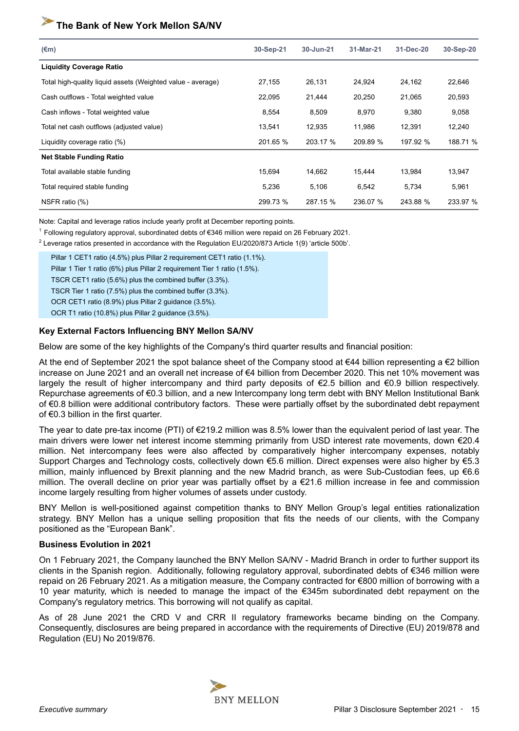## The Bank of New York Mellon SA/NV

| (€m) | 30-Sep-21 | 30-Jun-21 | 31-Mar-21 | 31-Dec-20 | 30-Sep-20 |
|---|---|---|---|---|---|
| **Liquidity Coverage Ratio** | | | | | |
| Total high-quality liquid assets (Weighted value - average) | 27,155 | 26,131 | 24,924 | 24,162 | 22,646 |
| Cash outflows - Total weighted value | 22,095 | 21,444 | 20,250 | 21,065 | 20,593 |
| Cash inflows - Total weighted value | 8,554 | 8,509 | 8,970 | 9,380 | 9,058 |
| Total net cash outflows (adjusted value) | 13,541 | 12,935 | 11,986 | 12,391 | 12,240 |
| Liquidity coverage ratio (%) | 201.65 % | 203.17 % | 209.89 % | 197.92 % | 188.71 % |
| **Net Stable Funding Ratio** | | | | | |
| Total available stable funding | 15,694 | 14,662 | 15,444 | 13,984 | 13,947 |
| Total required stable funding | 5,236 | 5,106 | 6,542 | 5,734 | 5,961 |
| NSFR ratio (%) | 299.73 % | 287.15 % | 236.07 % | 243.88 % | 233.97 % |

Note: Capital and leverage ratios include yearly profit at December reporting points.

[1] Following regulatory approval, subordinated debts of €346 million were repaid on 26 February 2021.

[2] Leverage ratios presented in accordance with the Regulation EU/2020/873 Article 1(9) 'article 500b'.

Pillar 1 CET1 ratio (4.5%) plus Pillar 2 requirement CET1 ratio (1.1%).
Pillar 1 Tier 1 ratio (6%) plus Pillar 2 requirement Tier 1 ratio (1.5%).
TSCR CET1 ratio (5.6%) plus the combined buffer (3.3%).
TSCR Tier 1 ratio (7.5%) plus the combined buffer (3.3%).
OCR CET1 ratio (8.9%) plus Pillar 2 guidance (3.5%).
OCR T1 ratio (10.8%) plus Pillar 2 guidance (3.5%).

### Key External Factors Influencing BNY Mellon SA/NV

Below are some of the key highlights of the Company's third quarter results and financial position:

At the end of September 2021 the spot balance sheet of the Company stood at €44 billion representing a €2 billion increase on June 2021 and an overall net increase of €4 billion from December 2020. This net 10% movement was largely the result of higher intercompany and third party deposits of €2.5 billion and €0.9 billion respectively. Repurchase agreements of €0.3 billion, and a new Intercompany long term debt with BNY Mellon Institutional Bank of €0.8 billion were additional contributory factors. These were partially offset by the subordinated debt repayment of €0.3 billion in the first quarter.

The year to date pre-tax income (PTI) of €219.2 million was 8.5% lower than the equivalent period of last year. The main drivers were lower net interest income stemming primarily from USD interest rate movements, down €20.4 million. Net intercompany fees were also affected by comparatively higher intercompany expenses, notably Support Charges and Technology costs, collectively down €5.6 million. Direct expenses were also higher by €5.3 million, mainly influenced by Brexit planning and the new Madrid branch, as were Sub-Custodian fees, up €6.6 million. The overall decline on prior year was partially offset by a €21.6 million increase in fee and commission income largely resulting from higher volumes of assets under custody.

BNY Mellon is well-positioned against competition thanks to BNY Mellon Group's legal entities rationalization strategy. BNY Mellon has a unique selling proposition that fits the needs of our clients, with the Company positioned as the "European Bank".

### Business Evolution in 2021

On 1 February 2021, the Company launched the BNY Mellon SA/NV - Madrid Branch in order to further support its clients in the Spanish region. Additionally, following regulatory approval, subordinated debts of €346 million were repaid on 26 February 2021. As a mitigation measure, the Company contracted for €800 million of borrowing with a 10 year maturity, which is needed to manage the impact of the €345m subordinated debt repayment on the Company's regulatory metrics. This borrowing will not qualify as capital.

As of 28 June 2021 the CRD V and CRR II regulatory frameworks became binding on the Company. Consequently, disclosures are being prepared in accordance with the requirements of Directive (EU) 2019/878 and Regulation (EU) No 2019/876.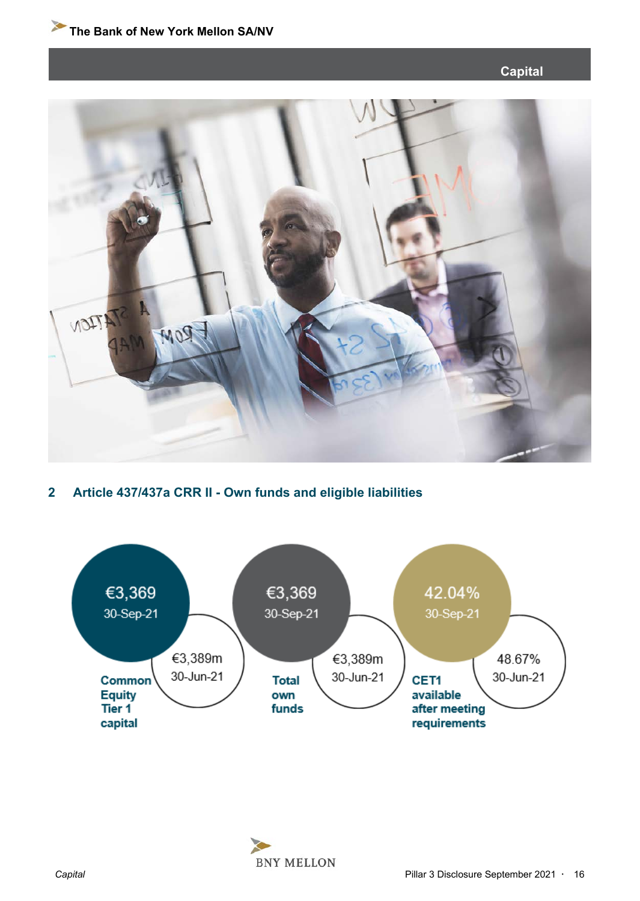## 2 Article 437/437a CRR II - Own funds and eligible liabilities

| | 30-Sep-21 | 30-Jun-21 |
|---|---|---|
| Common Equity Tier 1 capital | €3,369 | €3,389m |
| Total own funds | €3,369 | €3,389m |
| CET1 available after meeting requirements | 42.04% | 48.67% |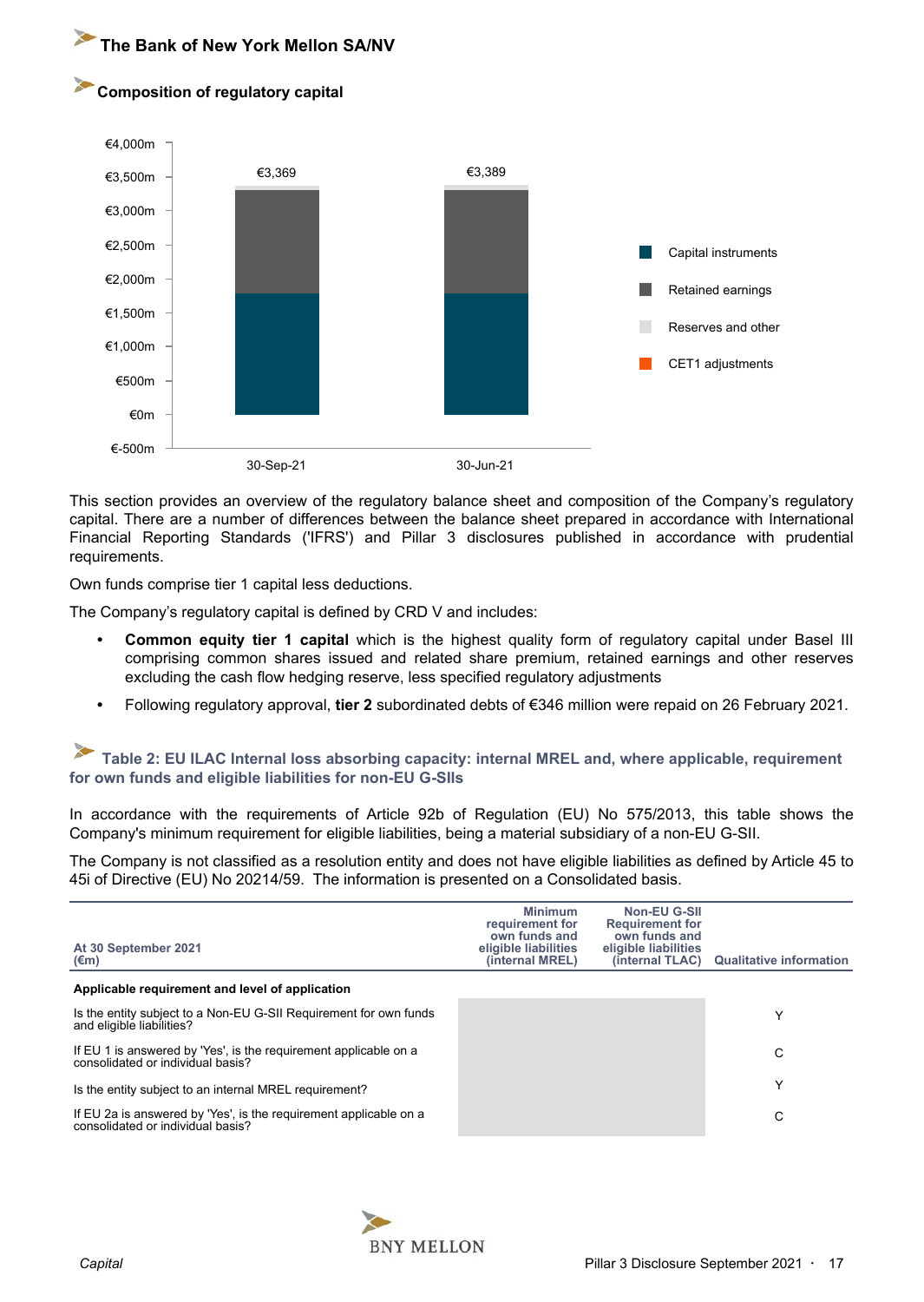## The Bank of New York Mellon SA/NV

### Composition of regulatory capital

| | 30-Sep-21 | 30-Jun-21 |
|---|---|---|
| Total | €3,369 | €3,389 |

Legend: Capital instruments; Retained earnings; Reserves and other; CET1 adjustments

This section provides an overview of the regulatory balance sheet and composition of the Company's regulatory capital. There are a number of differences between the balance sheet prepared in accordance with International Financial Reporting Standards ('IFRS') and Pillar 3 disclosures published in accordance with prudential requirements.

Own funds comprise tier 1 capital less deductions.

The Company's regulatory capital is defined by CRD V and includes:

- **Common equity tier 1 capital** which is the highest quality form of regulatory capital under Basel III comprising common shares issued and related share premium, retained earnings and other reserves excluding the cash flow hedging reserve, less specified regulatory adjustments
- Following regulatory approval, **tier 2** subordinated debts of €346 million were repaid on 26 February 2021.

### Table 2: EU ILAC Internal loss absorbing capacity: internal MREL and, where applicable, requirement for own funds and eligible liabilities for non-EU G-SIIs

In accordance with the requirements of Article 92b of Regulation (EU) No 575/2013, this table shows the Company's minimum requirement for eligible liabilities, being a material subsidiary of a non-EU G-SII.

The Company is not classified as a resolution entity and does not have eligible liabilities as defined by Article 45 to 45i of Directive (EU) No 20214/59. The information is presented on a Consolidated basis.

| At 30 September 2021 (€m) | Minimum requirement for own funds and eligible liabilities (internal MREL) | Non-EU G-SII Requirement for own funds and eligible liabilities (internal TLAC) | Qualitative information |
|---|---|---|---|
| **Applicable requirement and level of application** | | | |
| Is the entity subject to a Non-EU G-SII Requirement for own funds and eligible liabilities? | | | Y |
| If EU 1 is answered by 'Yes', is the requirement applicable on a consolidated or individual basis? | | | C |
| Is the entity subject to an internal MREL requirement? | | | Y |
| If EU 2a is answered by 'Yes', is the requirement applicable on a consolidated or individual basis? | | | C |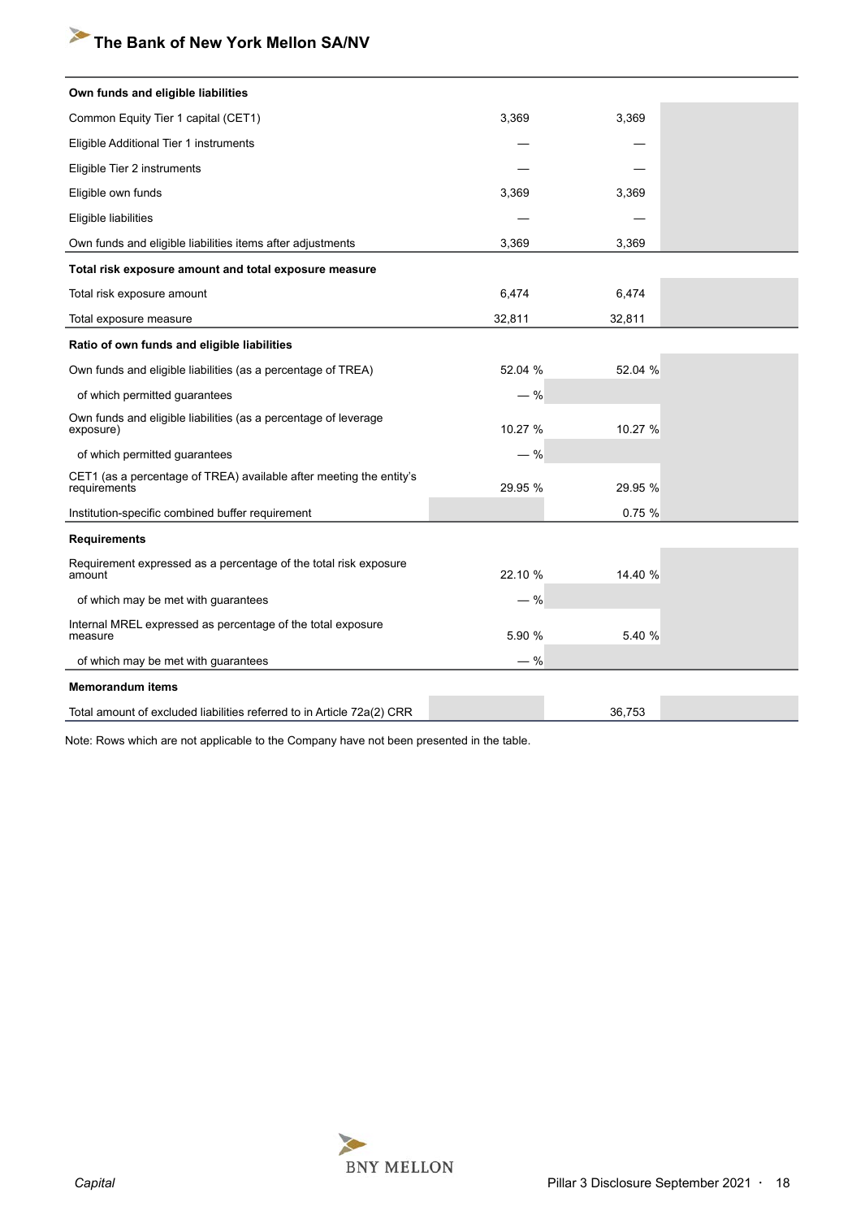| | | | |
|---|---|---|---|
| **Own funds and eligible liabilities** | | | |
| Common Equity Tier 1 capital (CET1) | 3,369 | 3,369 | |
| Eligible Additional Tier 1 instruments | — | — | |
| Eligible Tier 2 instruments | — | — | |
| Eligible own funds | 3,369 | 3,369 | |
| Eligible liabilities | — | — | |
| Own funds and eligible liabilities items after adjustments | 3,369 | 3,369 | |
| **Total risk exposure amount and total exposure measure** | | | |
| Total risk exposure amount | 6,474 | 6,474 | |
| Total exposure measure | 32,811 | 32,811 | |
| **Ratio of own funds and eligible liabilities** | | | |
| Own funds and eligible liabilities (as a percentage of TREA) | 52.04 % | 52.04 % | |
| of which permitted guarantees | — % | | |
| Own funds and eligible liabilities (as a percentage of leverage exposure) | 10.27 % | 10.27 % | |
| of which permitted guarantees | — % | | |
| CET1 (as a percentage of TREA) available after meeting the entity's requirements | 29.95 % | 29.95 % | |
| Institution-specific combined buffer requirement | | 0.75 % | |
| **Requirements** | | | |
| Requirement expressed as a percentage of the total risk exposure amount | 22.10 % | 14.40 % | |
| of which may be met with guarantees | — % | | |
| Internal MREL expressed as percentage of the total exposure measure | 5.90 % | 5.40 % | |
| of which may be met with guarantees | — % | | |
| **Memorandum items** | | | |
| Total amount of excluded liabilities referred to in Article 72a(2) CRR | | 36,753 | |

Note: Rows which are not applicable to the Company have not been presented in the table.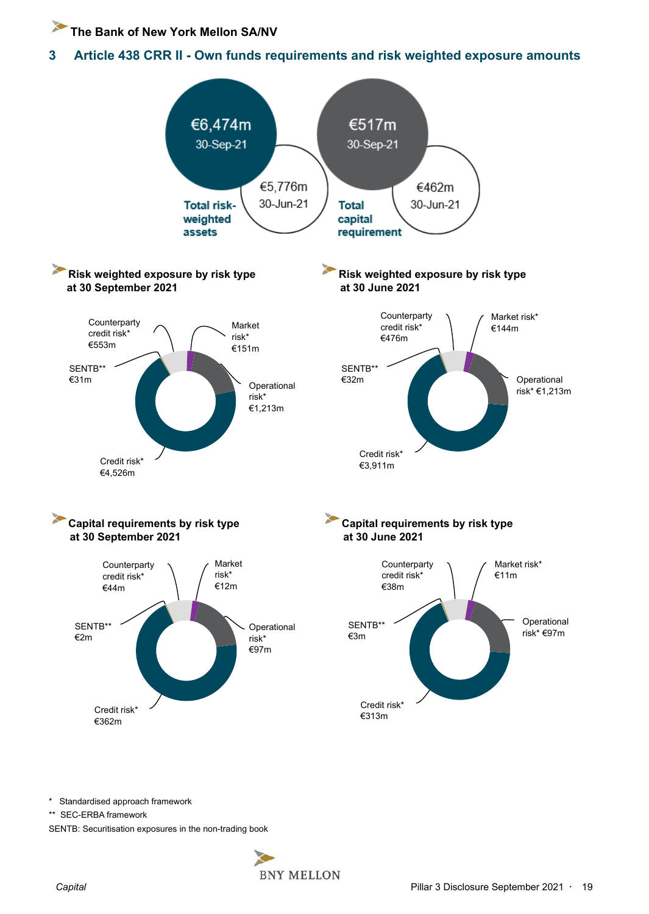## 3 Article 438 CRR II - Own funds requirements and risk weighted exposure amounts

**Total risk-weighted assets**
- €6,474m 30-Sep-21
- €5,776m 30-Jun-21

**Total capital requirement**
- €517m 30-Sep-21
- €462m 30-Jun-21

### Risk weighted exposure by risk type at 30 September 2021

- Counterparty credit risk* €553m
- Market risk* €151m
- Operational risk* €1,213m
- Credit risk* €4,526m
- SENTB** €31m

### Risk weighted exposure by risk type at 30 June 2021

- Counterparty credit risk* €476m
- Market risk* €144m
- Operational risk* €1,213m
- Credit risk* €3,911m
- SENTB** €32m

### Capital requirements by risk type at 30 September 2021

- Counterparty credit risk* €44m
- Market risk* €12m
- Operational risk* €97m
- Credit risk* €362m
- SENTB** €2m

### Capital requirements by risk type at 30 June 2021

- Counterparty credit risk* €38m
- Market risk* €11m
- Operational risk* €97m
- Credit risk* €313m
- SENTB** €3m

\* Standardised approach framework
** SEC-ERBA framework
SENTB: Securitisation exposures in the non-trading book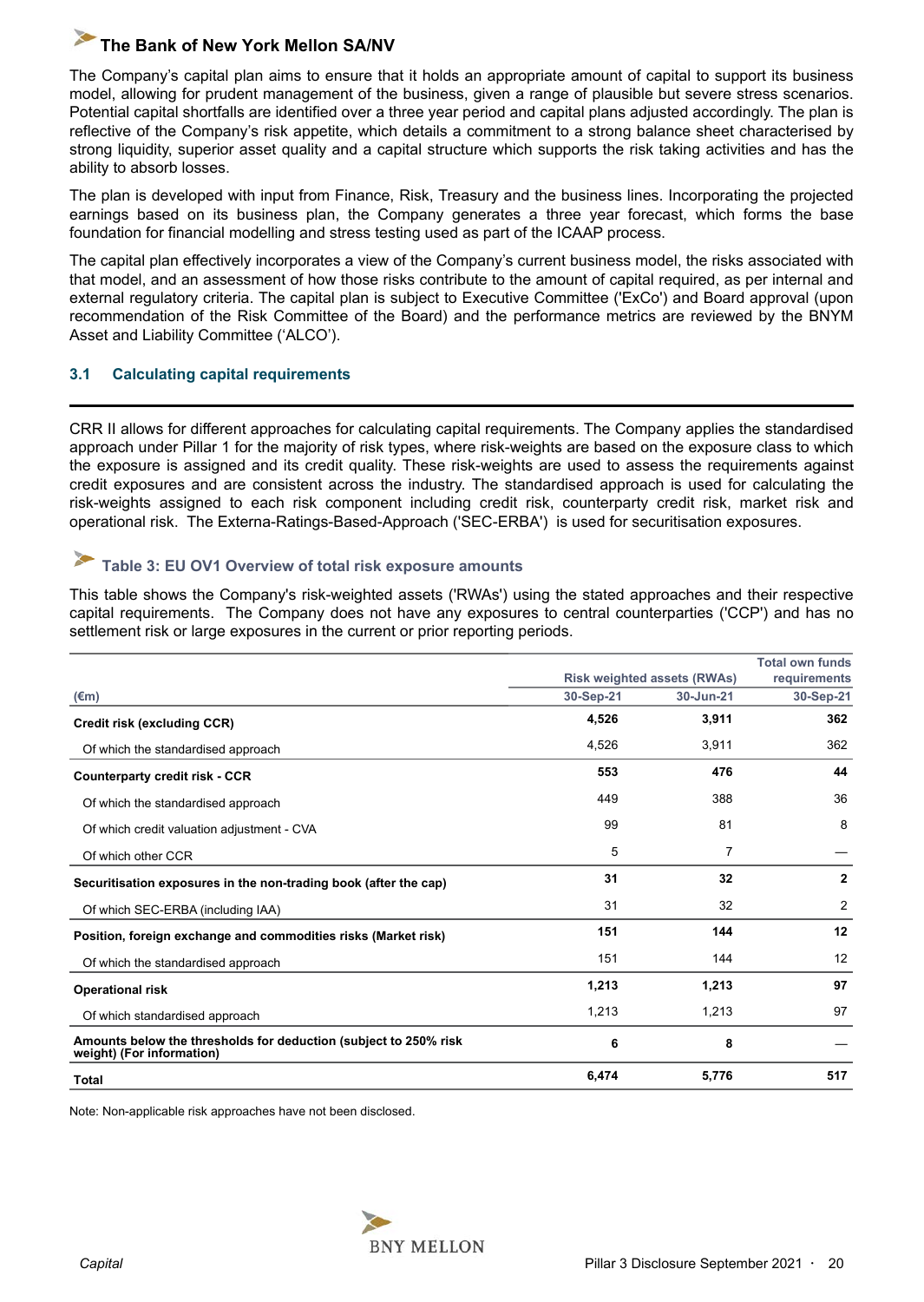The Company's capital plan aims to ensure that it holds an appropriate amount of capital to support its business model, allowing for prudent management of the business, given a range of plausible but severe stress scenarios. Potential capital shortfalls are identified over a three year period and capital plans adjusted accordingly. The plan is reflective of the Company's risk appetite, which details a commitment to a strong balance sheet characterised by strong liquidity, superior asset quality and a capital structure which supports the risk taking activities and has the ability to absorb losses.

The plan is developed with input from Finance, Risk, Treasury and the business lines. Incorporating the projected earnings based on its business plan, the Company generates a three year forecast, which forms the base foundation for financial modelling and stress testing used as part of the ICAAP process.

The capital plan effectively incorporates a view of the Company's current business model, the risks associated with that model, and an assessment of how those risks contribute to the amount of capital required, as per internal and external regulatory criteria. The capital plan is subject to Executive Committee ('ExCo') and Board approval (upon recommendation of the Risk Committee of the Board) and the performance metrics are reviewed by the BNYM Asset and Liability Committee ('ALCO').

### 3.1 Calculating capital requirements

CRR II allows for different approaches for calculating capital requirements. The Company applies the standardised approach under Pillar 1 for the majority of risk types, where risk-weights are based on the exposure class to which the exposure is assigned and its credit quality. These risk-weights are used to assess the requirements against credit exposures and are consistent across the industry. The standardised approach is used for calculating the risk-weights assigned to each risk component including credit risk, counterparty credit risk, market risk and operational risk. The Externa-Ratings-Based-Approach ('SEC-ERBA') is used for securitisation exposures.

#### Table 3: EU OV1 Overview of total risk exposure amounts

This table shows the Company's risk-weighted assets ('RWAs') using the stated approaches and their respective capital requirements. The Company does not have any exposures to central counterparties ('CCP') and has no settlement risk or large exposures in the current or prior reporting periods.

| (€m) | Risk weighted assets (RWAs) | | Total own funds requirements |
|---|---|---|---|
| | 30-Sep-21 | 30-Jun-21 | 30-Sep-21 |
| **Credit risk (excluding CCR)** | **4,526** | **3,911** | **362** |
| Of which the standardised approach | 4,526 | 3,911 | 362 |
| **Counterparty credit risk - CCR** | **553** | **476** | **44** |
| Of which the standardised approach | 449 | 388 | 36 |
| Of which credit valuation adjustment - CVA | 99 | 81 | 8 |
| Of which other CCR | 5 | 7 | — |
| **Securitisation exposures in the non-trading book (after the cap)** | **31** | **32** | **2** |
| Of which SEC-ERBA (including IAA) | 31 | 32 | 2 |
| **Position, foreign exchange and commodities risks (Market risk)** | **151** | **144** | **12** |
| Of which the standardised approach | 151 | 144 | 12 |
| **Operational risk** | **1,213** | **1,213** | **97** |
| Of which standardised approach | 1,213 | 1,213 | 97 |
| **Amounts below the thresholds for deduction (subject to 250% risk weight) (For information)** | **6** | **8** | — |
| **Total** | **6,474** | **5,776** | **517** |

Note: Non-applicable risk approaches have not been disclosed.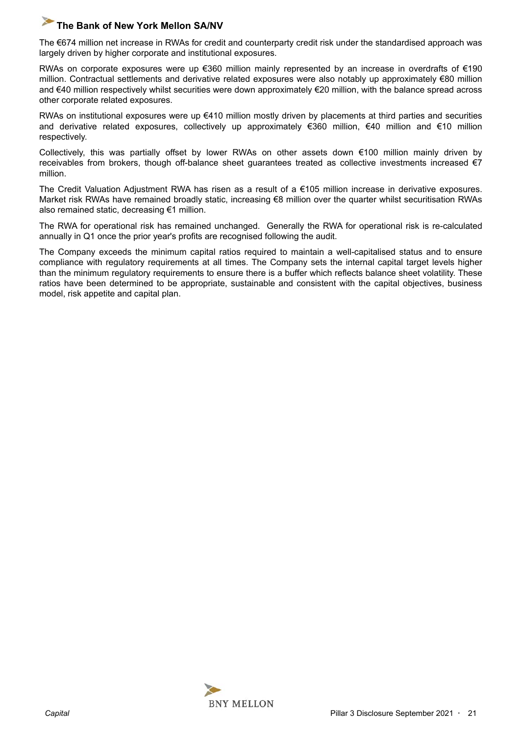The €674 million net increase in RWAs for credit and counterparty credit risk under the standardised approach was largely driven by higher corporate and institutional exposures.

RWAs on corporate exposures were up €360 million mainly represented by an increase in overdrafts of €190 million. Contractual settlements and derivative related exposures were also notably up approximately €80 million and €40 million respectively whilst securities were down approximately €20 million, with the balance spread across other corporate related exposures.

RWAs on institutional exposures were up €410 million mostly driven by placements at third parties and securities and derivative related exposures, collectively up approximately €360 million, €40 million and €10 million respectively.

Collectively, this was partially offset by lower RWAs on other assets down €100 million mainly driven by receivables from brokers, though off-balance sheet guarantees treated as collective investments increased €7 million.

The Credit Valuation Adjustment RWA has risen as a result of a €105 million increase in derivative exposures. Market risk RWAs have remained broadly static, increasing €8 million over the quarter whilst securitisation RWAs also remained static, decreasing €1 million.

The RWA for operational risk has remained unchanged. Generally the RWA for operational risk is re-calculated annually in Q1 once the prior year's profits are recognised following the audit.

The Company exceeds the minimum capital ratios required to maintain a well-capitalised status and to ensure compliance with regulatory requirements at all times. The Company sets the internal capital target levels higher than the minimum regulatory requirements to ensure there is a buffer which reflects balance sheet volatility. These ratios have been determined to be appropriate, sustainable and consistent with the capital objectives, business model, risk appetite and capital plan.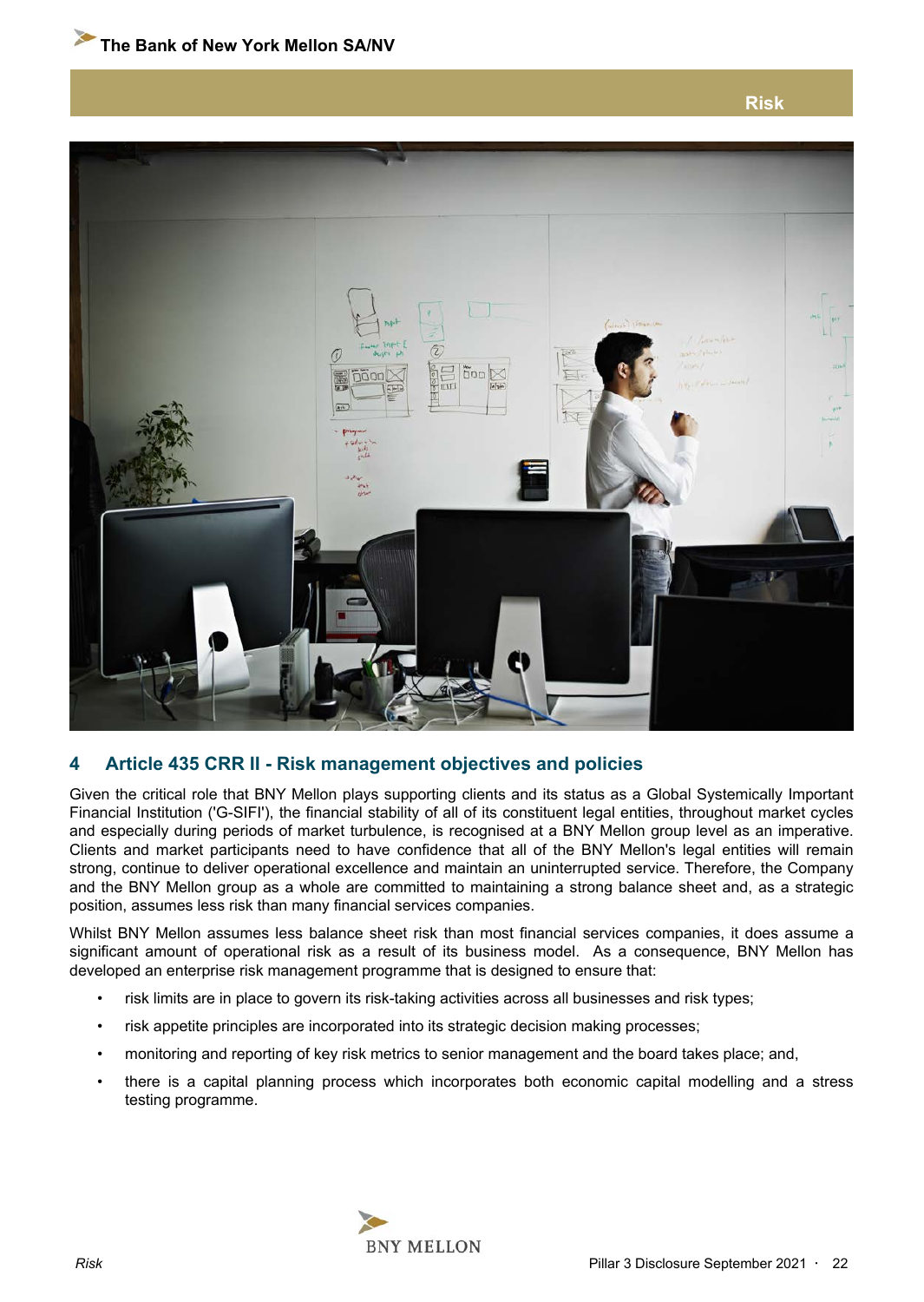## 4 Article 435 CRR II - Risk management objectives and policies

Given the critical role that BNY Mellon plays supporting clients and its status as a Global Systemically Important Financial Institution ('G-SIFI'), the financial stability of all of its constituent legal entities, throughout market cycles and especially during periods of market turbulence, is recognised at a BNY Mellon group level as an imperative. Clients and market participants need to have confidence that all of the BNY Mellon's legal entities will remain strong, continue to deliver operational excellence and maintain an uninterrupted service. Therefore, the Company and the BNY Mellon group as a whole are committed to maintaining a strong balance sheet and, as a strategic position, assumes less risk than many financial services companies.

Whilst BNY Mellon assumes less balance sheet risk than most financial services companies, it does assume a significant amount of operational risk as a result of its business model. As a consequence, BNY Mellon has developed an enterprise risk management programme that is designed to ensure that:

- risk limits are in place to govern its risk-taking activities across all businesses and risk types;
- risk appetite principles are incorporated into its strategic decision making processes;
- monitoring and reporting of key risk metrics to senior management and the board takes place; and,
- there is a capital planning process which incorporates both economic capital modelling and a stress testing programme.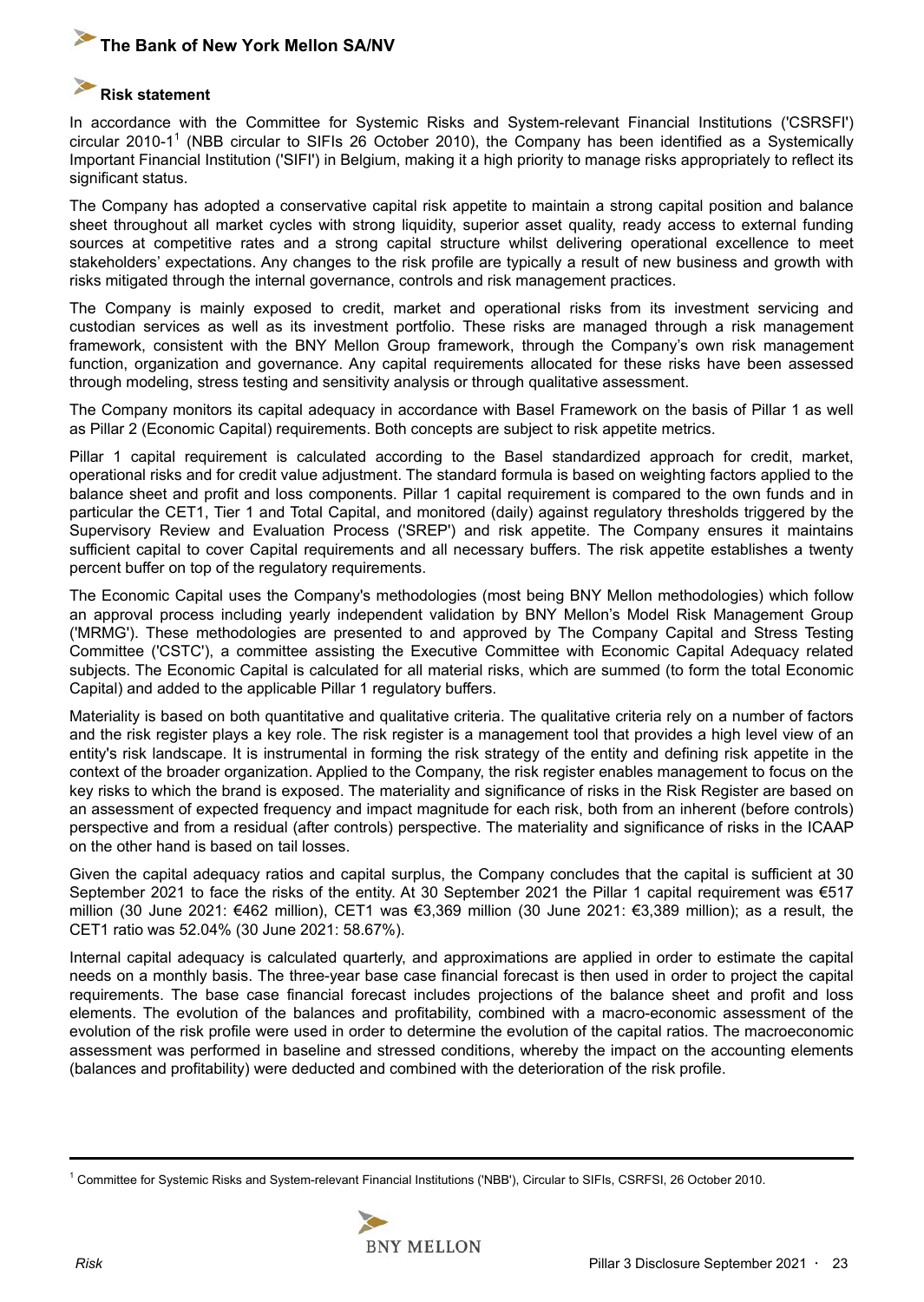## Risk statement

In accordance with the Committee for Systemic Risks and System-relevant Financial Institutions ('CSRSFI') circular 2010-1[1] (NBB circular to SIFIs 26 October 2010), the Company has been identified as a Systemically Important Financial Institution ('SIFI') in Belgium, making it a high priority to manage risks appropriately to reflect its significant status.

The Company has adopted a conservative capital risk appetite to maintain a strong capital position and balance sheet throughout all market cycles with strong liquidity, superior asset quality, ready access to external funding sources at competitive rates and a strong capital structure whilst delivering operational excellence to meet stakeholders' expectations. Any changes to the risk profile are typically a result of new business and growth with risks mitigated through the internal governance, controls and risk management practices.

The Company is mainly exposed to credit, market and operational risks from its investment servicing and custodian services as well as its investment portfolio. These risks are managed through a risk management framework, consistent with the BNY Mellon Group framework, through the Company's own risk management function, organization and governance. Any capital requirements allocated for these risks have been assessed through modeling, stress testing and sensitivity analysis or through qualitative assessment.

The Company monitors its capital adequacy in accordance with Basel Framework on the basis of Pillar 1 as well as Pillar 2 (Economic Capital) requirements. Both concepts are subject to risk appetite metrics.

Pillar 1 capital requirement is calculated according to the Basel standardized approach for credit, market, operational risks and for credit value adjustment. The standard formula is based on weighting factors applied to the balance sheet and profit and loss components. Pillar 1 capital requirement is compared to the own funds and in particular the CET1, Tier 1 and Total Capital, and monitored (daily) against regulatory thresholds triggered by the Supervisory Review and Evaluation Process ('SREP') and risk appetite. The Company ensures it maintains sufficient capital to cover Capital requirements and all necessary buffers. The risk appetite establishes a twenty percent buffer on top of the regulatory requirements.

The Economic Capital uses the Company's methodologies (most being BNY Mellon methodologies) which follow an approval process including yearly independent validation by BNY Mellon's Model Risk Management Group ('MRMG'). These methodologies are presented to and approved by The Company Capital and Stress Testing Committee ('CSTC'), a committee assisting the Executive Committee with Economic Capital Adequacy related subjects. The Economic Capital is calculated for all material risks, which are summed (to form the total Economic Capital) and added to the applicable Pillar 1 regulatory buffers.

Materiality is based on both quantitative and qualitative criteria. The qualitative criteria rely on a number of factors and the risk register plays a key role. The risk register is a management tool that provides a high level view of an entity's risk landscape. It is instrumental in forming the risk strategy of the entity and defining risk appetite in the context of the broader organization. Applied to the Company, the risk register enables management to focus on the key risks to which the brand is exposed. The materiality and significance of risks in the Risk Register are based on an assessment of expected frequency and impact magnitude for each risk, both from an inherent (before controls) perspective and from a residual (after controls) perspective. The materiality and significance of risks in the ICAAP on the other hand is based on tail losses.

Given the capital adequacy ratios and capital surplus, the Company concludes that the capital is sufficient at 30 September 2021 to face the risks of the entity. At 30 September 2021 the Pillar 1 capital requirement was €517 million (30 June 2021: €462 million), CET1 was €3,369 million (30 June 2021: €3,389 million); as a result, the CET1 ratio was 52.04% (30 June 2021: 58.67%).

Internal capital adequacy is calculated quarterly, and approximations are applied in order to estimate the capital needs on a monthly basis. The three-year base case financial forecast is then used in order to project the capital requirements. The base case financial forecast includes projections of the balance sheet and profit and loss elements. The evolution of the balances and profitability, combined with a macro-economic assessment of the evolution of the risk profile were used in order to determine the evolution of the capital ratios. The macroeconomic assessment was performed in baseline and stressed conditions, whereby the impact on the accounting elements (balances and profitability) were deducted and combined with the deterioration of the risk profile.

[1] Committee for Systemic Risks and System-relevant Financial Institutions ('NBB'), Circular to SIFIs, CSRFSI, 26 October 2010.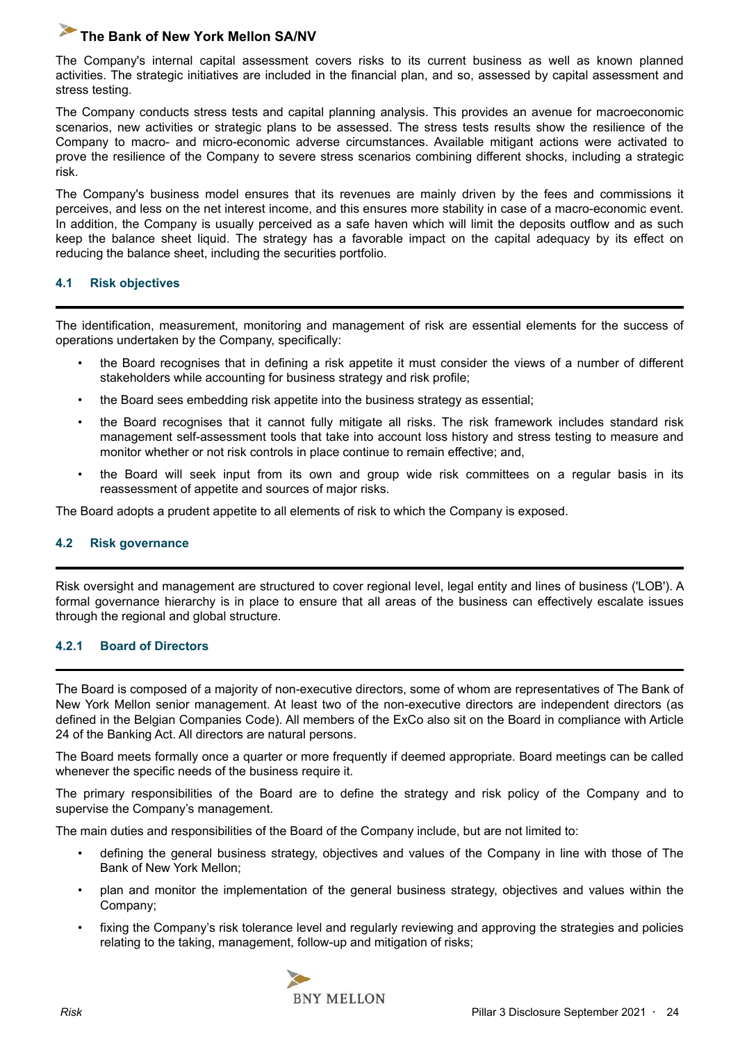The Company's internal capital assessment covers risks to its current business as well as known planned activities. The strategic initiatives are included in the financial plan, and so, assessed by capital assessment and stress testing.

The Company conducts stress tests and capital planning analysis. This provides an avenue for macroeconomic scenarios, new activities or strategic plans to be assessed. The stress tests results show the resilience of the Company to macro- and micro-economic adverse circumstances. Available mitigant actions were activated to prove the resilience of the Company to severe stress scenarios combining different shocks, including a strategic risk.

The Company's business model ensures that its revenues are mainly driven by the fees and commissions it perceives, and less on the net interest income, and this ensures more stability in case of a macro-economic event. In addition, the Company is usually perceived as a safe haven which will limit the deposits outflow and as such keep the balance sheet liquid. The strategy has a favorable impact on the capital adequacy by its effect on reducing the balance sheet, including the securities portfolio.

## 4.1 Risk objectives

The identification, measurement, monitoring and management of risk are essential elements for the success of operations undertaken by the Company, specifically:

- the Board recognises that in defining a risk appetite it must consider the views of a number of different stakeholders while accounting for business strategy and risk profile;
- the Board sees embedding risk appetite into the business strategy as essential;
- the Board recognises that it cannot fully mitigate all risks. The risk framework includes standard risk management self-assessment tools that take into account loss history and stress testing to measure and monitor whether or not risk controls in place continue to remain effective; and,
- the Board will seek input from its own and group wide risk committees on a regular basis in its reassessment of appetite and sources of major risks.

The Board adopts a prudent appetite to all elements of risk to which the Company is exposed.

## 4.2 Risk governance

Risk oversight and management are structured to cover regional level, legal entity and lines of business ('LOB'). A formal governance hierarchy is in place to ensure that all areas of the business can effectively escalate issues through the regional and global structure.

### 4.2.1 Board of Directors

The Board is composed of a majority of non-executive directors, some of whom are representatives of The Bank of New York Mellon senior management. At least two of the non-executive directors are independent directors (as defined in the Belgian Companies Code). All members of the ExCo also sit on the Board in compliance with Article 24 of the Banking Act. All directors are natural persons.

The Board meets formally once a quarter or more frequently if deemed appropriate. Board meetings can be called whenever the specific needs of the business require it.

The primary responsibilities of the Board are to define the strategy and risk policy of the Company and to supervise the Company's management.

The main duties and responsibilities of the Board of the Company include, but are not limited to:

- defining the general business strategy, objectives and values of the Company in line with those of The Bank of New York Mellon;
- plan and monitor the implementation of the general business strategy, objectives and values within the Company;
- fixing the Company's risk tolerance level and regularly reviewing and approving the strategies and policies relating to the taking, management, follow-up and mitigation of risks;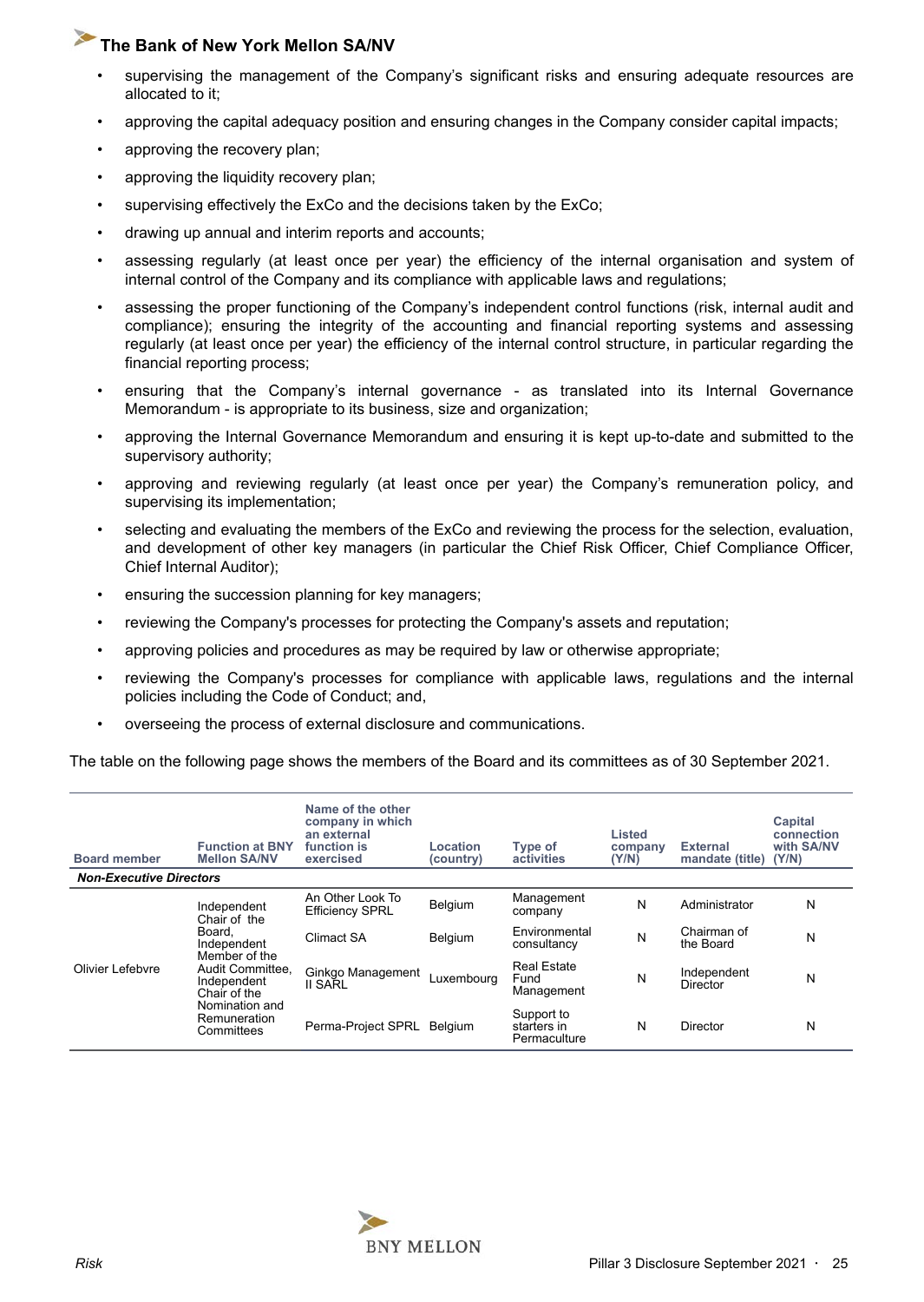- supervising the management of the Company's significant risks and ensuring adequate resources are allocated to it;
- approving the capital adequacy position and ensuring changes in the Company consider capital impacts;
- approving the recovery plan;
- approving the liquidity recovery plan;
- supervising effectively the ExCo and the decisions taken by the ExCo;
- drawing up annual and interim reports and accounts;
- assessing regularly (at least once per year) the efficiency of the internal organisation and system of internal control of the Company and its compliance with applicable laws and regulations;
- assessing the proper functioning of the Company's independent control functions (risk, internal audit and compliance); ensuring the integrity of the accounting and financial reporting systems and assessing regularly (at least once per year) the efficiency of the internal control structure, in particular regarding the financial reporting process;
- ensuring that the Company's internal governance - as translated into its Internal Governance Memorandum - is appropriate to its business, size and organization;
- approving the Internal Governance Memorandum and ensuring it is kept up-to-date and submitted to the supervisory authority;
- approving and reviewing regularly (at least once per year) the Company's remuneration policy, and supervising its implementation;
- selecting and evaluating the members of the ExCo and reviewing the process for the selection, evaluation, and development of other key managers (in particular the Chief Risk Officer, Chief Compliance Officer, Chief Internal Auditor);
- ensuring the succession planning for key managers;
- reviewing the Company's processes for protecting the Company's assets and reputation;
- approving policies and procedures as may be required by law or otherwise appropriate;
- reviewing the Company's processes for compliance with applicable laws, regulations and the internal policies including the Code of Conduct; and,
- overseeing the process of external disclosure and communications.

The table on the following page shows the members of the Board and its committees as of 30 September 2021.

| Board member | Function at BNY Mellon SA/NV | Name of the other company in which an external function is exercised | Location (country) | Type of activities | Listed company (Y/N) | External mandate (title) | Capital connection with SA/NV (Y/N) |
|---|---|---|---|---|---|---|---|
| ***Non-Executive Directors*** | | | | | | | |
| Olivier Lefebvre | Independent Chair of the Board, Independent Member of the Audit Committee, Independent Chair of the Nomination and Remuneration Committees | An Other Look To Efficiency SPRL | Belgium | Management company | N | Administrator | N |
| | | Climact SA | Belgium | Environmental consultancy | N | Chairman of the Board | N |
| | | Ginkgo Management II SARL | Luxembourg | Real Estate Fund Management | N | Independent Director | N |
| | | Perma-Project SPRL | Belgium | Support to starters in Permaculture | N | Director | N |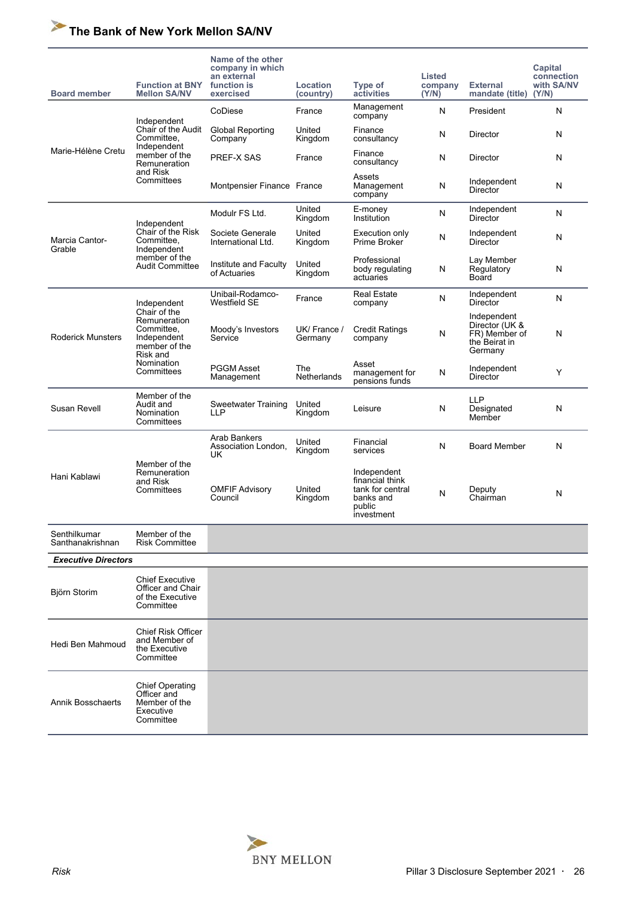| Board member | Function at BNY Mellon SA/NV | Name of the other company in which an external function is exercised | Location (country) | Type of activities | Listed company (Y/N) | External mandate (title) | Capital connection with SA/NV (Y/N) |
|---|---|---|---|---|---|---|---|
| Marie-Hélène Cretu | Independent Chair of the Audit Committee, Independent member of the Remuneration and Risk Committees | CoDiese | France | Management company | N | President | N |
| | | Global Reporting Company | United Kingdom | Finance consultancy | N | Director | N |
| | | PREF-X SAS | France | Finance consultancy | N | Director | N |
| | | Montpensier Finance | France | Assets Management company | N | Independent Director | N |
| Marcia Cantor-Grable | Independent Chair of the Risk Committee, Independent member of the Audit Committee | Modulr FS Ltd. | United Kingdom | E-money Institution | N | Independent Director | N |
| | | Societe Generale International Ltd. | United Kingdom | Execution only Prime Broker | N | Independent Director | N |
| | | Institute and Faculty of Actuaries | United Kingdom | Professional body regulating actuaries | N | Lay Member Regulatory Board | N |
| Roderick Munsters | Independent Chair of the Remuneration Committee, Independent member of the Risk and Nomination Committees | Unibail-Rodamco-Westfield SE | France | Real Estate company | N | Independent Director | N |
| | | Moody's Investors Service | UK/ France / Germany | Credit Ratings company | N | Independent Director (UK & FR) Member of the Beirat in Germany | N |
| | | PGGM Asset Management | The Netherlands | Asset management for pensions funds | N | Independent Director | Y |
| Susan Revell | Member of the Audit and Nomination Committees | Sweetwater Training LLP | United Kingdom | Leisure | N | LLP Designated Member | N |
| Hani Kablawi | Member of the Remuneration and Risk Committees | Arab Bankers Association London, UK | United Kingdom | Financial services | N | Board Member | N |
| | | OMFIF Advisory Council | United Kingdom | Independent financial think tank for central banks and public investment | N | Deputy Chairman | N |
| Senthilkumar Santhanakrishnan | Member of the Risk Committee | | | | | | |
| ***Executive Directors*** | | | | | | | |
| Björn Storim | Chief Executive Officer and Chair of the Executive Committee | | | | | | |
| Hedi Ben Mahmoud | Chief Risk Officer and Member of the Executive Committee | | | | | | |
| Annik Bosschaerts | Chief Operating Officer and Member of the Executive Committee | | | | | | |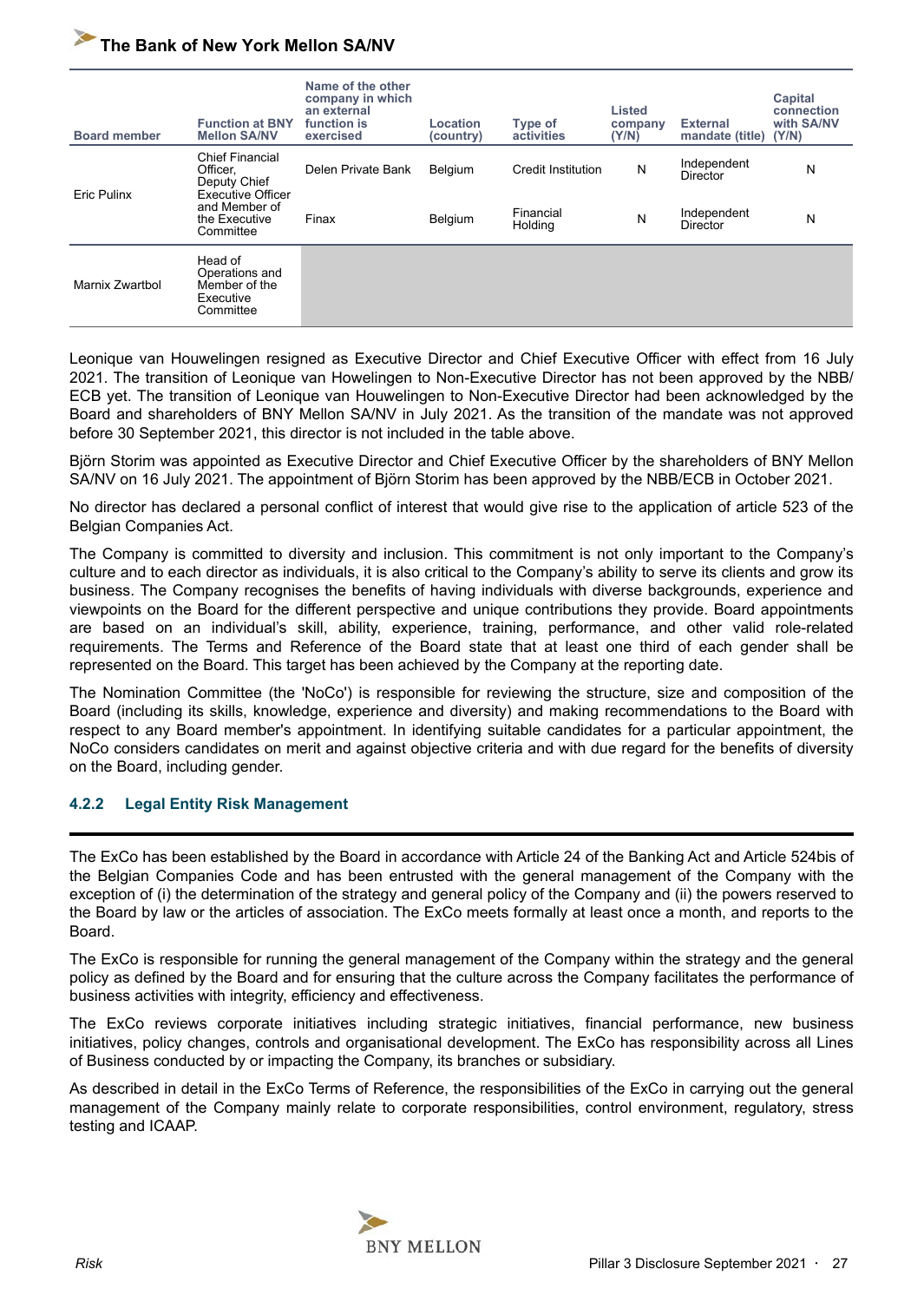| Board member | Function at BNY Mellon SA/NV | Name of the other company in which an external function is exercised | Location (country) | Type of activities | Listed company (Y/N) | External mandate (title) | Capital connection with SA/NV (Y/N) |
|---|---|---|---|---|---|---|---|
| Eric Pulinx | Chief Financial Officer, Deputy Chief Executive Officer and Member of the Executive Committee | Delen Private Bank | Belgium | Credit Institution | N | Independent Director | N |
| | | Finax | Belgium | Financial Holding | N | Independent Director | N |
| Marnix Zwartbol | Head of Operations and Member of the Executive Committee | | | | | | |

Leonique van Houwelingen resigned as Executive Director and Chief Executive Officer with effect from 16 July 2021. The transition of Leonique van Howelingen to Non-Executive Director has not been approved by the NBB/ECB yet. The transition of Leonique van Houwelingen to Non-Executive Director had been acknowledged by the Board and shareholders of BNY Mellon SA/NV in July 2021. As the transition of the mandate was not approved before 30 September 2021, this director is not included in the table above.

Björn Storim was appointed as Executive Director and Chief Executive Officer by the shareholders of BNY Mellon SA/NV on 16 July 2021. The appointment of Björn Storim has been approved by the NBB/ECB in October 2021.

No director has declared a personal conflict of interest that would give rise to the application of article 523 of the Belgian Companies Act.

The Company is committed to diversity and inclusion. This commitment is not only important to the Company's culture and to each director as individuals, it is also critical to the Company's ability to serve its clients and grow its business. The Company recognises the benefits of having individuals with diverse backgrounds, experience and viewpoints on the Board for the different perspective and unique contributions they provide. Board appointments are based on an individual's skill, ability, experience, training, performance, and other valid role-related requirements. The Terms and Reference of the Board state that at least one third of each gender shall be represented on the Board. This target has been achieved by the Company at the reporting date.

The Nomination Committee (the 'NoCo') is responsible for reviewing the structure, size and composition of the Board (including its skills, knowledge, experience and diversity) and making recommendations to the Board with respect to any Board member's appointment. In identifying suitable candidates for a particular appointment, the NoCo considers candidates on merit and against objective criteria and with due regard for the benefits of diversity on the Board, including gender.

### 4.2.2 Legal Entity Risk Management

The ExCo has been established by the Board in accordance with Article 24 of the Banking Act and Article 524bis of the Belgian Companies Code and has been entrusted with the general management of the Company with the exception of (i) the determination of the strategy and general policy of the Company and (ii) the powers reserved to the Board by law or the articles of association. The ExCo meets formally at least once a month, and reports to the Board.

The ExCo is responsible for running the general management of the Company within the strategy and the general policy as defined by the Board and for ensuring that the culture across the Company facilitates the performance of business activities with integrity, efficiency and effectiveness.

The ExCo reviews corporate initiatives including strategic initiatives, financial performance, new business initiatives, policy changes, controls and organisational development. The ExCo has responsibility across all Lines of Business conducted by or impacting the Company, its branches or subsidiary.

As described in detail in the ExCo Terms of Reference, the responsibilities of the ExCo in carrying out the general management of the Company mainly relate to corporate responsibilities, control environment, regulatory, stress testing and ICAAP.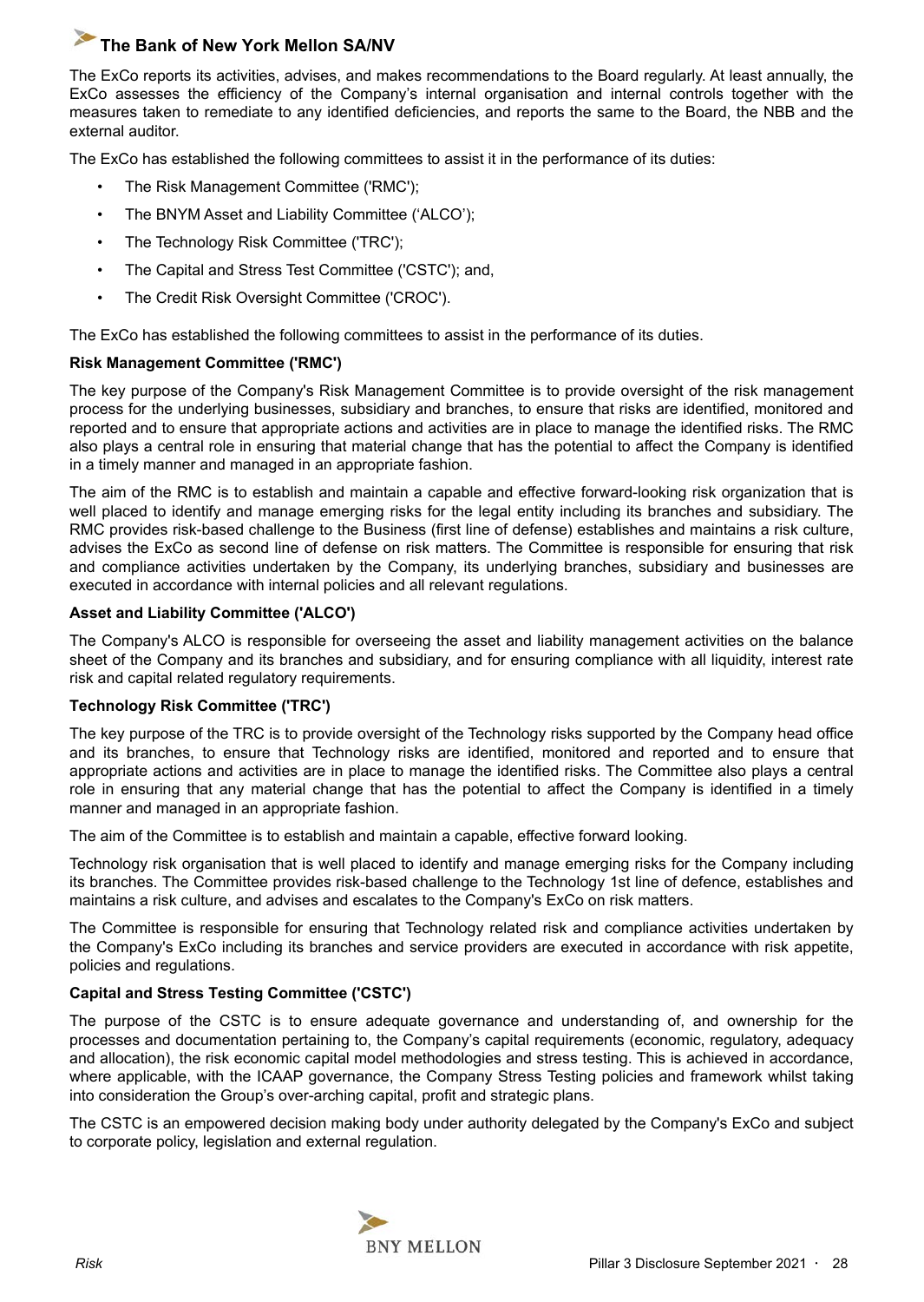The ExCo reports its activities, advises, and makes recommendations to the Board regularly. At least annually, the ExCo assesses the efficiency of the Company's internal organisation and internal controls together with the measures taken to remediate to any identified deficiencies, and reports the same to the Board, the NBB and the external auditor.

The ExCo has established the following committees to assist it in the performance of its duties:

- The Risk Management Committee ('RMC');
- The BNYM Asset and Liability Committee ('ALCO');
- The Technology Risk Committee ('TRC');
- The Capital and Stress Test Committee ('CSTC'); and,
- The Credit Risk Oversight Committee ('CROC').

The ExCo has established the following committees to assist in the performance of its duties.

**Risk Management Committee ('RMC')**

The key purpose of the Company's Risk Management Committee is to provide oversight of the risk management process for the underlying businesses, subsidiary and branches, to ensure that risks are identified, monitored and reported and to ensure that appropriate actions and activities are in place to manage the identified risks. The RMC also plays a central role in ensuring that material change that has the potential to affect the Company is identified in a timely manner and managed in an appropriate fashion.

The aim of the RMC is to establish and maintain a capable and effective forward-looking risk organization that is well placed to identify and manage emerging risks for the legal entity including its branches and subsidiary. The RMC provides risk-based challenge to the Business (first line of defense) establishes and maintains a risk culture, advises the ExCo as second line of defense on risk matters. The Committee is responsible for ensuring that risk and compliance activities undertaken by the Company, its underlying branches, subsidiary and businesses are executed in accordance with internal policies and all relevant regulations.

**Asset and Liability Committee ('ALCO')**

The Company's ALCO is responsible for overseeing the asset and liability management activities on the balance sheet of the Company and its branches and subsidiary, and for ensuring compliance with all liquidity, interest rate risk and capital related regulatory requirements.

**Technology Risk Committee ('TRC')**

The key purpose of the TRC is to provide oversight of the Technology risks supported by the Company head office and its branches, to ensure that Technology risks are identified, monitored and reported and to ensure that appropriate actions and activities are in place to manage the identified risks. The Committee also plays a central role in ensuring that any material change that has the potential to affect the Company is identified in a timely manner and managed in an appropriate fashion.

The aim of the Committee is to establish and maintain a capable, effective forward looking.

Technology risk organisation that is well placed to identify and manage emerging risks for the Company including its branches. The Committee provides risk-based challenge to the Technology 1st line of defence, establishes and maintains a risk culture, and advises and escalates to the Company's ExCo on risk matters.

The Committee is responsible for ensuring that Technology related risk and compliance activities undertaken by the Company's ExCo including its branches and service providers are executed in accordance with risk appetite, policies and regulations.

**Capital and Stress Testing Committee ('CSTC')**

The purpose of the CSTC is to ensure adequate governance and understanding of, and ownership for the processes and documentation pertaining to, the Company's capital requirements (economic, regulatory, adequacy and allocation), the risk economic capital model methodologies and stress testing. This is achieved in accordance, where applicable, with the ICAAP governance, the Company Stress Testing policies and framework whilst taking into consideration the Group's over-arching capital, profit and strategic plans.

The CSTC is an empowered decision making body under authority delegated by the Company's ExCo and subject to corporate policy, legislation and external regulation.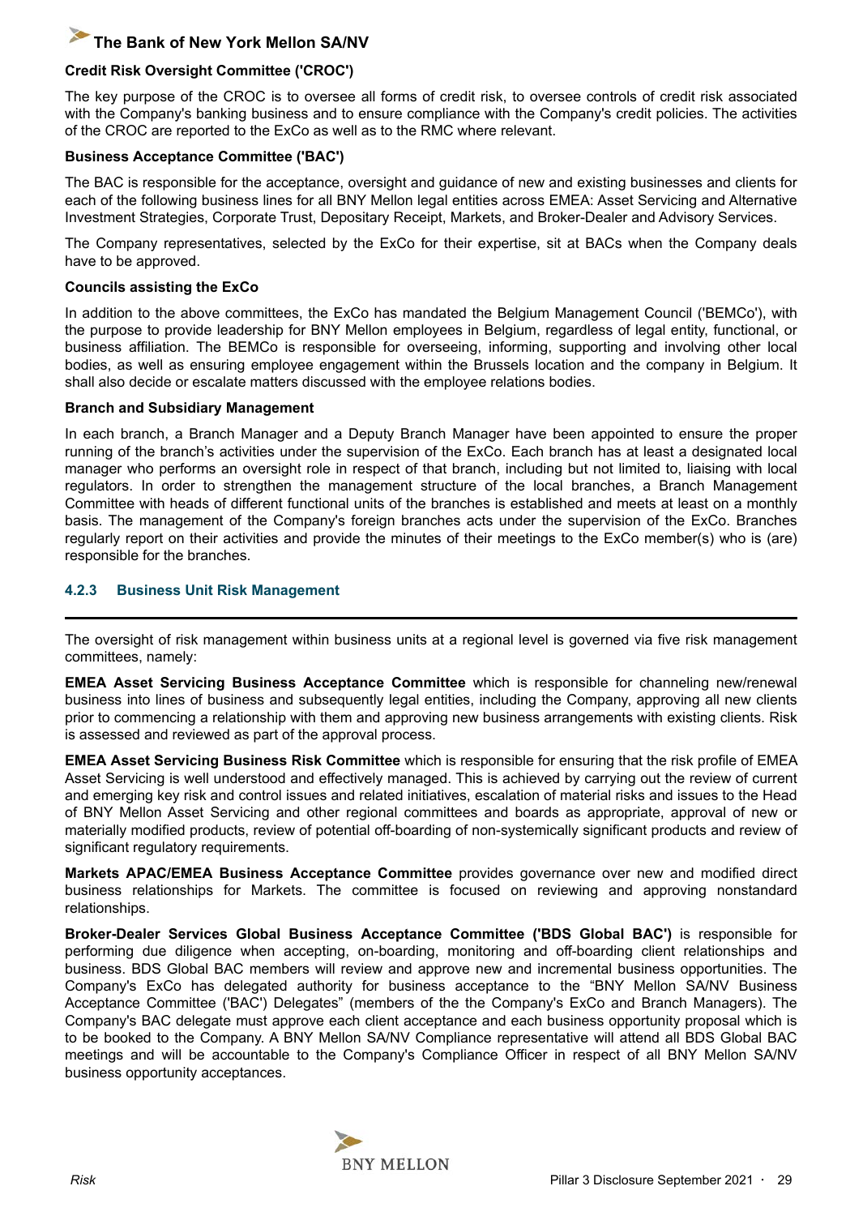**Credit Risk Oversight Committee ('CROC')**

The key purpose of the CROC is to oversee all forms of credit risk, to oversee controls of credit risk associated with the Company's banking business and to ensure compliance with the Company's credit policies. The activities of the CROC are reported to the ExCo as well as to the RMC where relevant.

**Business Acceptance Committee ('BAC')**

The BAC is responsible for the acceptance, oversight and guidance of new and existing businesses and clients for each of the following business lines for all BNY Mellon legal entities across EMEA: Asset Servicing and Alternative Investment Strategies, Corporate Trust, Depositary Receipt, Markets, and Broker-Dealer and Advisory Services.

The Company representatives, selected by the ExCo for their expertise, sit at BACs when the Company deals have to be approved.

**Councils assisting the ExCo**

In addition to the above committees, the ExCo has mandated the Belgium Management Council ('BEMCo'), with the purpose to provide leadership for BNY Mellon employees in Belgium, regardless of legal entity, functional, or business affiliation. The BEMCo is responsible for overseeing, informing, supporting and involving other local bodies, as well as ensuring employee engagement within the Brussels location and the company in Belgium. It shall also decide or escalate matters discussed with the employee relations bodies.

**Branch and Subsidiary Management**

In each branch, a Branch Manager and a Deputy Branch Manager have been appointed to ensure the proper running of the branch's activities under the supervision of the ExCo. Each branch has at least a designated local manager who performs an oversight role in respect of that branch, including but not limited to, liaising with local regulators. In order to strengthen the management structure of the local branches, a Branch Management Committee with heads of different functional units of the branches is established and meets at least on a monthly basis. The management of the Company's foreign branches acts under the supervision of the ExCo. Branches regularly report on their activities and provide the minutes of their meetings to the ExCo member(s) who is (are) responsible for the branches.

### 4.2.3 Business Unit Risk Management

The oversight of risk management within business units at a regional level is governed via five risk management committees, namely:

**EMEA Asset Servicing Business Acceptance Committee** which is responsible for channeling new/renewal business into lines of business and subsequently legal entities, including the Company, approving all new clients prior to commencing a relationship with them and approving new business arrangements with existing clients. Risk is assessed and reviewed as part of the approval process.

**EMEA Asset Servicing Business Risk Committee** which is responsible for ensuring that the risk profile of EMEA Asset Servicing is well understood and effectively managed. This is achieved by carrying out the review of current and emerging key risk and control issues and related initiatives, escalation of material risks and issues to the Head of BNY Mellon Asset Servicing and other regional committees and boards as appropriate, approval of new or materially modified products, review of potential off-boarding of non-systemically significant products and review of significant regulatory requirements.

**Markets APAC/EMEA Business Acceptance Committee** provides governance over new and modified direct business relationships for Markets. The committee is focused on reviewing and approving nonstandard relationships.

**Broker-Dealer Services Global Business Acceptance Committee ('BDS Global BAC')** is responsible for performing due diligence when accepting, on-boarding, monitoring and off-boarding client relationships and business. BDS Global BAC members will review and approve new and incremental business opportunities. The Company's ExCo has delegated authority for business acceptance to the "BNY Mellon SA/NV Business Acceptance Committee ('BAC') Delegates" (members of the the Company's ExCo and Branch Managers). The Company's BAC delegate must approve each client acceptance and each business opportunity proposal which is to be booked to the Company. A BNY Mellon SA/NV Compliance representative will attend all BDS Global BAC meetings and will be accountable to the Company's Compliance Officer in respect of all BNY Mellon SA/NV business opportunity acceptances.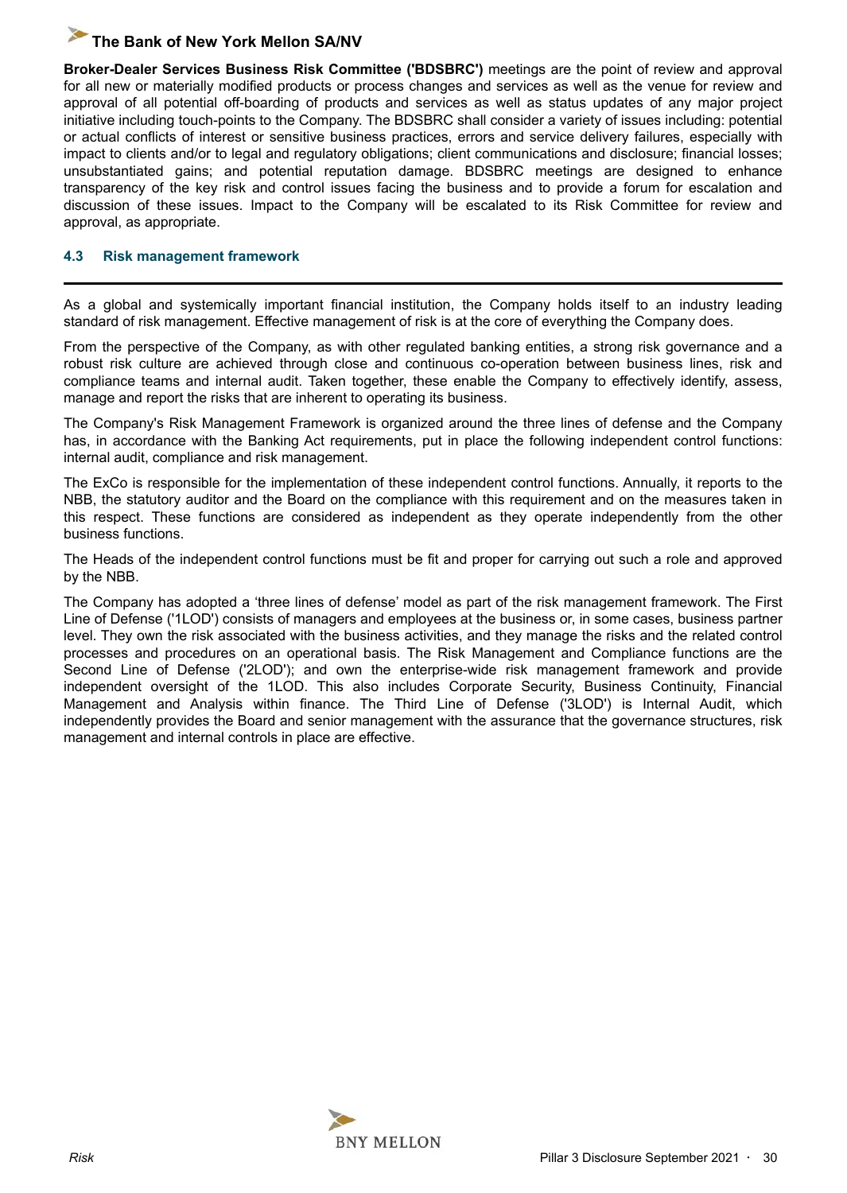**Broker-Dealer Services Business Risk Committee ('BDSBRC')** meetings are the point of review and approval for all new or materially modified products or process changes and services as well as the venue for review and approval of all potential off-boarding of products and services as well as status updates of any major project initiative including touch-points to the Company. The BDSBRC shall consider a variety of issues including: potential or actual conflicts of interest or sensitive business practices, errors and service delivery failures, especially with impact to clients and/or to legal and regulatory obligations; client communications and disclosure; financial losses; unsubstantiated gains; and potential reputation damage. BDSBRC meetings are designed to enhance transparency of the key risk and control issues facing the business and to provide a forum for escalation and discussion of these issues. Impact to the Company will be escalated to its Risk Committee for review and approval, as appropriate.

### 4.3 Risk management framework

As a global and systemically important financial institution, the Company holds itself to an industry leading standard of risk management. Effective management of risk is at the core of everything the Company does.

From the perspective of the Company, as with other regulated banking entities, a strong risk governance and a robust risk culture are achieved through close and continuous co-operation between business lines, risk and compliance teams and internal audit. Taken together, these enable the Company to effectively identify, assess, manage and report the risks that are inherent to operating its business.

The Company's Risk Management Framework is organized around the three lines of defense and the Company has, in accordance with the Banking Act requirements, put in place the following independent control functions: internal audit, compliance and risk management.

The ExCo is responsible for the implementation of these independent control functions. Annually, it reports to the NBB, the statutory auditor and the Board on the compliance with this requirement and on the measures taken in this respect. These functions are considered as independent as they operate independently from the other business functions.

The Heads of the independent control functions must be fit and proper for carrying out such a role and approved by the NBB.

The Company has adopted a 'three lines of defense' model as part of the risk management framework. The First Line of Defense ('1LOD') consists of managers and employees at the business or, in some cases, business partner level. They own the risk associated with the business activities, and they manage the risks and the related control processes and procedures on an operational basis. The Risk Management and Compliance functions are the Second Line of Defense ('2LOD'); and own the enterprise-wide risk management framework and provide independent oversight of the 1LOD. This also includes Corporate Security, Business Continuity, Financial Management and Analysis within finance. The Third Line of Defense ('3LOD') is Internal Audit, which independently provides the Board and senior management with the assurance that the governance structures, risk management and internal controls in place are effective.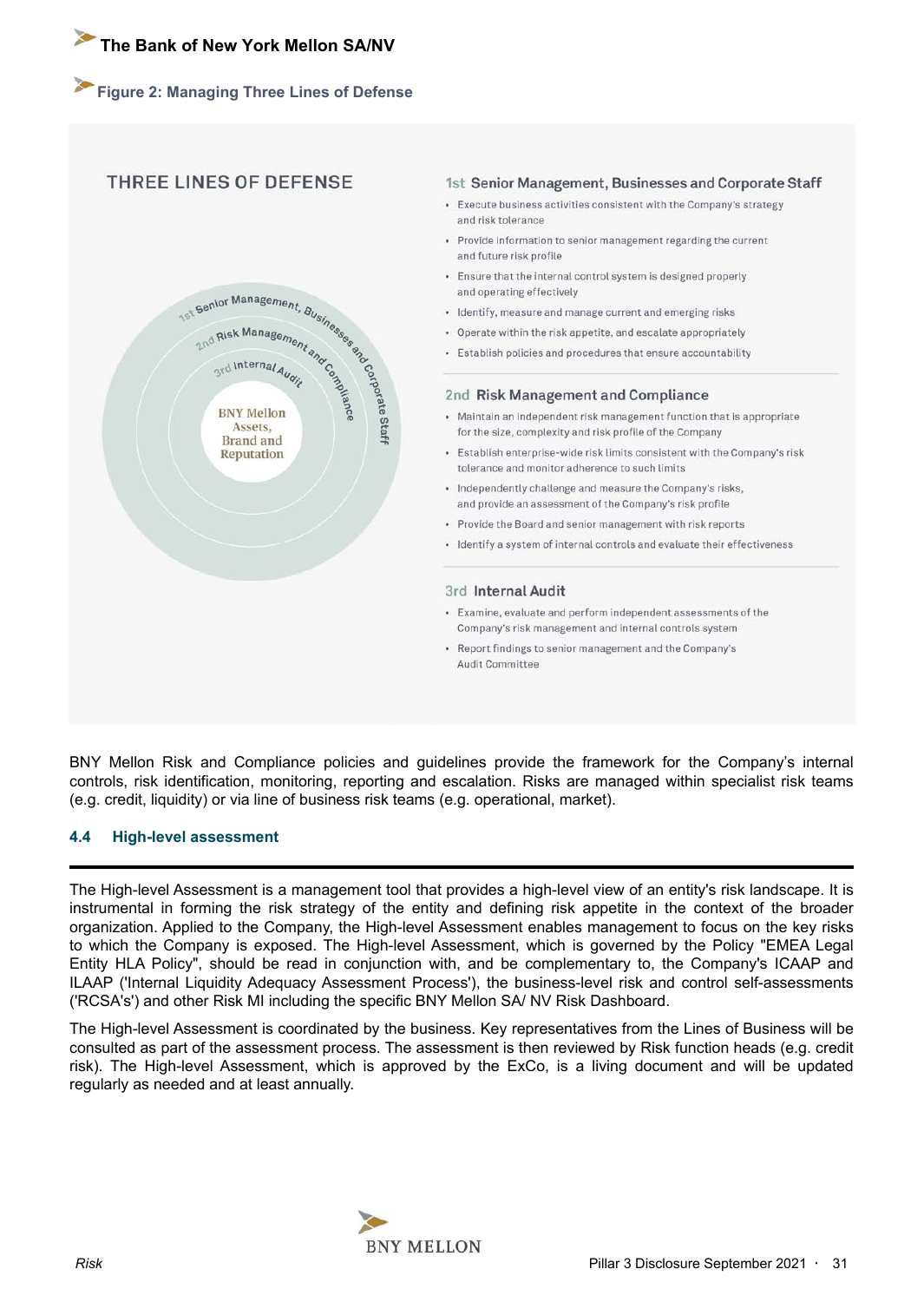**Figure 2: Managing Three Lines of Defense**

THREE LINES OF DEFENSE

1st Senior Management, Businesses and Corporate Staff
2nd Risk Management and Compliance
3rd Internal Audit
BNY Mellon Assets, Brand and Reputation

**1st Senior Management, Businesses and Corporate Staff**

- Execute business activities consistent with the Company's strategy and risk tolerance
- Provide information to senior management regarding the current and future risk profile
- Ensure that the internal control system is designed properly and operating effectively
- Identify, measure and manage current and emerging risks
- Operate within the risk appetite, and escalate appropriately
- Establish policies and procedures that ensure accountability

**2nd Risk Management and Compliance**

- Maintain an independent risk management function that is appropriate for the size, complexity and risk profile of the Company
- Establish enterprise-wide risk limits consistent with the Company's risk tolerance and monitor adherence to such limits
- Independently challenge and measure the Company's risks, and provide an assessment of the Company's risk profile
- Provide the Board and senior management with risk reports
- Identify a system of internal controls and evaluate their effectiveness

**3rd Internal Audit**

- Examine, evaluate and perform independent assessments of the Company's risk management and internal controls system
- Report findings to senior management and the Company's Audit Committee

BNY Mellon Risk and Compliance policies and guidelines provide the framework for the Company's internal controls, risk identification, monitoring, reporting and escalation. Risks are managed within specialist risk teams (e.g. credit, liquidity) or via line of business risk teams (e.g. operational, market).

## 4.4 High-level assessment

The High-level Assessment is a management tool that provides a high-level view of an entity's risk landscape. It is instrumental in forming the risk strategy of the entity and defining risk appetite in the context of the broader organization. Applied to the Company, the High-level Assessment enables management to focus on the key risks to which the Company is exposed. The High-level Assessment, which is governed by the Policy "EMEA Legal Entity HLA Policy", should be read in conjunction with, and be complementary to, the Company's ICAAP and ILAAP ('Internal Liquidity Adequacy Assessment Process'), the business-level risk and control self-assessments ('RCSA's') and other Risk MI including the specific BNY Mellon SA/ NV Risk Dashboard.

The High-level Assessment is coordinated by the business. Key representatives from the Lines of Business will be consulted as part of the assessment process. The assessment is then reviewed by Risk function heads (e.g. credit risk). The High-level Assessment, which is approved by the ExCo, is a living document and will be updated regularly as needed and at least annually.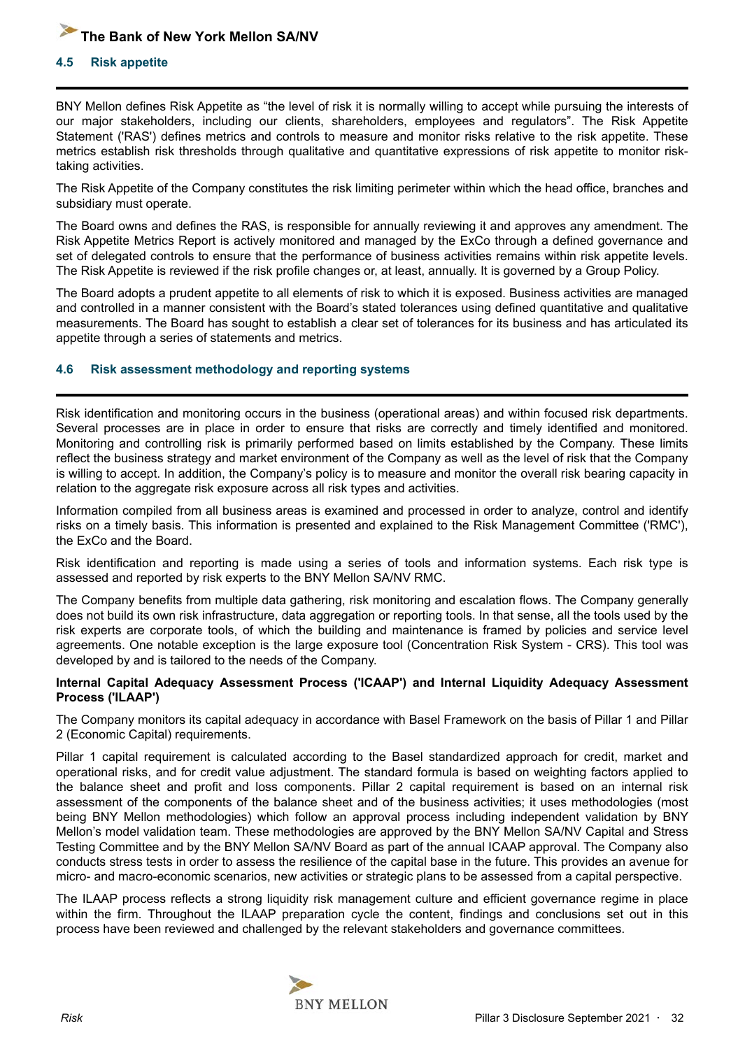## 4.5 Risk appetite

BNY Mellon defines Risk Appetite as "the level of risk it is normally willing to accept while pursuing the interests of our major stakeholders, including our clients, shareholders, employees and regulators". The Risk Appetite Statement ('RAS') defines metrics and controls to measure and monitor risks relative to the risk appetite. These metrics establish risk thresholds through qualitative and quantitative expressions of risk appetite to monitor risk-taking activities.

The Risk Appetite of the Company constitutes the risk limiting perimeter within which the head office, branches and subsidiary must operate.

The Board owns and defines the RAS, is responsible for annually reviewing it and approves any amendment. The Risk Appetite Metrics Report is actively monitored and managed by the ExCo through a defined governance and set of delegated controls to ensure that the performance of business activities remains within risk appetite levels. The Risk Appetite is reviewed if the risk profile changes or, at least, annually. It is governed by a Group Policy.

The Board adopts a prudent appetite to all elements of risk to which it is exposed. Business activities are managed and controlled in a manner consistent with the Board's stated tolerances using defined quantitative and qualitative measurements. The Board has sought to establish a clear set of tolerances for its business and has articulated its appetite through a series of statements and metrics.

## 4.6 Risk assessment methodology and reporting systems

Risk identification and monitoring occurs in the business (operational areas) and within focused risk departments. Several processes are in place in order to ensure that risks are correctly and timely identified and monitored. Monitoring and controlling risk is primarily performed based on limits established by the Company. These limits reflect the business strategy and market environment of the Company as well as the level of risk that the Company is willing to accept. In addition, the Company's policy is to measure and monitor the overall risk bearing capacity in relation to the aggregate risk exposure across all risk types and activities.

Information compiled from all business areas is examined and processed in order to analyze, control and identify risks on a timely basis. This information is presented and explained to the Risk Management Committee ('RMC'), the ExCo and the Board.

Risk identification and reporting is made using a series of tools and information systems. Each risk type is assessed and reported by risk experts to the BNY Mellon SA/NV RMC.

The Company benefits from multiple data gathering, risk monitoring and escalation flows. The Company generally does not build its own risk infrastructure, data aggregation or reporting tools. In that sense, all the tools used by the risk experts are corporate tools, of which the building and maintenance is framed by policies and service level agreements. One notable exception is the large exposure tool (Concentration Risk System - CRS). This tool was developed by and is tailored to the needs of the Company.

**Internal Capital Adequacy Assessment Process ('ICAAP') and Internal Liquidity Adequacy Assessment Process ('ILAAP')**

The Company monitors its capital adequacy in accordance with Basel Framework on the basis of Pillar 1 and Pillar 2 (Economic Capital) requirements.

Pillar 1 capital requirement is calculated according to the Basel standardized approach for credit, market and operational risks, and for credit value adjustment. The standard formula is based on weighting factors applied to the balance sheet and profit and loss components. Pillar 2 capital requirement is based on an internal risk assessment of the components of the balance sheet and of the business activities; it uses methodologies (most being BNY Mellon methodologies) which follow an approval process including independent validation by BNY Mellon's model validation team. These methodologies are approved by the BNY Mellon SA/NV Capital and Stress Testing Committee and by the BNY Mellon SA/NV Board as part of the annual ICAAP approval. The Company also conducts stress tests in order to assess the resilience of the capital base in the future. This provides an avenue for micro- and macro-economic scenarios, new activities or strategic plans to be assessed from a capital perspective.

The ILAAP process reflects a strong liquidity risk management culture and efficient governance regime in place within the firm. Throughout the ILAAP preparation cycle the content, findings and conclusions set out in this process have been reviewed and challenged by the relevant stakeholders and governance committees.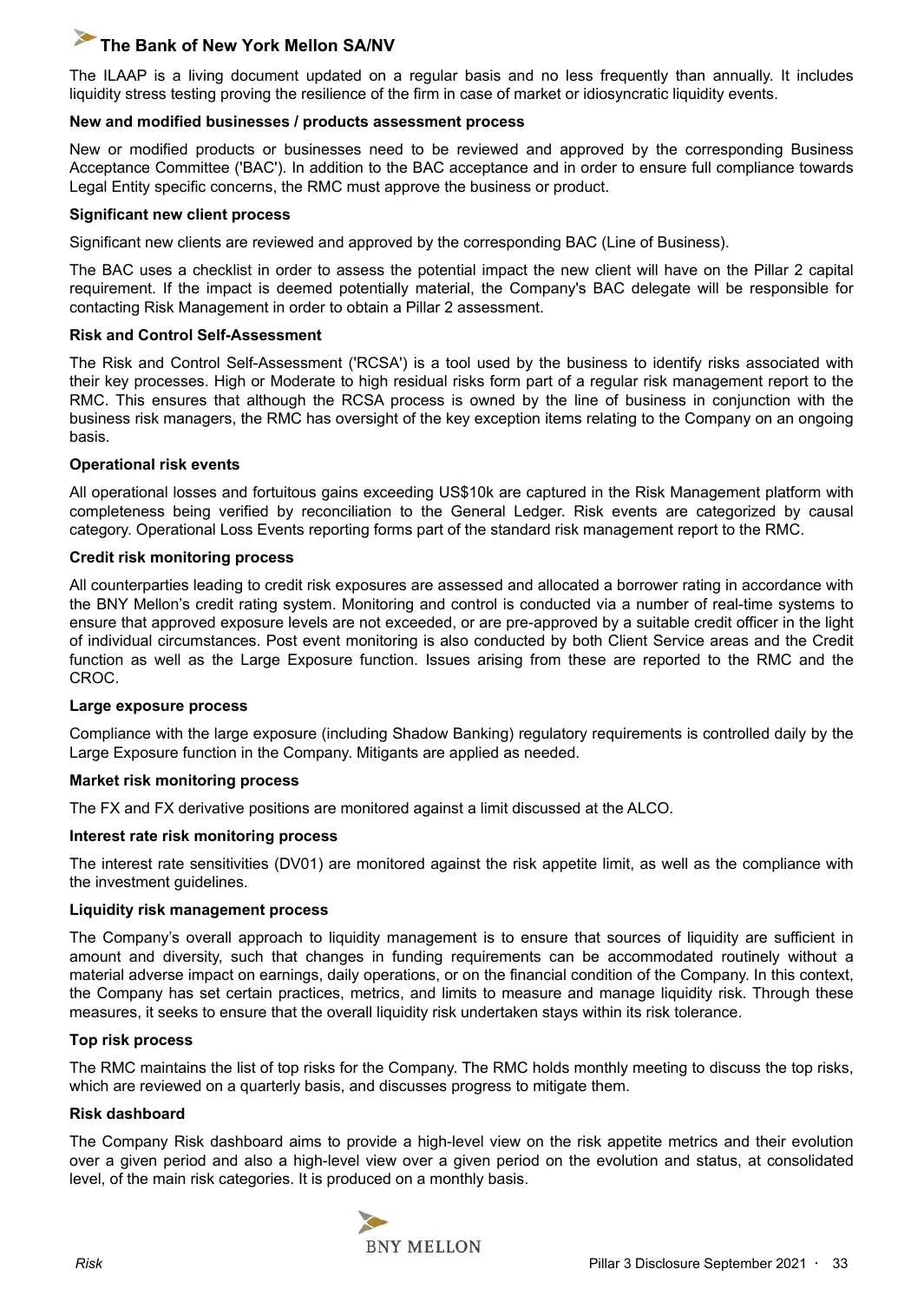The ILAAP is a living document updated on a regular basis and no less frequently than annually. It includes liquidity stress testing proving the resilience of the firm in case of market or idiosyncratic liquidity events.

**New and modified businesses / products assessment process**

New or modified products or businesses need to be reviewed and approved by the corresponding Business Acceptance Committee ('BAC'). In addition to the BAC acceptance and in order to ensure full compliance towards Legal Entity specific concerns, the RMC must approve the business or product.

**Significant new client process**

Significant new clients are reviewed and approved by the corresponding BAC (Line of Business).

The BAC uses a checklist in order to assess the potential impact the new client will have on the Pillar 2 capital requirement. If the impact is deemed potentially material, the Company's BAC delegate will be responsible for contacting Risk Management in order to obtain a Pillar 2 assessment.

**Risk and Control Self-Assessment**

The Risk and Control Self-Assessment ('RCSA') is a tool used by the business to identify risks associated with their key processes. High or Moderate to high residual risks form part of a regular risk management report to the RMC. This ensures that although the RCSA process is owned by the line of business in conjunction with the business risk managers, the RMC has oversight of the key exception items relating to the Company on an ongoing basis.

**Operational risk events**

All operational losses and fortuitous gains exceeding US$10k are captured in the Risk Management platform with completeness being verified by reconciliation to the General Ledger. Risk events are categorized by causal category. Operational Loss Events reporting forms part of the standard risk management report to the RMC.

**Credit risk monitoring process**

All counterparties leading to credit risk exposures are assessed and allocated a borrower rating in accordance with the BNY Mellon's credit rating system. Monitoring and control is conducted via a number of real-time systems to ensure that approved exposure levels are not exceeded, or are pre-approved by a suitable credit officer in the light of individual circumstances. Post event monitoring is also conducted by both Client Service areas and the Credit function as well as the Large Exposure function. Issues arising from these are reported to the RMC and the CROC.

**Large exposure process**

Compliance with the large exposure (including Shadow Banking) regulatory requirements is controlled daily by the Large Exposure function in the Company. Mitigants are applied as needed.

**Market risk monitoring process**

The FX and FX derivative positions are monitored against a limit discussed at the ALCO.

**Interest rate risk monitoring process**

The interest rate sensitivities (DV01) are monitored against the risk appetite limit, as well as the compliance with the investment guidelines.

**Liquidity risk management process**

The Company's overall approach to liquidity management is to ensure that sources of liquidity are sufficient in amount and diversity, such that changes in funding requirements can be accommodated routinely without a material adverse impact on earnings, daily operations, or on the financial condition of the Company. In this context, the Company has set certain practices, metrics, and limits to measure and manage liquidity risk. Through these measures, it seeks to ensure that the overall liquidity risk undertaken stays within its risk tolerance.

**Top risk process**

The RMC maintains the list of top risks for the Company. The RMC holds monthly meeting to discuss the top risks, which are reviewed on a quarterly basis, and discusses progress to mitigate them.

**Risk dashboard**

The Company Risk dashboard aims to provide a high-level view on the risk appetite metrics and their evolution over a given period and also a high-level view over a given period on the evolution and status, at consolidated level, of the main risk categories. It is produced on a monthly basis.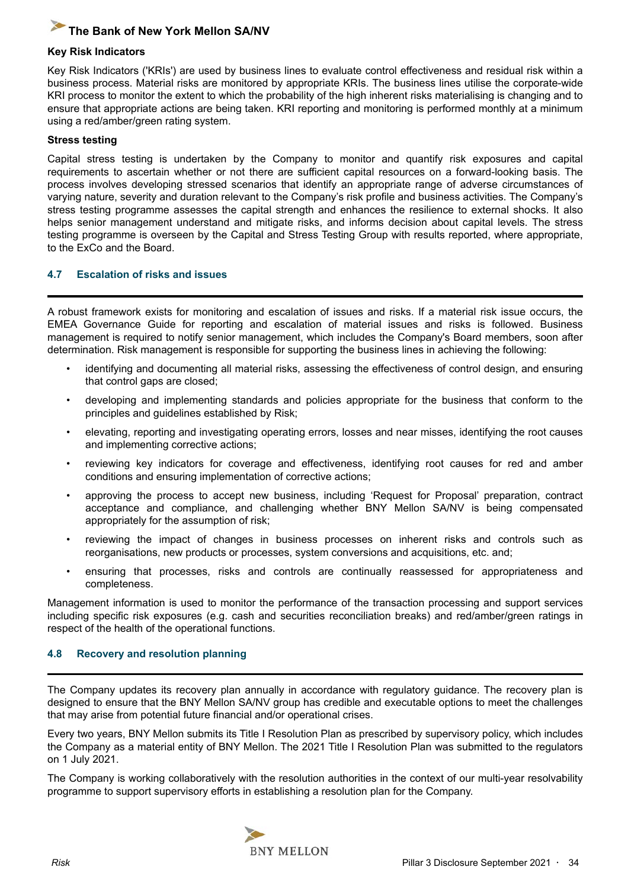**Key Risk Indicators**

Key Risk Indicators ('KRIs') are used by business lines to evaluate control effectiveness and residual risk within a business process. Material risks are monitored by appropriate KRIs. The business lines utilise the corporate-wide KRI process to monitor the extent to which the probability of the high inherent risks materialising is changing and to ensure that appropriate actions are being taken. KRI reporting and monitoring is performed monthly at a minimum using a red/amber/green rating system.

**Stress testing**

Capital stress testing is undertaken by the Company to monitor and quantify risk exposures and capital requirements to ascertain whether or not there are sufficient capital resources on a forward-looking basis. The process involves developing stressed scenarios that identify an appropriate range of adverse circumstances of varying nature, severity and duration relevant to the Company's risk profile and business activities. The Company's stress testing programme assesses the capital strength and enhances the resilience to external shocks. It also helps senior management understand and mitigate risks, and informs decision about capital levels. The stress testing programme is overseen by the Capital and Stress Testing Group with results reported, where appropriate, to the ExCo and the Board.

## 4.7 Escalation of risks and issues

A robust framework exists for monitoring and escalation of issues and risks. If a material risk issue occurs, the EMEA Governance Guide for reporting and escalation of material issues and risks is followed. Business management is required to notify senior management, which includes the Company's Board members, soon after determination. Risk management is responsible for supporting the business lines in achieving the following:

- identifying and documenting all material risks, assessing the effectiveness of control design, and ensuring that control gaps are closed;
- developing and implementing standards and policies appropriate for the business that conform to the principles and guidelines established by Risk;
- elevating, reporting and investigating operating errors, losses and near misses, identifying the root causes and implementing corrective actions;
- reviewing key indicators for coverage and effectiveness, identifying root causes for red and amber conditions and ensuring implementation of corrective actions;
- approving the process to accept new business, including 'Request for Proposal' preparation, contract acceptance and compliance, and challenging whether BNY Mellon SA/NV is being compensated appropriately for the assumption of risk;
- reviewing the impact of changes in business processes on inherent risks and controls such as reorganisations, new products or processes, system conversions and acquisitions, etc. and;
- ensuring that processes, risks and controls are continually reassessed for appropriateness and completeness.

Management information is used to monitor the performance of the transaction processing and support services including specific risk exposures (e.g. cash and securities reconciliation breaks) and red/amber/green ratings in respect of the health of the operational functions.

## 4.8 Recovery and resolution planning

The Company updates its recovery plan annually in accordance with regulatory guidance. The recovery plan is designed to ensure that the BNY Mellon SA/NV group has credible and executable options to meet the challenges that may arise from potential future financial and/or operational crises.

Every two years, BNY Mellon submits its Title I Resolution Plan as prescribed by supervisory policy, which includes the Company as a material entity of BNY Mellon. The 2021 Title I Resolution Plan was submitted to the regulators on 1 July 2021.

The Company is working collaboratively with the resolution authorities in the context of our multi-year resolvability programme to support supervisory efforts in establishing a resolution plan for the Company.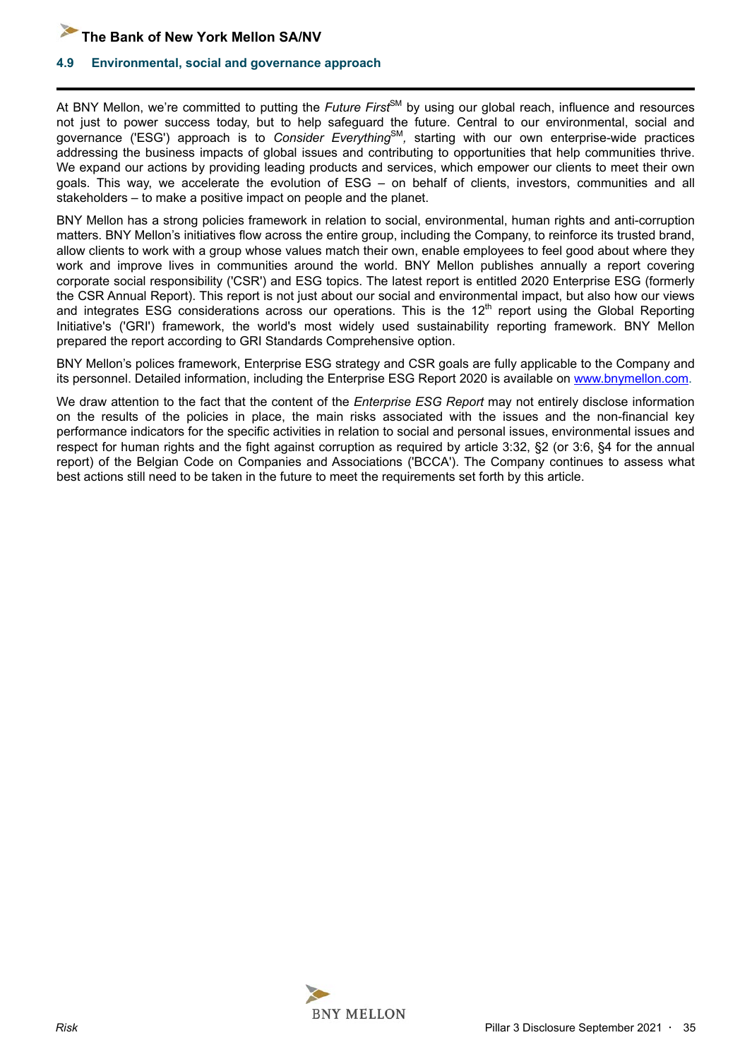## 4.9 Environmental, social and governance approach

At BNY Mellon, we're committed to putting the *Future First*SM by using our global reach, influence and resources not just to power success today, but to help safeguard the future. Central to our environmental, social and governance ('ESG') approach is to *Consider Everything*SM*,* starting with our own enterprise-wide practices addressing the business impacts of global issues and contributing to opportunities that help communities thrive. We expand our actions by providing leading products and services, which empower our clients to meet their own goals. This way, we accelerate the evolution of ESG – on behalf of clients, investors, communities and all stakeholders – to make a positive impact on people and the planet.

BNY Mellon has a strong policies framework in relation to social, environmental, human rights and anti-corruption matters. BNY Mellon's initiatives flow across the entire group, including the Company, to reinforce its trusted brand, allow clients to work with a group whose values match their own, enable employees to feel good about where they work and improve lives in communities around the world. BNY Mellon publishes annually a report covering corporate social responsibility ('CSR') and ESG topics. The latest report is entitled 2020 Enterprise ESG (formerly the CSR Annual Report). This report is not just about our social and environmental impact, but also how our views and integrates ESG considerations across our operations. This is the 12th report using the Global Reporting Initiative's ('GRI') framework, the world's most widely used sustainability reporting framework. BNY Mellon prepared the report according to GRI Standards Comprehensive option.

BNY Mellon's polices framework, Enterprise ESG strategy and CSR goals are fully applicable to the Company and its personnel. Detailed information, including the Enterprise ESG Report 2020 is available on [www.bnymellon.com](http://www.bnymellon.com).

We draw attention to the fact that the content of the *Enterprise ESG Report* may not entirely disclose information on the results of the policies in place, the main risks associated with the issues and the non-financial key performance indicators for the specific activities in relation to social and personal issues, environmental issues and respect for human rights and the fight against corruption as required by article 3:32, §2 (or 3:6, §4 for the annual report) of the Belgian Code on Companies and Associations ('BCCA'). The Company continues to assess what best actions still need to be taken in the future to meet the requirements set forth by this article.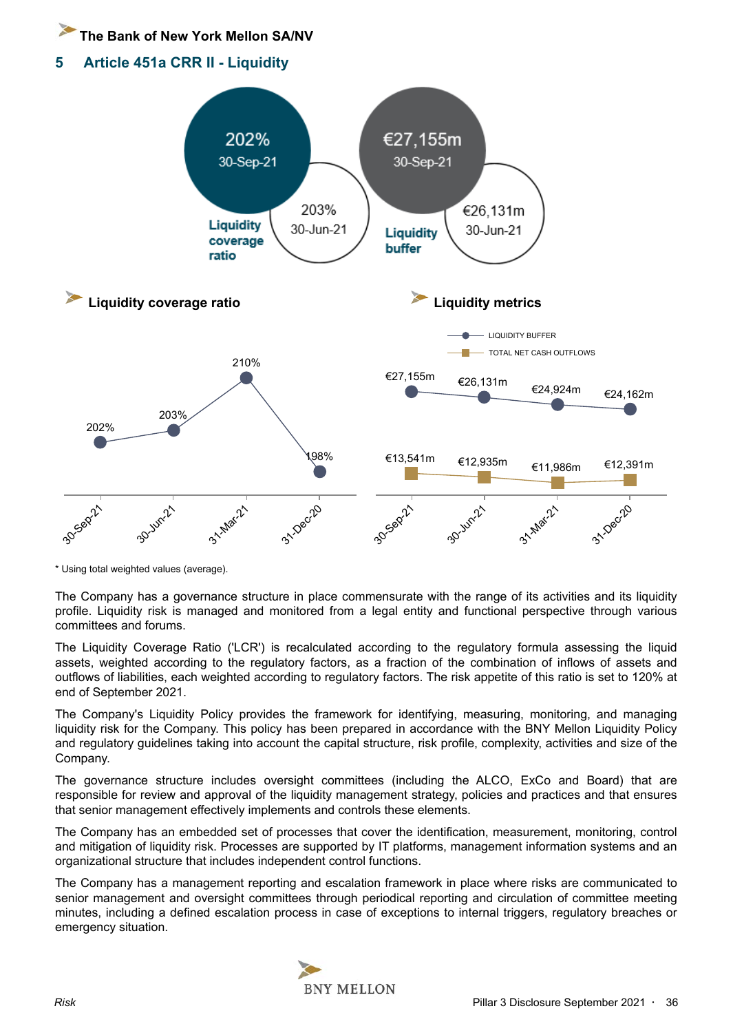## 5 Article 451a CRR II - Liquidity

**Liquidity coverage ratio**

202% 30-Sep-21

203% 30-Jun-21

**Liquidity buffer**

€27,155m 30-Sep-21

€26,131m 30-Jun-21

### Liquidity coverage ratio

| Date | LCR |
|---|---|
| 30-Sep-21 | 202% |
| 30-Jun-21 | 203% |
| 31-Mar-21 | 210% |
| 31-Dec-20 | 198% |

### Liquidity metrics

| Date | Liquidity buffer | Total net cash outflows |
|---|---|---|
| 30-Sep-21 | €27,155m | €13,541m |
| 30-Jun-21 | €26,131m | €12,935m |
| 31-Mar-21 | €24,924m | €11,986m |
| 31-Dec-20 | €24,162m | €12,391m |

* Using total weighted values (average).

The Company has a governance structure in place commensurate with the range of its activities and its liquidity profile. Liquidity risk is managed and monitored from a legal entity and functional perspective through various committees and forums.

The Liquidity Coverage Ratio ('LCR') is recalculated according to the regulatory formula assessing the liquid assets, weighted according to the regulatory factors, as a fraction of the combination of inflows of assets and outflows of liabilities, each weighted according to regulatory factors. The risk appetite of this ratio is set to 120% at end of September 2021.

The Company's Liquidity Policy provides the framework for identifying, measuring, monitoring, and managing liquidity risk for the Company. This policy has been prepared in accordance with the BNY Mellon Liquidity Policy and regulatory guidelines taking into account the capital structure, risk profile, complexity, activities and size of the Company.

The governance structure includes oversight committees (including the ALCO, ExCo and Board) that are responsible for review and approval of the liquidity management strategy, policies and practices and that ensures that senior management effectively implements and controls these elements.

The Company has an embedded set of processes that cover the identification, measurement, monitoring, control and mitigation of liquidity risk. Processes are supported by IT platforms, management information systems and an organizational structure that includes independent control functions.

The Company has a management reporting and escalation framework in place where risks are communicated to senior management and oversight committees through periodical reporting and circulation of committee meeting minutes, including a defined escalation process in case of exceptions to internal triggers, regulatory breaches or emergency situation.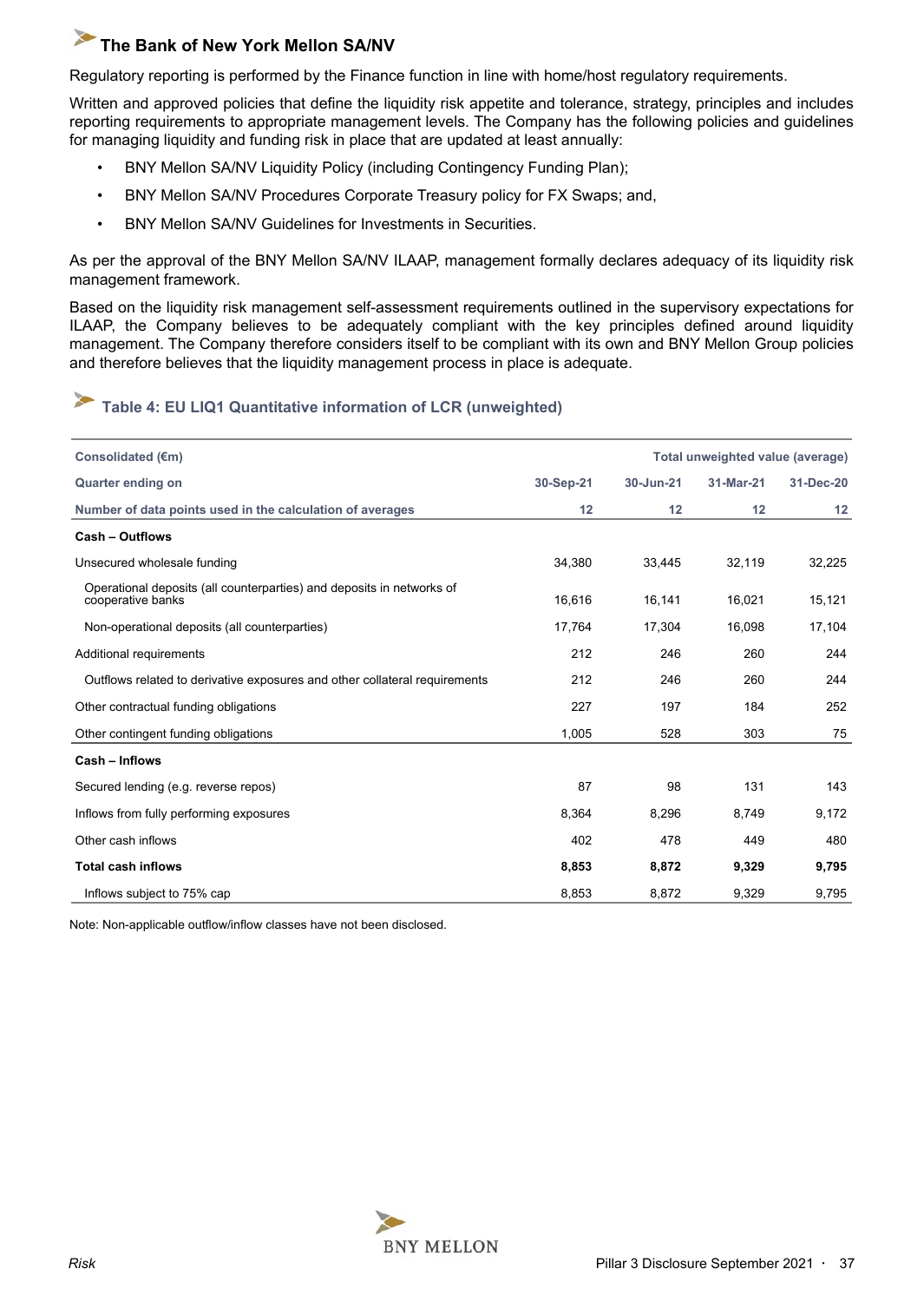## The Bank of New York Mellon SA/NV

Regulatory reporting is performed by the Finance function in line with home/host regulatory requirements.

Written and approved policies that define the liquidity risk appetite and tolerance, strategy, principles and includes reporting requirements to appropriate management levels. The Company has the following policies and guidelines for managing liquidity and funding risk in place that are updated at least annually:

- BNY Mellon SA/NV Liquidity Policy (including Contingency Funding Plan);
- BNY Mellon SA/NV Procedures Corporate Treasury policy for FX Swaps; and,
- BNY Mellon SA/NV Guidelines for Investments in Securities.

As per the approval of the BNY Mellon SA/NV ILAAP, management formally declares adequacy of its liquidity risk management framework.

Based on the liquidity risk management self-assessment requirements outlined in the supervisory expectations for ILAAP, the Company believes to be adequately compliant with the key principles defined around liquidity management. The Company therefore considers itself to be compliant with its own and BNY Mellon Group policies and therefore believes that the liquidity management process in place is adequate.

### Table 4: EU LIQ1 Quantitative information of LCR (unweighted)

| Consolidated (€m) | Total unweighted value (average) | | | |
|---|---|---|---|---|
| Quarter ending on | 30-Sep-21 | 30-Jun-21 | 31-Mar-21 | 31-Dec-20 |
| Number of data points used in the calculation of averages | 12 | 12 | 12 | 12 |
| **Cash – Outflows** | | | | |
| Unsecured wholesale funding | 34,380 | 33,445 | 32,119 | 32,225 |
| Operational deposits (all counterparties) and deposits in networks of cooperative banks | 16,616 | 16,141 | 16,021 | 15,121 |
| Non-operational deposits (all counterparties) | 17,764 | 17,304 | 16,098 | 17,104 |
| Additional requirements | 212 | 246 | 260 | 244 |
| Outflows related to derivative exposures and other collateral requirements | 212 | 246 | 260 | 244 |
| Other contractual funding obligations | 227 | 197 | 184 | 252 |
| Other contingent funding obligations | 1,005 | 528 | 303 | 75 |
| **Cash – Inflows** | | | | |
| Secured lending (e.g. reverse repos) | 87 | 98 | 131 | 143 |
| Inflows from fully performing exposures | 8,364 | 8,296 | 8,749 | 9,172 |
| Other cash inflows | 402 | 478 | 449 | 480 |
| **Total cash inflows** | **8,853** | **8,872** | **9,329** | **9,795** |
| Inflows subject to 75% cap | 8,853 | 8,872 | 9,329 | 9,795 |

Note: Non-applicable outflow/inflow classes have not been disclosed.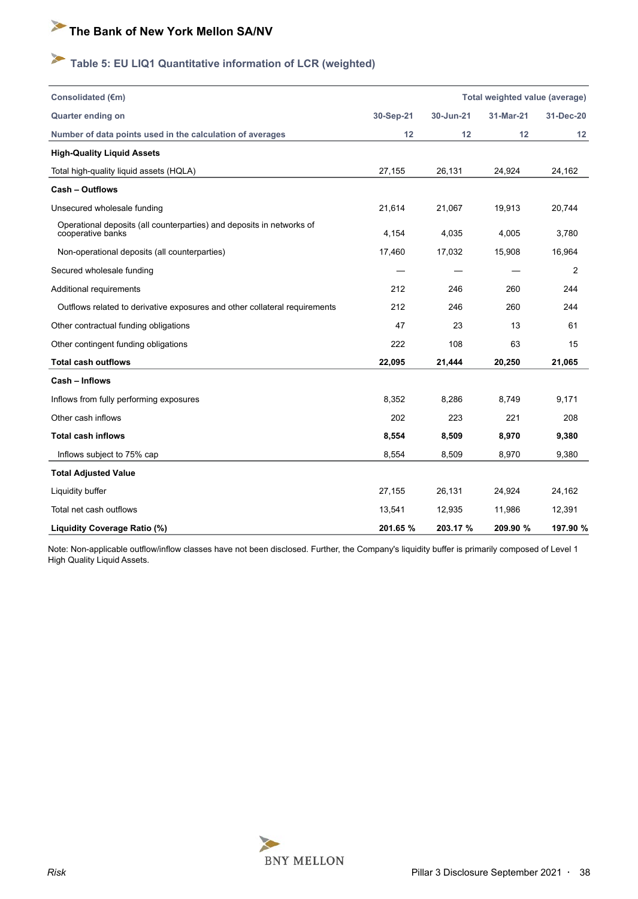## The Bank of New York Mellon SA/NV

### Table 5: EU LIQ1 Quantitative information of LCR (weighted)

| Consolidated (€m) | Total weighted value (average) | | | |
|---|---|---|---|---|
| **Quarter ending on** | **30-Sep-21** | **30-Jun-21** | **31-Mar-21** | **31-Dec-20** |
| **Number of data points used in the calculation of averages** | **12** | **12** | **12** | **12** |
| **High-Quality Liquid Assets** | | | | |
| Total high-quality liquid assets (HQLA) | 27,155 | 26,131 | 24,924 | 24,162 |
| **Cash – Outflows** | | | | |
| Unsecured wholesale funding | 21,614 | 21,067 | 19,913 | 20,744 |
| Operational deposits (all counterparties) and deposits in networks of cooperative banks | 4,154 | 4,035 | 4,005 | 3,780 |
| Non-operational deposits (all counterparties) | 17,460 | 17,032 | 15,908 | 16,964 |
| Secured wholesale funding | — | — | — | 2 |
| Additional requirements | 212 | 246 | 260 | 244 |
| Outflows related to derivative exposures and other collateral requirements | 212 | 246 | 260 | 244 |
| Other contractual funding obligations | 47 | 23 | 13 | 61 |
| Other contingent funding obligations | 222 | 108 | 63 | 15 |
| **Total cash outflows** | **22,095** | **21,444** | **20,250** | **21,065** |
| **Cash – Inflows** | | | | |
| Inflows from fully performing exposures | 8,352 | 8,286 | 8,749 | 9,171 |
| Other cash inflows | 202 | 223 | 221 | 208 |
| **Total cash inflows** | **8,554** | **8,509** | **8,970** | **9,380** |
| Inflows subject to 75% cap | 8,554 | 8,509 | 8,970 | 9,380 |
| **Total Adjusted Value** | | | | |
| Liquidity buffer | 27,155 | 26,131 | 24,924 | 24,162 |
| Total net cash outflows | 13,541 | 12,935 | 11,986 | 12,391 |
| **Liquidity Coverage Ratio (%)** | **201.65 %** | **203.17 %** | **209.90 %** | **197.90 %** |

Note: Non-applicable outflow/inflow classes have not been disclosed. Further, the Company's liquidity buffer is primarily composed of Level 1 High Quality Liquid Assets.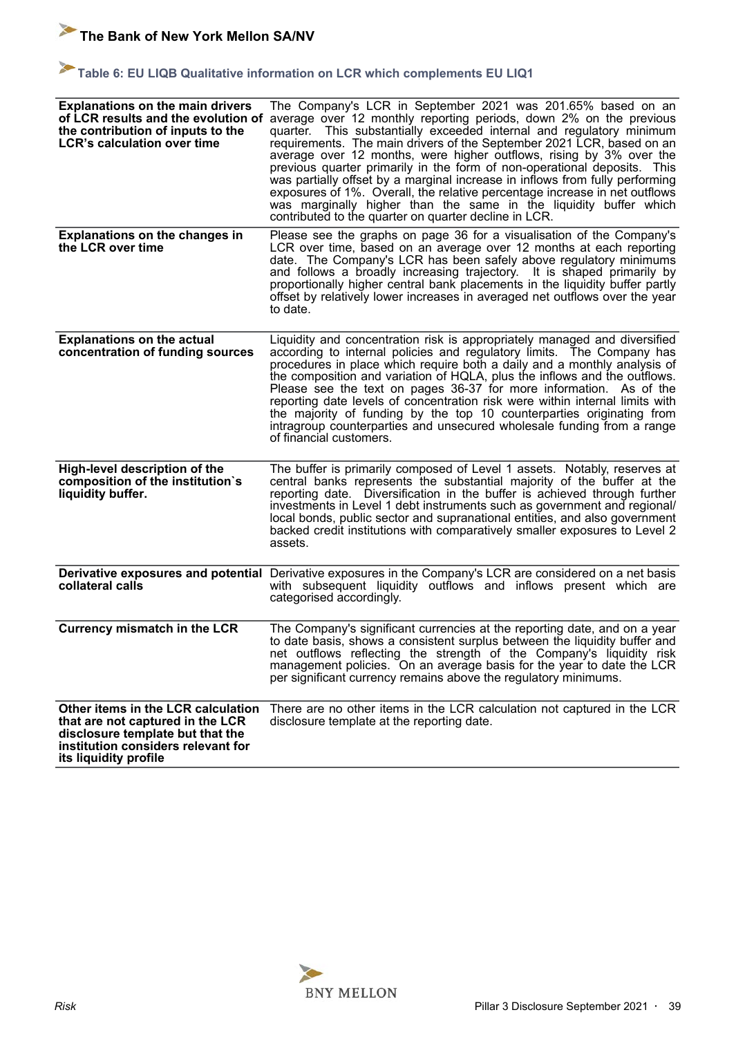## Table 6: EU LIQB Qualitative information on LCR which complements EU LIQ1

| | |
|---|---|
| **Explanations on the main drivers of LCR results and the evolution of the contribution of inputs to the LCR's calculation over time** | The Company's LCR in September 2021 was 201.65% based on an average over 12 monthly reporting periods, down 2% on the previous quarter. This substantially exceeded internal and regulatory minimum requirements. The main drivers of the September 2021 LCR, based on an average over 12 months, were higher outflows, rising by 3% over the previous quarter primarily in the form of non-operational deposits. This was partially offset by a marginal increase in inflows from fully performing exposures of 1%. Overall, the relative percentage increase in net outflows was marginally higher than the same in the liquidity buffer which contributed to the quarter on quarter decline in LCR. |
| **Explanations on the changes in the LCR over time** | Please see the graphs on page 36 for a visualisation of the Company's LCR over time, based on an average over 12 months at each reporting date. The Company's LCR has been safely above regulatory minimums and follows a broadly increasing trajectory. It is shaped primarily by proportionally higher central bank placements in the liquidity buffer partly offset by relatively lower increases in averaged net outflows over the year to date. |
| **Explanations on the actual concentration of funding sources** | Liquidity and concentration risk is appropriately managed and diversified according to internal policies and regulatory limits. The Company has procedures in place which require both a daily and a monthly analysis of the composition and variation of HQLA, plus the inflows and the outflows. Please see the text on pages 36-37 for more information. As of the reporting date levels of concentration risk were within internal limits with the majority of funding by the top 10 counterparties originating from intragroup counterparties and unsecured wholesale funding from a range of financial customers. |
| **High-level description of the composition of the institution`s liquidity buffer.** | The buffer is primarily composed of Level 1 assets. Notably, reserves at central banks represents the substantial majority of the buffer at the reporting date. Diversification in the buffer is achieved through further investments in Level 1 debt instruments such as government and regional/ local bonds, public sector and supranational entities, and also government backed credit institutions with comparatively smaller exposures to Level 2 assets. |
| **Derivative exposures and potential collateral calls** | Derivative exposures in the Company's LCR are considered on a net basis with subsequent liquidity outflows and inflows present which are categorised accordingly. |
| **Currency mismatch in the LCR** | The Company's significant currencies at the reporting date, and on a year to date basis, shows a consistent surplus between the liquidity buffer and net outflows reflecting the strength of the Company's liquidity risk management policies. On an average basis for the year to date the LCR per significant currency remains above the regulatory minimums. |
| **Other items in the LCR calculation that are not captured in the LCR disclosure template but that the institution considers relevant for its liquidity profile** | There are no other items in the LCR calculation not captured in the LCR disclosure template at the reporting date. |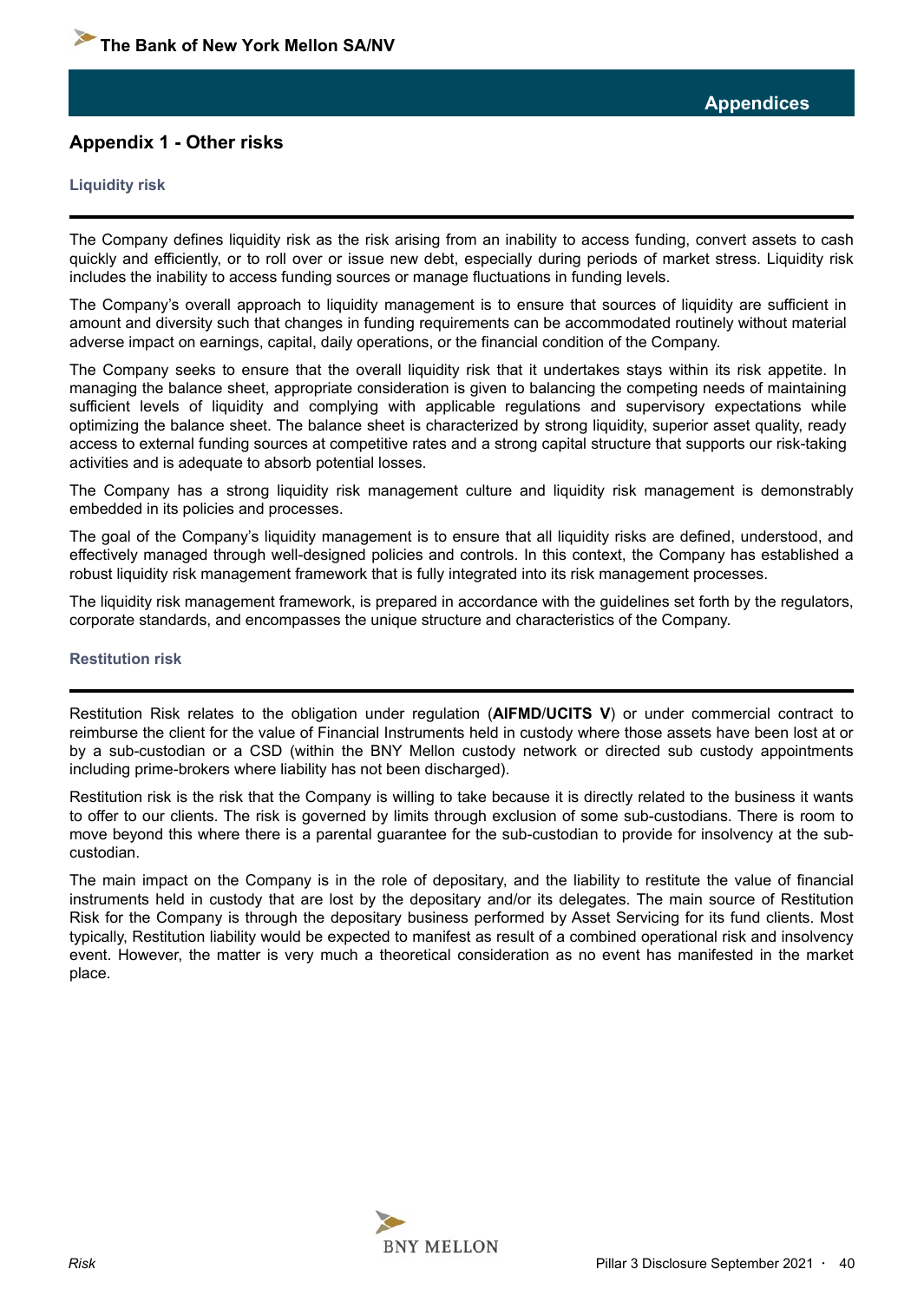## Appendix 1 - Other risks

### Liquidity risk

The Company defines liquidity risk as the risk arising from an inability to access funding, convert assets to cash quickly and efficiently, or to roll over or issue new debt, especially during periods of market stress. Liquidity risk includes the inability to access funding sources or manage fluctuations in funding levels.

The Company's overall approach to liquidity management is to ensure that sources of liquidity are sufficient in amount and diversity such that changes in funding requirements can be accommodated routinely without material adverse impact on earnings, capital, daily operations, or the financial condition of the Company.

The Company seeks to ensure that the overall liquidity risk that it undertakes stays within its risk appetite. In managing the balance sheet, appropriate consideration is given to balancing the competing needs of maintaining sufficient levels of liquidity and complying with applicable regulations and supervisory expectations while optimizing the balance sheet. The balance sheet is characterized by strong liquidity, superior asset quality, ready access to external funding sources at competitive rates and a strong capital structure that supports our risk-taking activities and is adequate to absorb potential losses.

The Company has a strong liquidity risk management culture and liquidity risk management is demonstrably embedded in its policies and processes.

The goal of the Company's liquidity management is to ensure that all liquidity risks are defined, understood, and effectively managed through well-designed policies and controls. In this context, the Company has established a robust liquidity risk management framework that is fully integrated into its risk management processes.

The liquidity risk management framework, is prepared in accordance with the guidelines set forth by the regulators, corporate standards, and encompasses the unique structure and characteristics of the Company.

### Restitution risk

Restitution Risk relates to the obligation under regulation (**AIFMD**/**UCITS V**) or under commercial contract to reimburse the client for the value of Financial Instruments held in custody where those assets have been lost at or by a sub-custodian or a CSD (within the BNY Mellon custody network or directed sub custody appointments including prime-brokers where liability has not been discharged).

Restitution risk is the risk that the Company is willing to take because it is directly related to the business it wants to offer to our clients. The risk is governed by limits through exclusion of some sub-custodians. There is room to move beyond this where there is a parental guarantee for the sub-custodian to provide for insolvency at the sub-custodian.

The main impact on the Company is in the role of depositary, and the liability to restitute the value of financial instruments held in custody that are lost by the depositary and/or its delegates. The main source of Restitution Risk for the Company is through the depositary business performed by Asset Servicing for its fund clients. Most typically, Restitution liability would be expected to manifest as result of a combined operational risk and insolvency event. However, the matter is very much a theoretical consideration as no event has manifested in the market place.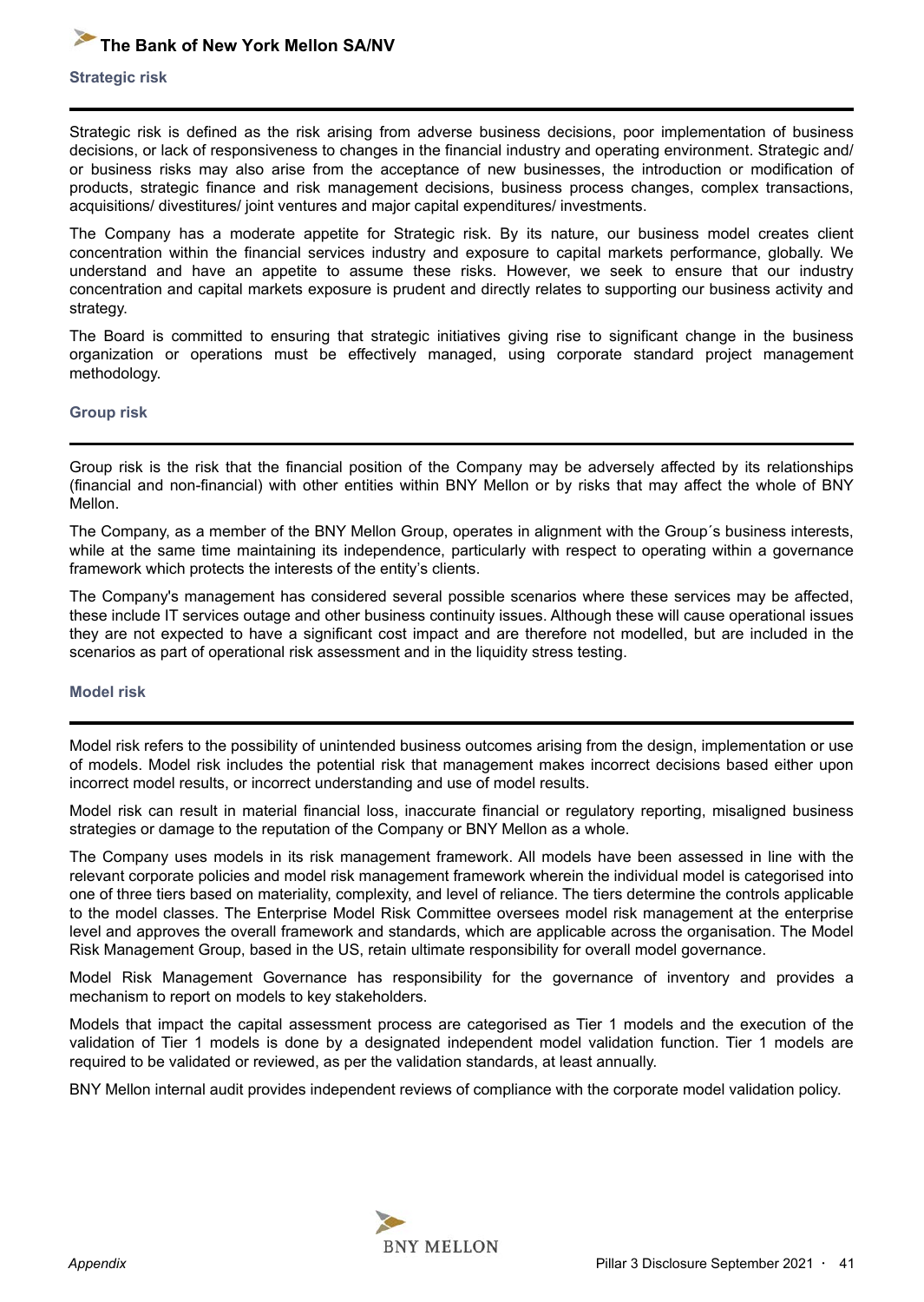## Strategic risk

Strategic risk is defined as the risk arising from adverse business decisions, poor implementation of business decisions, or lack of responsiveness to changes in the financial industry and operating environment. Strategic and/ or business risks may also arise from the acceptance of new businesses, the introduction or modification of products, strategic finance and risk management decisions, business process changes, complex transactions, acquisitions/ divestitures/ joint ventures and major capital expenditures/ investments.

The Company has a moderate appetite for Strategic risk. By its nature, our business model creates client concentration within the financial services industry and exposure to capital markets performance, globally. We understand and have an appetite to assume these risks. However, we seek to ensure that our industry concentration and capital markets exposure is prudent and directly relates to supporting our business activity and strategy.

The Board is committed to ensuring that strategic initiatives giving rise to significant change in the business organization or operations must be effectively managed, using corporate standard project management methodology.

## Group risk

Group risk is the risk that the financial position of the Company may be adversely affected by its relationships (financial and non-financial) with other entities within BNY Mellon or by risks that may affect the whole of BNY Mellon.

The Company, as a member of the BNY Mellon Group, operates in alignment with the Group´s business interests, while at the same time maintaining its independence, particularly with respect to operating within a governance framework which protects the interests of the entity's clients.

The Company's management has considered several possible scenarios where these services may be affected, these include IT services outage and other business continuity issues. Although these will cause operational issues they are not expected to have a significant cost impact and are therefore not modelled, but are included in the scenarios as part of operational risk assessment and in the liquidity stress testing.

## Model risk

Model risk refers to the possibility of unintended business outcomes arising from the design, implementation or use of models. Model risk includes the potential risk that management makes incorrect decisions based either upon incorrect model results, or incorrect understanding and use of model results.

Model risk can result in material financial loss, inaccurate financial or regulatory reporting, misaligned business strategies or damage to the reputation of the Company or BNY Mellon as a whole.

The Company uses models in its risk management framework. All models have been assessed in line with the relevant corporate policies and model risk management framework wherein the individual model is categorised into one of three tiers based on materiality, complexity, and level of reliance. The tiers determine the controls applicable to the model classes. The Enterprise Model Risk Committee oversees model risk management at the enterprise level and approves the overall framework and standards, which are applicable across the organisation. The Model Risk Management Group, based in the US, retain ultimate responsibility for overall model governance.

Model Risk Management Governance has responsibility for the governance of inventory and provides a mechanism to report on models to key stakeholders.

Models that impact the capital assessment process are categorised as Tier 1 models and the execution of the validation of Tier 1 models is done by a designated independent model validation function. Tier 1 models are required to be validated or reviewed, as per the validation standards, at least annually.

BNY Mellon internal audit provides independent reviews of compliance with the corporate model validation policy.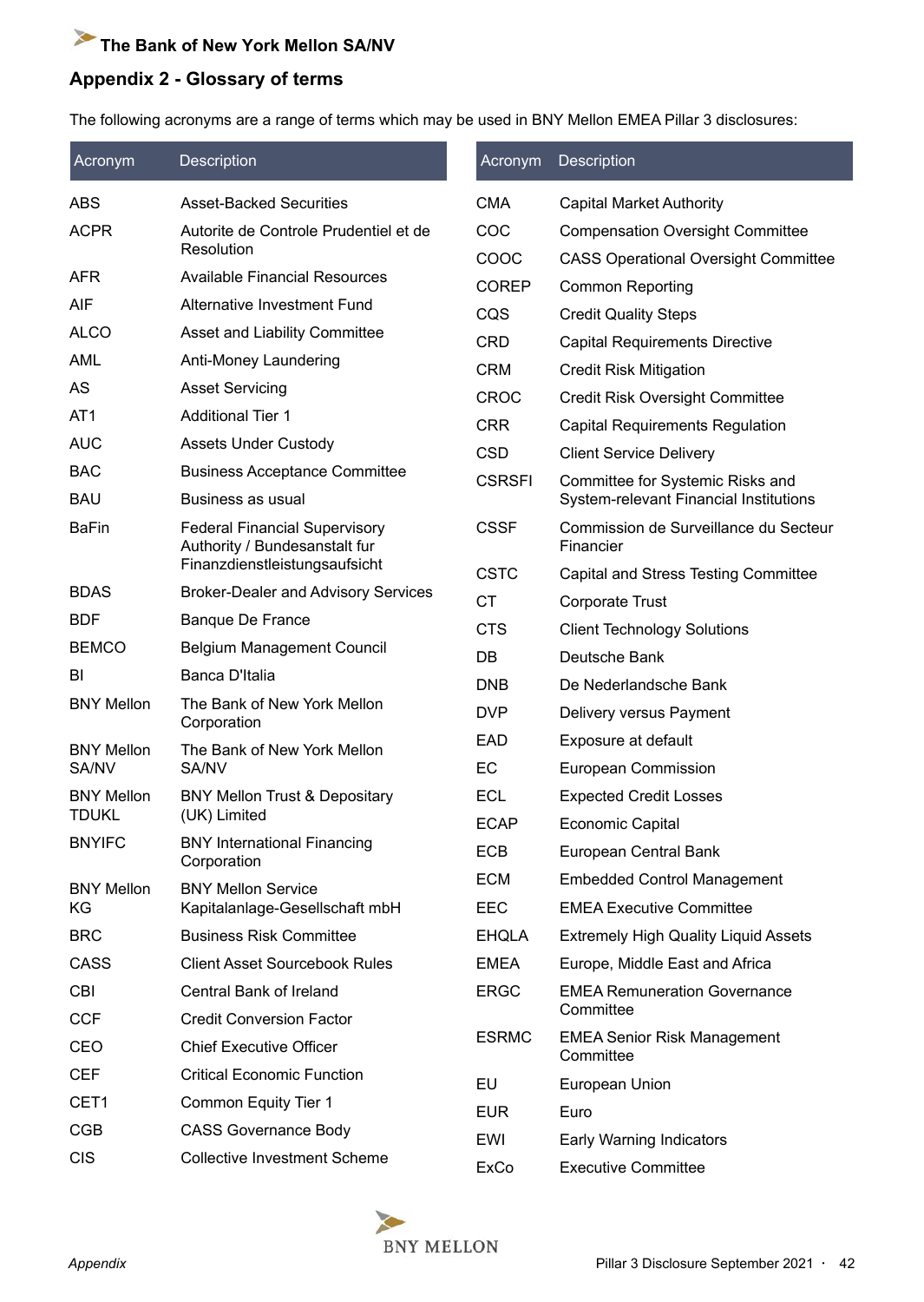## Appendix 2 - Glossary of terms

The following acronyms are a range of terms which may be used in BNY Mellon EMEA Pillar 3 disclosures:

| Acronym | Description |
|---|---|
| ABS | Asset-Backed Securities |
| ACPR | Autorite de Controle Prudentiel et de Resolution |
| AFR | Available Financial Resources |
| AIF | Alternative Investment Fund |
| ALCO | Asset and Liability Committee |
| AML | Anti-Money Laundering |
| AS | Asset Servicing |
| AT1 | Additional Tier 1 |
| AUC | Assets Under Custody |
| BAC | Business Acceptance Committee |
| BAU | Business as usual |
| BaFin | Federal Financial Supervisory Authority / Bundesanstalt fur Finanzdienstleistungsaufsicht |
| BDAS | Broker-Dealer and Advisory Services |
| BDF | Banque De France |
| BEMCO | Belgium Management Council |
| BI | Banca D'Italia |
| BNY Mellon | The Bank of New York Mellon Corporation |
| BNY Mellon SA/NV | The Bank of New York Mellon SA/NV |
| BNY Mellon TDUKL | BNY Mellon Trust & Depositary (UK) Limited |
| BNYIFC | BNY International Financing Corporation |
| BNY Mellon KG | BNY Mellon Service Kapitalanlage-Gesellschaft mbH |
| BRC | Business Risk Committee |
| CASS | Client Asset Sourcebook Rules |
| CBI | Central Bank of Ireland |
| CCF | Credit Conversion Factor |
| CEO | Chief Executive Officer |
| CEF | Critical Economic Function |
| CET1 | Common Equity Tier 1 |
| CGB | CASS Governance Body |
| CIS | Collective Investment Scheme |
| CMA | Capital Market Authority |
| COC | Compensation Oversight Committee |
| COOC | CASS Operational Oversight Committee |
| COREP | Common Reporting |
| CQS | Credit Quality Steps |
| CRD | Capital Requirements Directive |
| CRM | Credit Risk Mitigation |
| CROC | Credit Risk Oversight Committee |
| CRR | Capital Requirements Regulation |
| CSD | Client Service Delivery |
| CSRSFI | Committee for Systemic Risks and System-relevant Financial Institutions |
| CSSF | Commission de Surveillance du Secteur Financier |
| CSTC | Capital and Stress Testing Committee |
| CT | Corporate Trust |
| CTS | Client Technology Solutions |
| DB | Deutsche Bank |
| DNB | De Nederlandsche Bank |
| DVP | Delivery versus Payment |
| EAD | Exposure at default |
| EC | European Commission |
| ECL | Expected Credit Losses |
| ECAP | Economic Capital |
| ECB | European Central Bank |
| ECM | Embedded Control Management |
| EEC | EMEA Executive Committee |
| EHQLA | Extremely High Quality Liquid Assets |
| EMEA | Europe, Middle East and Africa |
| ERGC | EMEA Remuneration Governance Committee |
| ESRMC | EMEA Senior Risk Management Committee |
| EU | European Union |
| EUR | Euro |
| EWI | Early Warning Indicators |
| ExCo | Executive Committee |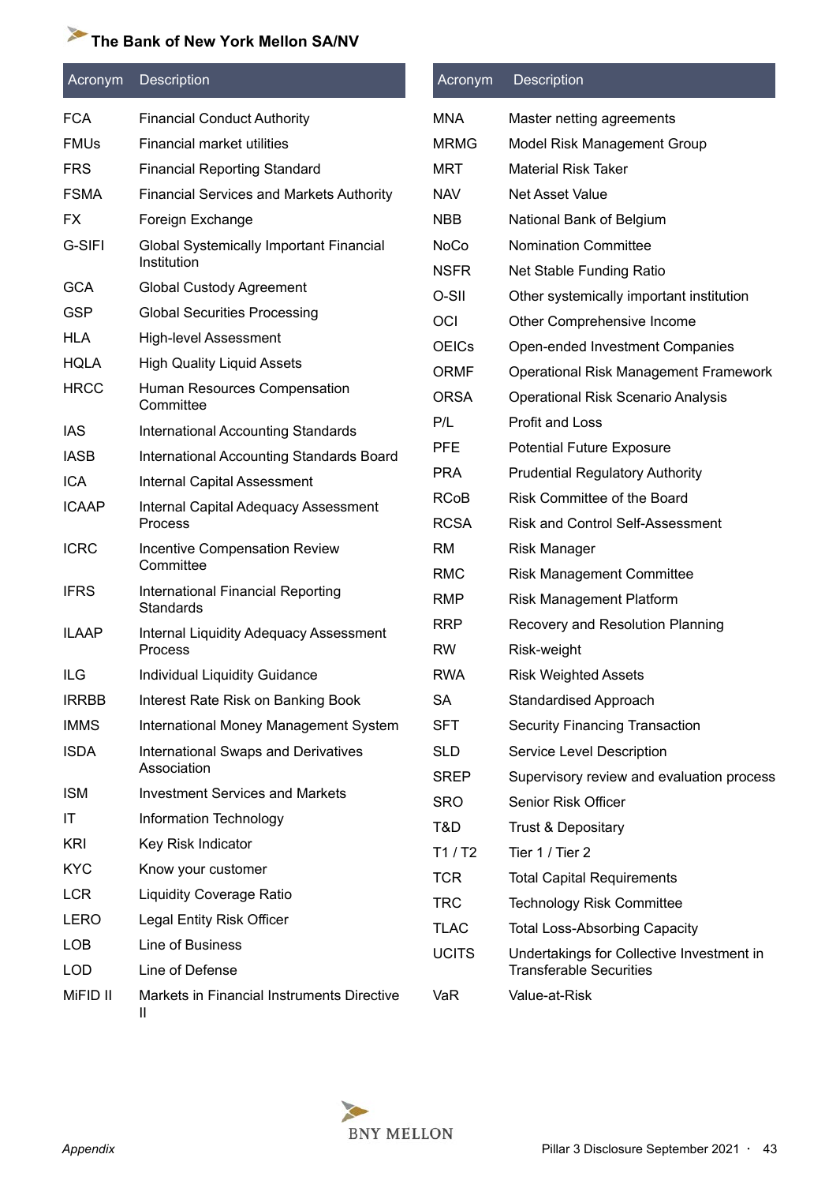| Acronym | Description |
|---|---|
| FCA | Financial Conduct Authority |
| FMUs | Financial market utilities |
| FRS | Financial Reporting Standard |
| FSMA | Financial Services and Markets Authority |
| FX | Foreign Exchange |
| G-SIFI | Global Systemically Important Financial Institution |
| GCA | Global Custody Agreement |
| GSP | Global Securities Processing |
| HLA | High-level Assessment |
| HQLA | High Quality Liquid Assets |
| HRCC | Human Resources Compensation Committee |
| IAS | International Accounting Standards |
| IASB | International Accounting Standards Board |
| ICA | Internal Capital Assessment |
| ICAAP | Internal Capital Adequacy Assessment Process |
| ICRC | Incentive Compensation Review Committee |
| IFRS | International Financial Reporting Standards |
| ILAAP | Internal Liquidity Adequacy Assessment Process |
| ILG | Individual Liquidity Guidance |
| IRRBB | Interest Rate Risk on Banking Book |
| IMMS | International Money Management System |
| ISDA | International Swaps and Derivatives Association |
| ISM | Investment Services and Markets |
| IT | Information Technology |
| KRI | Key Risk Indicator |
| KYC | Know your customer |
| LCR | Liquidity Coverage Ratio |
| LERO | Legal Entity Risk Officer |
| LOB | Line of Business |
| LOD | Line of Defense |
| MiFID II | Markets in Financial Instruments Directive II |
| MNA | Master netting agreements |
| MRMG | Model Risk Management Group |
| MRT | Material Risk Taker |
| NAV | Net Asset Value |
| NBB | National Bank of Belgium |
| NoCo | Nomination Committee |
| NSFR | Net Stable Funding Ratio |
| O-SII | Other systemically important institution |
| OCI | Other Comprehensive Income |
| OEICs | Open-ended Investment Companies |
| ORMF | Operational Risk Management Framework |
| ORSA | Operational Risk Scenario Analysis |
| P/L | Profit and Loss |
| PFE | Potential Future Exposure |
| PRA | Prudential Regulatory Authority |
| RCoB | Risk Committee of the Board |
| RCSA | Risk and Control Self-Assessment |
| RM | Risk Manager |
| RMC | Risk Management Committee |
| RMP | Risk Management Platform |
| RRP | Recovery and Resolution Planning |
| RW | Risk-weight |
| RWA | Risk Weighted Assets |
| SA | Standardised Approach |
| SFT | Security Financing Transaction |
| SLD | Service Level Description |
| SREP | Supervisory review and evaluation process |
| SRO | Senior Risk Officer |
| T&D | Trust & Depositary |
| T1 / T2 | Tier 1 / Tier 2 |
| TCR | Total Capital Requirements |
| TRC | Technology Risk Committee |
| TLAC | Total Loss-Absorbing Capacity |
| UCITS | Undertakings for Collective Investment in Transferable Securities |
| VaR | Value-at-Risk |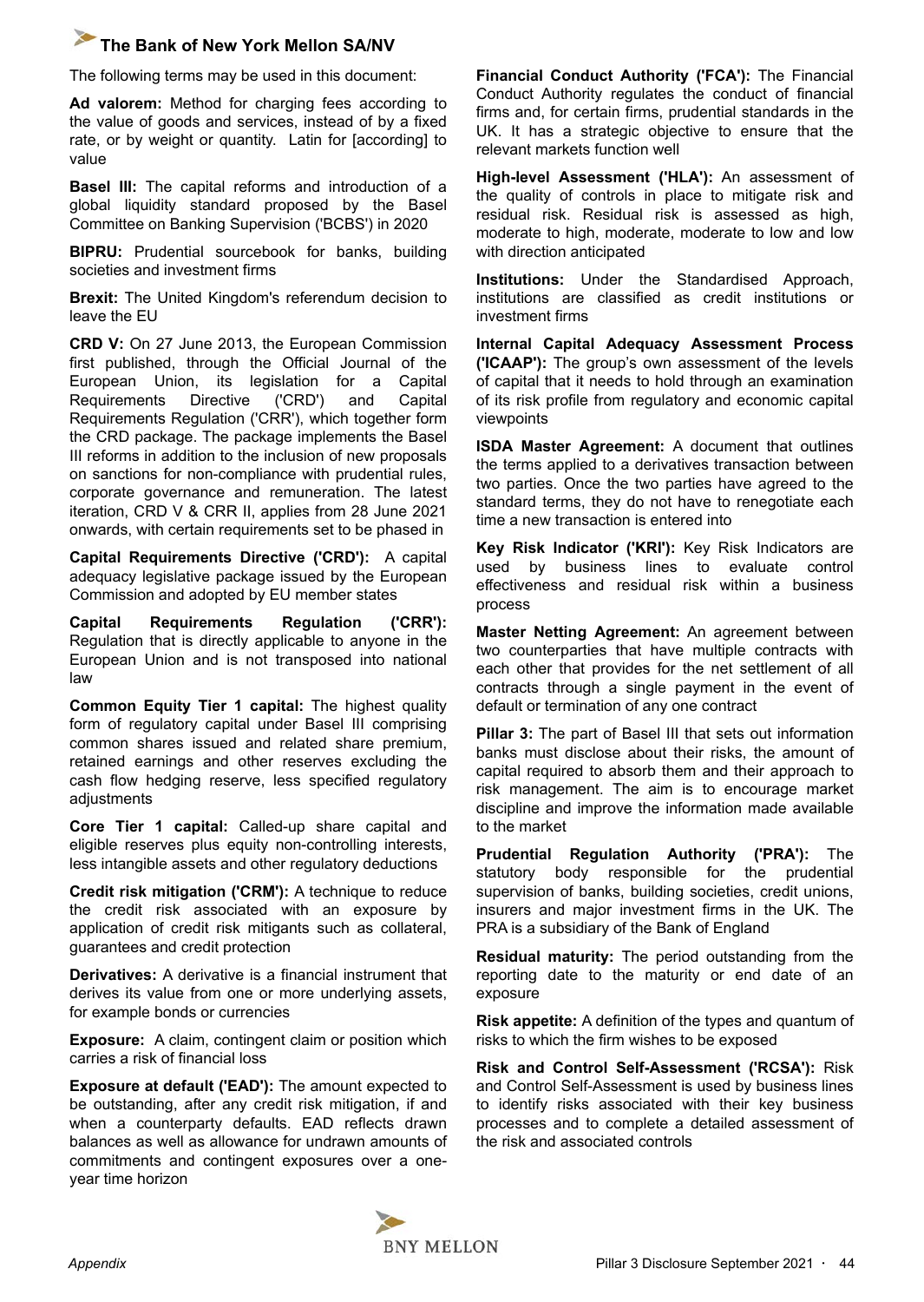The following terms may be used in this document:

**Ad valorem:** Method for charging fees according to the value of goods and services, instead of by a fixed rate, or by weight or quantity. Latin for [according] to value

**Basel III:** The capital reforms and introduction of a global liquidity standard proposed by the Basel Committee on Banking Supervision ('BCBS') in 2020

**BIPRU:** Prudential sourcebook for banks, building societies and investment firms

**Brexit:** The United Kingdom's referendum decision to leave the EU

**CRD V:** On 27 June 2013, the European Commission first published, through the Official Journal of the European Union, its legislation for a Capital Requirements Directive ('CRD') and Capital Requirements Regulation ('CRR'), which together form the CRD package. The package implements the Basel III reforms in addition to the inclusion of new proposals on sanctions for non-compliance with prudential rules, corporate governance and remuneration. The latest iteration, CRD V & CRR II, applies from 28 June 2021 onwards, with certain requirements set to be phased in

**Capital Requirements Directive ('CRD'):** A capital adequacy legislative package issued by the European Commission and adopted by EU member states

**Capital Requirements Regulation ('CRR'):** Regulation that is directly applicable to anyone in the European Union and is not transposed into national law

**Common Equity Tier 1 capital:** The highest quality form of regulatory capital under Basel III comprising common shares issued and related share premium, retained earnings and other reserves excluding the cash flow hedging reserve, less specified regulatory adjustments

**Core Tier 1 capital:** Called-up share capital and eligible reserves plus equity non-controlling interests, less intangible assets and other regulatory deductions

**Credit risk mitigation ('CRM'):** A technique to reduce the credit risk associated with an exposure by application of credit risk mitigants such as collateral, guarantees and credit protection

**Derivatives:** A derivative is a financial instrument that derives its value from one or more underlying assets, for example bonds or currencies

**Exposure:** A claim, contingent claim or position which carries a risk of financial loss

**Exposure at default ('EAD'):** The amount expected to be outstanding, after any credit risk mitigation, if and when a counterparty defaults. EAD reflects drawn balances as well as allowance for undrawn amounts of commitments and contingent exposures over a one-year time horizon

**Financial Conduct Authority ('FCA'):** The Financial Conduct Authority regulates the conduct of financial firms and, for certain firms, prudential standards in the UK. It has a strategic objective to ensure that the relevant markets function well

**High-level Assessment ('HLA'):** An assessment of the quality of controls in place to mitigate risk and residual risk. Residual risk is assessed as high, moderate to high, moderate, moderate to low and low with direction anticipated

**Institutions:** Under the Standardised Approach, institutions are classified as credit institutions or investment firms

**Internal Capital Adequacy Assessment Process ('ICAAP'):** The group's own assessment of the levels of capital that it needs to hold through an examination of its risk profile from regulatory and economic capital viewpoints

**ISDA Master Agreement:** A document that outlines the terms applied to a derivatives transaction between two parties. Once the two parties have agreed to the standard terms, they do not have to renegotiate each time a new transaction is entered into

**Key Risk Indicator ('KRI'):** Key Risk Indicators are used by business lines to evaluate control effectiveness and residual risk within a business process

**Master Netting Agreement:** An agreement between two counterparties that have multiple contracts with each other that provides for the net settlement of all contracts through a single payment in the event of default or termination of any one contract

**Pillar 3:** The part of Basel III that sets out information banks must disclose about their risks, the amount of capital required to absorb them and their approach to risk management. The aim is to encourage market discipline and improve the information made available to the market

**Prudential Regulation Authority ('PRA'):** The statutory body responsible for the prudential supervision of banks, building societies, credit unions, insurers and major investment firms in the UK. The PRA is a subsidiary of the Bank of England

**Residual maturity:** The period outstanding from the reporting date to the maturity or end date of an exposure

**Risk appetite:** A definition of the types and quantum of risks to which the firm wishes to be exposed

**Risk and Control Self-Assessment ('RCSA'):** Risk and Control Self-Assessment is used by business lines to identify risks associated with their key business processes and to complete a detailed assessment of the risk and associated controls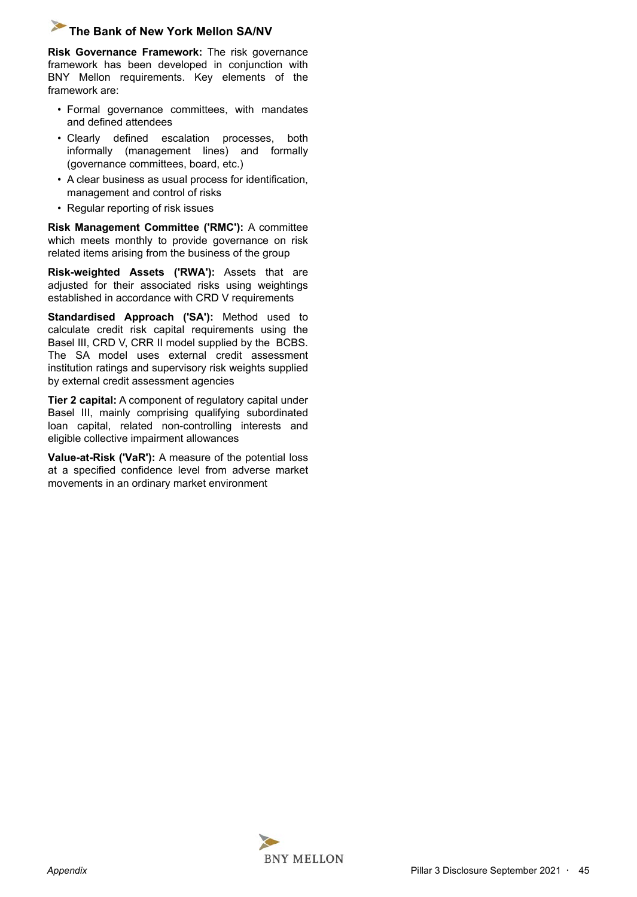**Risk Governance Framework:** The risk governance framework has been developed in conjunction with BNY Mellon requirements. Key elements of the framework are:

- Formal governance committees, with mandates and defined attendees
- Clearly defined escalation processes, both informally (management lines) and formally (governance committees, board, etc.)
- A clear business as usual process for identification, management and control of risks
- Regular reporting of risk issues

**Risk Management Committee ('RMC'):** A committee which meets monthly to provide governance on risk related items arising from the business of the group

**Risk-weighted Assets ('RWA'):** Assets that are adjusted for their associated risks using weightings established in accordance with CRD V requirements

**Standardised Approach ('SA'):** Method used to calculate credit risk capital requirements using the Basel III, CRD V, CRR II model supplied by the BCBS. The SA model uses external credit assessment institution ratings and supervisory risk weights supplied by external credit assessment agencies

**Tier 2 capital:** A component of regulatory capital under Basel III, mainly comprising qualifying subordinated loan capital, related non-controlling interests and eligible collective impairment allowances

**Value-at-Risk ('VaR'):** A measure of the potential loss at a specified confidence level from adverse market movements in an ordinary market environment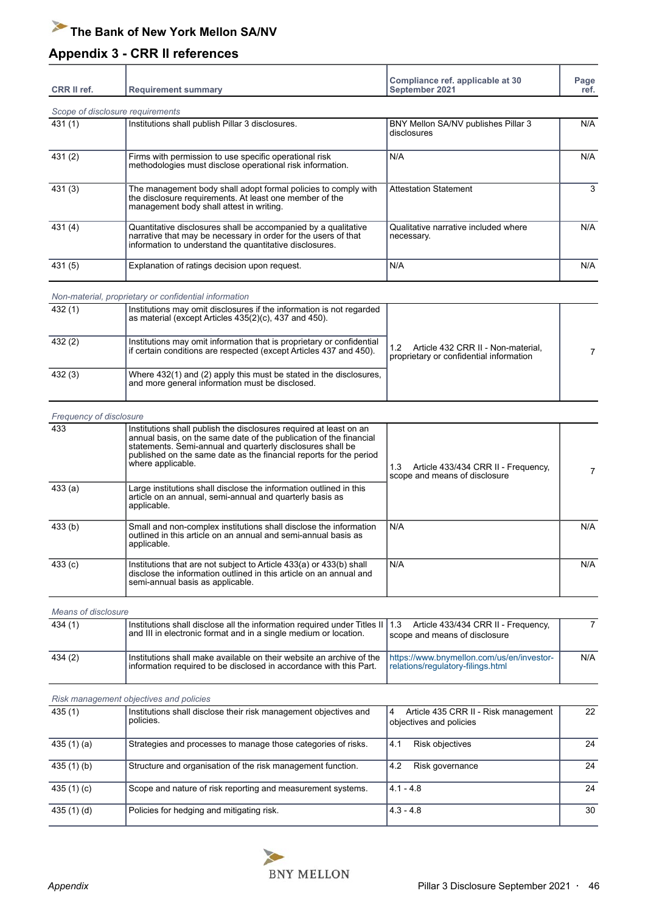## Appendix 3 - CRR II references

| CRR II ref. | Requirement summary | Compliance ref. applicable at 30 September 2021 | Page ref. |
|---|---|---|---|
| *Scope of disclosure requirements* | | | |
| 431 (1) | Institutions shall publish Pillar 3 disclosures. | BNY Mellon SA/NV publishes Pillar 3 disclosures | N/A |
| 431 (2) | Firms with permission to use specific operational risk methodologies must disclose operational risk information. | N/A | N/A |
| 431 (3) | The management body shall adopt formal policies to comply with the disclosure requirements. At least one member of the management body shall attest in writing. | Attestation Statement | 3 |
| 431 (4) | Quantitative disclosures shall be accompanied by a qualitative narrative that may be necessary in order for the users of that information to understand the quantitative disclosures. | Qualitative narrative included where necessary. | N/A |
| 431 (5) | Explanation of ratings decision upon request. | N/A | N/A |
| *Non-material, proprietary or confidential information* | | | |
| 432 (1) | Institutions may omit disclosures if the information is not regarded as material (except Articles 435(2)(c), 437 and 450). | 1.2 Article 432 CRR II - Non-material, proprietary or confidential information | 7 |
| 432 (2) | Institutions may omit information that is proprietary or confidential if certain conditions are respected (except Articles 437 and 450). | | |
| 432 (3) | Where 432(1) and (2) apply this must be stated in the disclosures, and more general information must be disclosed. | | |
| *Frequency of disclosure* | | | |
| 433 | Institutions shall publish the disclosures required at least on an annual basis, on the same date of the publication of the financial statements. Semi-annual and quarterly disclosures shall be published on the same date as the financial reports for the period where applicable. | 1.3 Article 433/434 CRR II - Frequency, scope and means of disclosure | 7 |
| 433 (a) | Large institutions shall disclose the information outlined in this article on an annual, semi-annual and quarterly basis as applicable. | | |
| 433 (b) | Small and non-complex institutions shall disclose the information outlined in this article on an annual and semi-annual basis as applicable. | N/A | N/A |
| 433 (c) | Institutions that are not subject to Article 433(a) or 433(b) shall disclose the information outlined in this article on an annual and semi-annual basis as applicable. | N/A | N/A |
| *Means of disclosure* | | | |
| 434 (1) | Institutions shall disclose all the information required under Titles II and III in electronic format and in a single medium or location. | 1.3 Article 433/434 CRR II - Frequency, scope and means of disclosure | 7 |
| 434 (2) | Institutions shall make available on their website an archive of the information required to be disclosed in accordance with this Part. | https://www.bnymellon.com/us/en/investor-relations/regulatory-filings.html | N/A |
| *Risk management objectives and policies* | | | |
| 435 (1) | Institutions shall disclose their risk management objectives and policies. | 4 Article 435 CRR II - Risk management objectives and policies | 22 |
| 435 (1) (a) | Strategies and processes to manage those categories of risks. | 4.1 Risk objectives | 24 |
| 435 (1) (b) | Structure and organisation of the risk management function. | 4.2 Risk governance | 24 |
| 435 (1) (c) | Scope and nature of risk reporting and measurement systems. | 4.1 - 4.8 | 24 |
| 435 (1) (d) | Policies for hedging and mitigating risk. | 4.3 - 4.8 | 30 |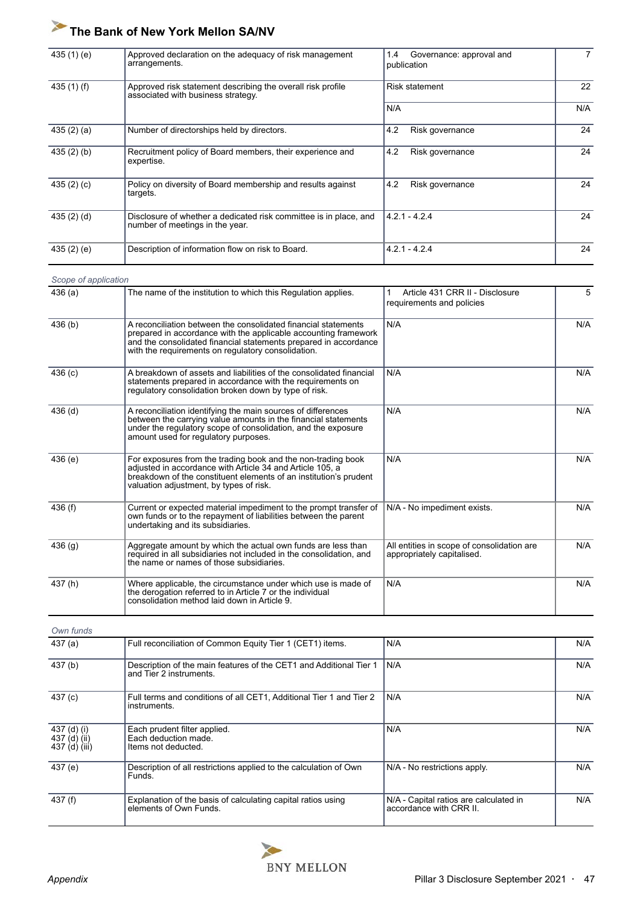| | | | |
|---|---|---|---|
| 435 (1) (e) | Approved declaration on the adequacy of risk management arrangements. | 1.4 Governance: approval and publication | 7 |
| 435 (1) (f) | Approved risk statement describing the overall risk profile associated with business strategy. | Risk statement | 22 |
| | | N/A | N/A |
| 435 (2) (a) | Number of directorships held by directors. | 4.2 Risk governance | 24 |
| 435 (2) (b) | Recruitment policy of Board members, their experience and expertise. | 4.2 Risk governance | 24 |
| 435 (2) (c) | Policy on diversity of Board membership and results against targets. | 4.2 Risk governance | 24 |
| 435 (2) (d) | Disclosure of whether a dedicated risk committee is in place, and number of meetings in the year. | 4.2.1 - 4.2.4 | 24 |
| 435 (2) (e) | Description of information flow on risk to Board. | 4.2.1 - 4.2.4 | 24 |

*Scope of application*

| | | | |
|---|---|---|---|
| 436 (a) | The name of the institution to which this Regulation applies. | 1 Article 431 CRR II - Disclosure requirements and policies | 5 |
| 436 (b) | A reconciliation between the consolidated financial statements prepared in accordance with the applicable accounting framework and the consolidated financial statements prepared in accordance with the requirements on regulatory consolidation. | N/A | N/A |
| 436 (c) | A breakdown of assets and liabilities of the consolidated financial statements prepared in accordance with the requirements on regulatory consolidation broken down by type of risk. | N/A | N/A |
| 436 (d) | A reconciliation identifying the main sources of differences between the carrying value amounts in the financial statements under the regulatory scope of consolidation, and the exposure amount used for regulatory purposes. | N/A | N/A |
| 436 (e) | For exposures from the trading book and the non-trading book adjusted in accordance with Article 34 and Article 105, a breakdown of the constituent elements of an institution's prudent valuation adjustment, by types of risk. | N/A | N/A |
| 436 (f) | Current or expected material impediment to the prompt transfer of own funds or to the repayment of liabilities between the parent undertaking and its subsidiaries. | N/A - No impediment exists. | N/A |
| 436 (g) | Aggregate amount by which the actual own funds are less than required in all subsidiaries not included in the consolidation, and the name or names of those subsidiaries. | All entities in scope of consolidation are appropriately capitalised. | N/A |
| 437 (h) | Where applicable, the circumstance under which use is made of the derogation referred to in Article 7 or the individual consolidation method laid down in Article 9. | N/A | N/A |

*Own funds*

| | | | |
|---|---|---|---|
| 437 (a) | Full reconciliation of Common Equity Tier 1 (CET1) items. | N/A | N/A |
| 437 (b) | Description of the main features of the CET1 and Additional Tier 1 and Tier 2 instruments. | N/A | N/A |
| 437 (c) | Full terms and conditions of all CET1, Additional Tier 1 and Tier 2 instruments. | N/A | N/A |
| 437 (d) (i)<br>437 (d) (ii)<br>437 (d) (iii) | Each prudent filter applied.<br>Each deduction made.<br>Items not deducted. | N/A | N/A |
| 437 (e) | Description of all restrictions applied to the calculation of Own Funds. | N/A - No restrictions apply. | N/A |
| 437 (f) | Explanation of the basis of calculating capital ratios using elements of Own Funds. | N/A - Capital ratios are calculated in accordance with CRR II. | N/A |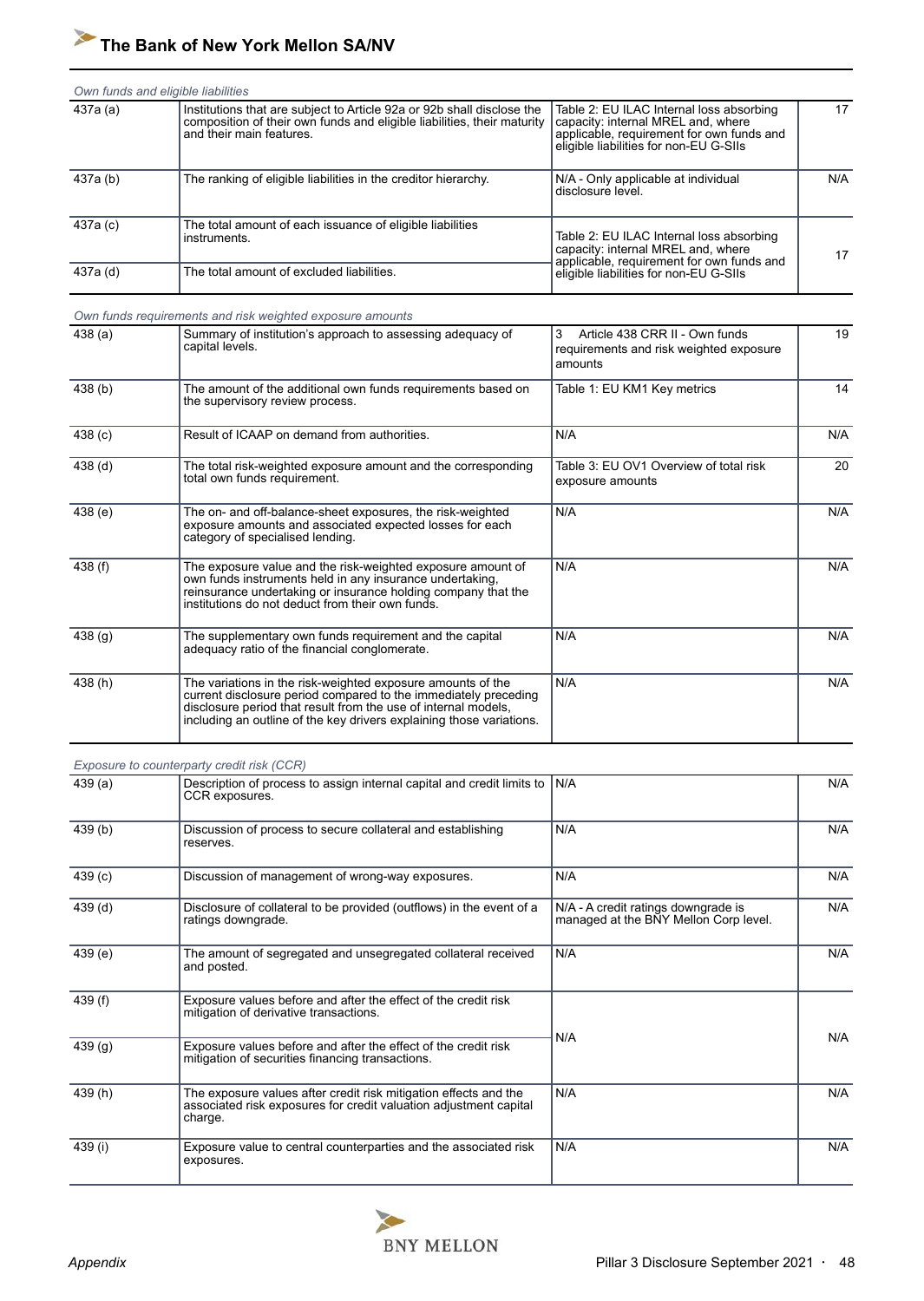*Own funds and eligible liabilities*

| | | | |
|---|---|---|---|
| 437a (a) | Institutions that are subject to Article 92a or 92b shall disclose the composition of their own funds and eligible liabilities, their maturity and their main features. | Table 2: EU ILAC Internal loss absorbing capacity: internal MREL and, where applicable, requirement for own funds and eligible liabilities for non-EU G-SIIs | 17 |
| 437a (b) | The ranking of eligible liabilities in the creditor hierarchy. | N/A - Only applicable at individual disclosure level. | N/A |
| 437a (c) | The total amount of each issuance of eligible liabilities instruments. | Table 2: EU ILAC Internal loss absorbing capacity: internal MREL and, where applicable, requirement for own funds and eligible liabilities for non-EU G-SIIs | 17 |
| 437a (d) | The total amount of excluded liabilities. | | |

*Own funds requirements and risk weighted exposure amounts*

| | | | |
|---|---|---|---|
| 438 (a) | Summary of institution's approach to assessing adequacy of capital levels. | 3 Article 438 CRR II - Own funds requirements and risk weighted exposure amounts | 19 |
| 438 (b) | The amount of the additional own funds requirements based on the supervisory review process. | Table 1: EU KM1 Key metrics | 14 |
| 438 (c) | Result of ICAAP on demand from authorities. | N/A | N/A |
| 438 (d) | The total risk-weighted exposure amount and the corresponding total own funds requirement. | Table 3: EU OV1 Overview of total risk exposure amounts | 20 |
| 438 (e) | The on- and off-balance-sheet exposures, the risk-weighted exposure amounts and associated expected losses for each category of specialised lending. | N/A | N/A |
| 438 (f) | The exposure value and the risk-weighted exposure amount of own funds instruments held in any insurance undertaking, reinsurance undertaking or insurance holding company that the institutions do not deduct from their own funds. | N/A | N/A |
| 438 (g) | The supplementary own funds requirement and the capital adequacy ratio of the financial conglomerate. | N/A | N/A |
| 438 (h) | The variations in the risk-weighted exposure amounts of the current disclosure period compared to the immediately preceding disclosure period that result from the use of internal models, including an outline of the key drivers explaining those variations. | N/A | N/A |

*Exposure to counterparty credit risk (CCR)*

| | | | |
|---|---|---|---|
| 439 (a) | Description of process to assign internal capital and credit limits to CCR exposures. | N/A | N/A |
| 439 (b) | Discussion of process to secure collateral and establishing reserves. | N/A | N/A |
| 439 (c) | Discussion of management of wrong-way exposures. | N/A | N/A |
| 439 (d) | Disclosure of collateral to be provided (outflows) in the event of a ratings downgrade. | N/A - A credit ratings downgrade is managed at the BNY Mellon Corp level. | N/A |
| 439 (e) | The amount of segregated and unsegregated collateral received and posted. | N/A | N/A |
| 439 (f) | Exposure values before and after the effect of the credit risk mitigation of derivative transactions. | N/A | N/A |
| 439 (g) | Exposure values before and after the effect of the credit risk mitigation of securities financing transactions. | | |
| 439 (h) | The exposure values after credit risk mitigation effects and the associated risk exposures for credit valuation adjustment capital charge. | N/A | N/A |
| 439 (i) | Exposure value to central counterparties and the associated risk exposures. | N/A | N/A |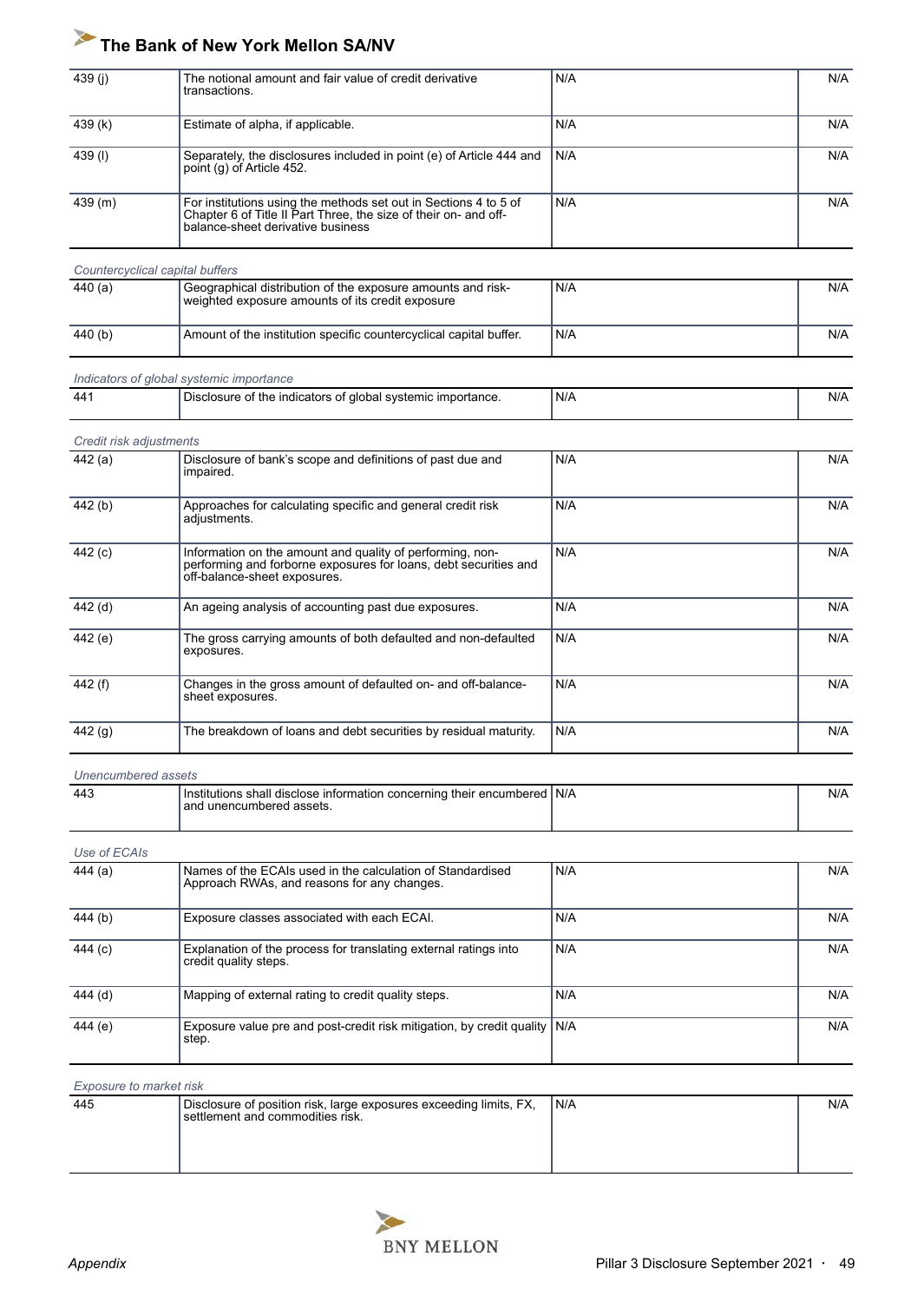| | | | |
|---|---|---|---|
| 439 (j) | The notional amount and fair value of credit derivative transactions. | N/A | N/A |
| 439 (k) | Estimate of alpha, if applicable. | N/A | N/A |
| 439 (l) | Separately, the disclosures included in point (e) of Article 444 and point (g) of Article 452. | N/A | N/A |
| 439 (m) | For institutions using the methods set out in Sections 4 to 5 of Chapter 6 of Title II Part Three, the size of their on- and off-balance-sheet derivative business | N/A | N/A |

*Countercyclical capital buffers*

| | | | |
|---|---|---|---|
| 440 (a) | Geographical distribution of the exposure amounts and risk-weighted exposure amounts of its credit exposure | N/A | N/A |
| 440 (b) | Amount of the institution specific countercyclical capital buffer. | N/A | N/A |

*Indicators of global systemic importance*

| | | | |
|---|---|---|---|
| 441 | Disclosure of the indicators of global systemic importance. | N/A | N/A |

*Credit risk adjustments*

| | | | |
|---|---|---|---|
| 442 (a) | Disclosure of bank's scope and definitions of past due and impaired. | N/A | N/A |
| 442 (b) | Approaches for calculating specific and general credit risk adjustments. | N/A | N/A |
| 442 (c) | Information on the amount and quality of performing, non-performing and forborne exposures for loans, debt securities and off-balance-sheet exposures. | N/A | N/A |
| 442 (d) | An ageing analysis of accounting past due exposures. | N/A | N/A |
| 442 (e) | The gross carrying amounts of both defaulted and non-defaulted exposures. | N/A | N/A |
| 442 (f) | Changes in the gross amount of defaulted on- and off-balance-sheet exposures. | N/A | N/A |
| 442 (g) | The breakdown of loans and debt securities by residual maturity. | N/A | N/A |

*Unencumbered assets*

| | | | |
|---|---|---|---|
| 443 | Institutions shall disclose information concerning their encumbered and unencumbered assets. | N/A | N/A |

*Use of ECAIs*

| | | | |
|---|---|---|---|
| 444 (a) | Names of the ECAIs used in the calculation of Standardised Approach RWAs, and reasons for any changes. | N/A | N/A |
| 444 (b) | Exposure classes associated with each ECAI. | N/A | N/A |
| 444 (c) | Explanation of the process for translating external ratings into credit quality steps. | N/A | N/A |
| 444 (d) | Mapping of external rating to credit quality steps. | N/A | N/A |
| 444 (e) | Exposure value pre and post-credit risk mitigation, by credit quality step. | N/A | N/A |

*Exposure to market risk*

| | | | |
|---|---|---|---|
| 445 | Disclosure of position risk, large exposures exceeding limits, FX, settlement and commodities risk. | N/A | N/A |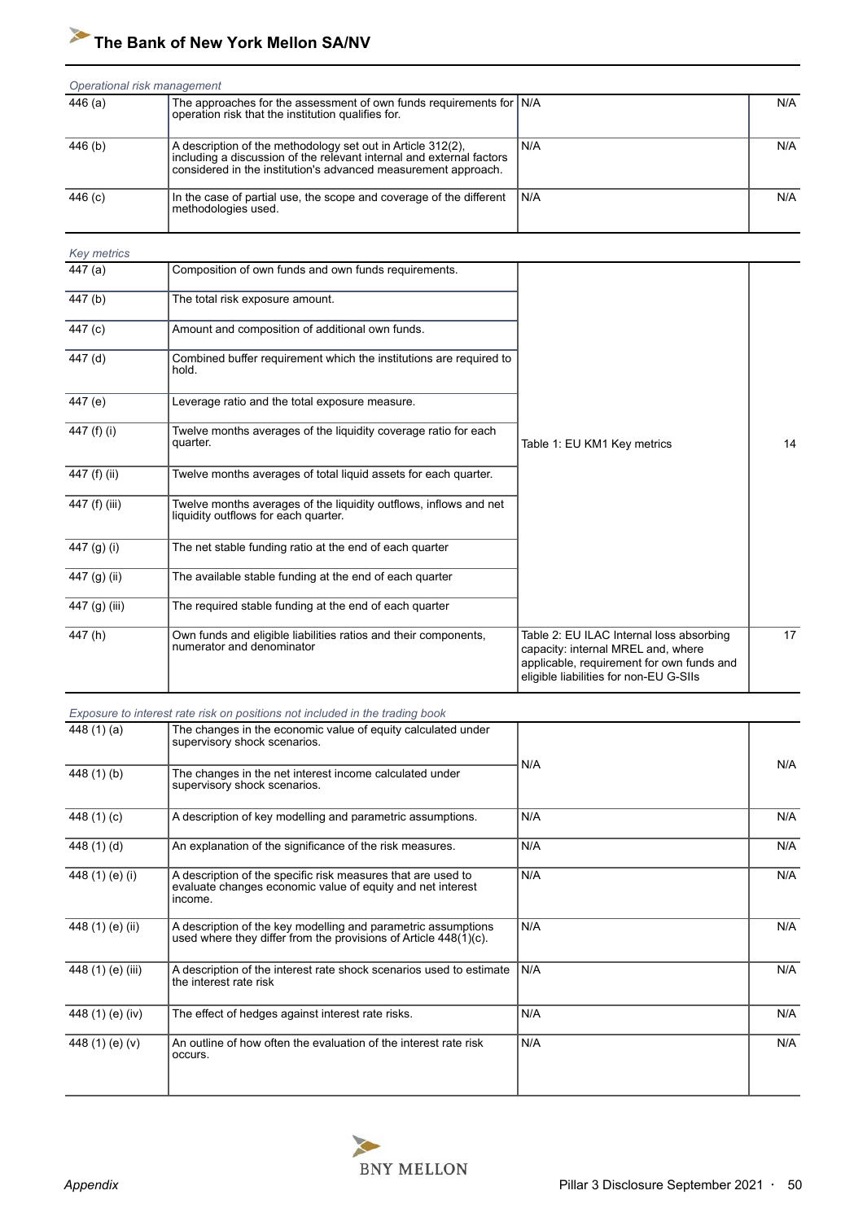*Operational risk management*

| | | | |
|---|---|---|---|
| 446 (a) | The approaches for the assessment of own funds requirements for operation risk that the institution qualifies for. | N/A | N/A |
| 446 (b) | A description of the methodology set out in Article 312(2), including a discussion of the relevant internal and external factors considered in the institution's advanced measurement approach. | N/A | N/A |
| 446 (c) | In the case of partial use, the scope and coverage of the different methodologies used. | N/A | N/A |

*Key metrics*

| | | | |
|---|---|---|---|
| 447 (a) | Composition of own funds and own funds requirements. | Table 1: EU KM1 Key metrics | 14 |
| 447 (b) | The total risk exposure amount. | | |
| 447 (c) | Amount and composition of additional own funds. | | |
| 447 (d) | Combined buffer requirement which the institutions are required to hold. | | |
| 447 (e) | Leverage ratio and the total exposure measure. | | |
| 447 (f) (i) | Twelve months averages of the liquidity coverage ratio for each quarter. | | |
| 447 (f) (ii) | Twelve months averages of total liquid assets for each quarter. | | |
| 447 (f) (iii) | Twelve months averages of the liquidity outflows, inflows and net liquidity outflows for each quarter. | | |
| 447 (g) (i) | The net stable funding ratio at the end of each quarter | | |
| 447 (g) (ii) | The available stable funding at the end of each quarter | | |
| 447 (g) (iii) | The required stable funding at the end of each quarter | | |
| 447 (h) | Own funds and eligible liabilities ratios and their components, numerator and denominator | Table 2: EU ILAC Internal loss absorbing capacity: internal MREL and, where applicable, requirement for own funds and eligible liabilities for non-EU G-SIIs | 17 |

*Exposure to interest rate risk on positions not included in the trading book*

| | | | |
|---|---|---|---|
| 448 (1) (a) | The changes in the economic value of equity calculated under supervisory shock scenarios. | N/A | N/A |
| 448 (1) (b) | The changes in the net interest income calculated under supervisory shock scenarios. | | |
| 448 (1) (c) | A description of key modelling and parametric assumptions. | N/A | N/A |
| 448 (1) (d) | An explanation of the significance of the risk measures. | N/A | N/A |
| 448 (1) (e) (i) | A description of the specific risk measures that are used to evaluate changes economic value of equity and net interest income. | N/A | N/A |
| 448 (1) (e) (ii) | A description of the key modelling and parametric assumptions used where they differ from the provisions of Article 448(1)(c). | N/A | N/A |
| 448 (1) (e) (iii) | A description of the interest rate shock scenarios used to estimate the interest rate risk | N/A | N/A |
| 448 (1) (e) (iv) | The effect of hedges against interest rate risks. | N/A | N/A |
| 448 (1) (e) (v) | An outline of how often the evaluation of the interest rate risk occurs. | N/A | N/A |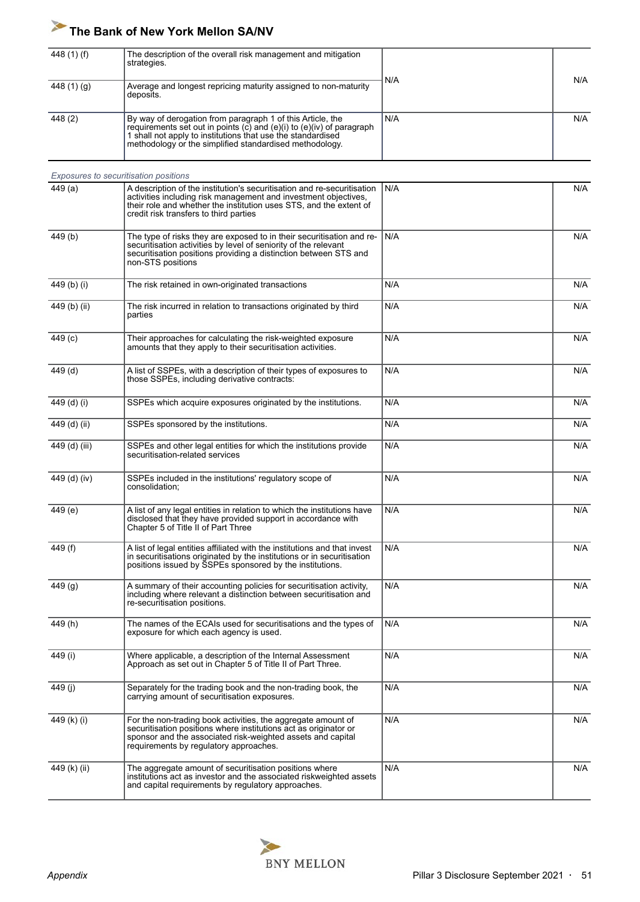| | | | |
|---|---|---|---|
| 448 (1) (f) | The description of the overall risk management and mitigation strategies. | N/A | N/A |
| 448 (1) (g) | Average and longest repricing maturity assigned to non-maturity deposits. | | |
| 448 (2) | By way of derogation from paragraph 1 of this Article, the requirements set out in points (c) and (e)(i) to (e)(iv) of paragraph 1 shall not apply to institutions that use the standardised methodology or the simplified standardised methodology. | N/A | N/A |

*Exposures to securitisation positions*

| | | | |
|---|---|---|---|
| 449 (a) | A description of the institution's securitisation and re-securitisation activities including risk management and investment objectives, their role and whether the institution uses STS, and the extent of credit risk transfers to third parties | N/A | N/A |
| 449 (b) | The type of risks they are exposed to in their securitisation and re-securitisation activities by level of seniority of the relevant securitisation positions providing a distinction between STS and non-STS positions | N/A | N/A |
| 449 (b) (i) | The risk retained in own-originated transactions | N/A | N/A |
| 449 (b) (ii) | The risk incurred in relation to transactions originated by third parties | N/A | N/A |
| 449 (c) | Their approaches for calculating the risk-weighted exposure amounts that they apply to their securitisation activities. | N/A | N/A |
| 449 (d) | A list of SSPEs, with a description of their types of exposures to those SSPEs, including derivative contracts: | N/A | N/A |
| 449 (d) (i) | SSPEs which acquire exposures originated by the institutions. | N/A | N/A |
| 449 (d) (ii) | SSPEs sponsored by the institutions. | N/A | N/A |
| 449 (d) (iii) | SSPEs and other legal entities for which the institutions provide securitisation-related services | N/A | N/A |
| 449 (d) (iv) | SSPEs included in the institutions' regulatory scope of consolidation; | N/A | N/A |
| 449 (e) | A list of any legal entities in relation to which the institutions have disclosed that they have provided support in accordance with Chapter 5 of Title II of Part Three | N/A | N/A |
| 449 (f) | A list of legal entities affiliated with the institutions and that invest in securitisations originated by the institutions or in securitisation positions issued by SSPEs sponsored by the institutions. | N/A | N/A |
| 449 (g) | A summary of their accounting policies for securitisation activity, including where relevant a distinction between securitisation and re-securitisation positions. | N/A | N/A |
| 449 (h) | The names of the ECAIs used for securitisations and the types of exposure for which each agency is used. | N/A | N/A |
| 449 (i) | Where applicable, a description of the Internal Assessment Approach as set out in Chapter 5 of Title II of Part Three. | N/A | N/A |
| 449 (j) | Separately for the trading book and the non-trading book, the carrying amount of securitisation exposures. | N/A | N/A |
| 449 (k) (i) | For the non-trading book activities, the aggregate amount of securitisation positions where institutions act as originator or sponsor and the associated risk-weighted assets and capital requirements by regulatory approaches. | N/A | N/A |
| 449 (k) (ii) | The aggregate amount of securitisation positions where institutions act as investor and the associated riskweighted assets and capital requirements by regulatory approaches. | N/A | N/A |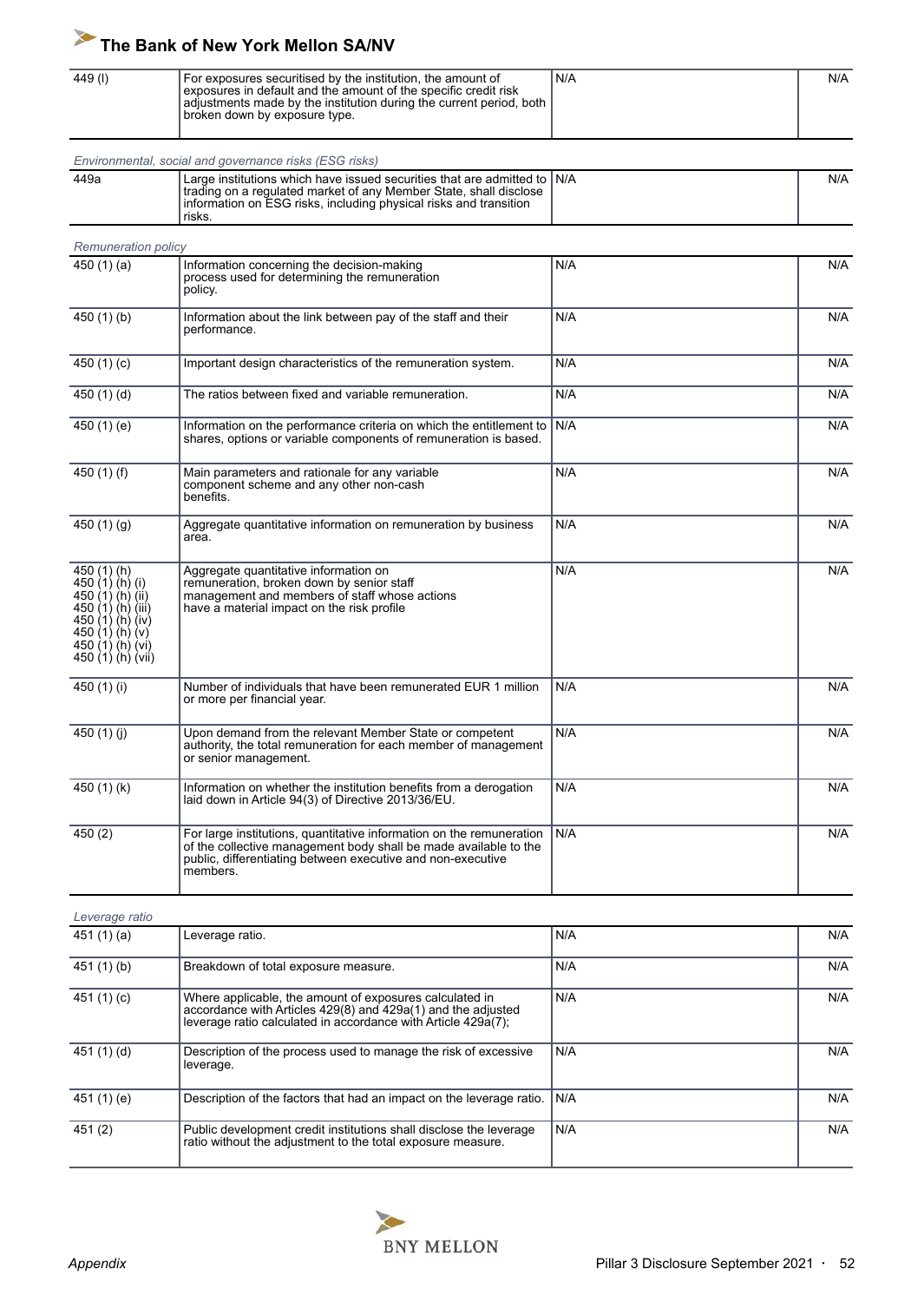| | | | |
|---|---|---|---|
| 449 (l) | For exposures securitised by the institution, the amount of exposures in default and the amount of the specific credit risk adjustments made by the institution during the current period, both broken down by exposure type. | N/A | N/A |

*Environmental, social and governance risks (ESG risks)*

| | | | |
|---|---|---|---|
| 449a | Large institutions which have issued securities that are admitted to trading on a regulated market of any Member State, shall disclose information on ESG risks, including physical risks and transition risks. | N/A | N/A |

*Remuneration policy*

| | | | |
|---|---|---|---|
| 450 (1) (a) | Information concerning the decision-making process used for determining the remuneration policy. | N/A | N/A |
| 450 (1) (b) | Information about the link between pay of the staff and their performance. | N/A | N/A |
| 450 (1) (c) | Important design characteristics of the remuneration system. | N/A | N/A |
| 450 (1) (d) | The ratios between fixed and variable remuneration. | N/A | N/A |
| 450 (1) (e) | Information on the performance criteria on which the entitlement to shares, options or variable components of remuneration is based. | N/A | N/A |
| 450 (1) (f) | Main parameters and rationale for any variable component scheme and any other non-cash benefits. | N/A | N/A |
| 450 (1) (g) | Aggregate quantitative information on remuneration by business area. | N/A | N/A |
| 450 (1) (h)<br>450 (1) (h) (i)<br>450 (1) (h) (ii)<br>450 (1) (h) (iii)<br>450 (1) (h) (iv)<br>450 (1) (h) (v)<br>450 (1) (h) (vi)<br>450 (1) (h) (vii) | Aggregate quantitative information on remuneration, broken down by senior staff management and members of staff whose actions have a material impact on the risk profile | N/A | N/A |
| 450 (1) (i) | Number of individuals that have been remunerated EUR 1 million or more per financial year. | N/A | N/A |
| 450 (1) (j) | Upon demand from the relevant Member State or competent authority, the total remuneration for each member of management or senior management. | N/A | N/A |
| 450 (1) (k) | Information on whether the institution benefits from a derogation laid down in Article 94(3) of Directive 2013/36/EU. | N/A | N/A |
| 450 (2) | For large institutions, quantitative information on the remuneration of the collective management body shall be made available to the public, differentiating between executive and non-executive members. | N/A | N/A |

*Leverage ratio*

| | | | |
|---|---|---|---|
| 451 (1) (a) | Leverage ratio. | N/A | N/A |
| 451 (1) (b) | Breakdown of total exposure measure. | N/A | N/A |
| 451 (1) (c) | Where applicable, the amount of exposures calculated in accordance with Articles 429(8) and 429a(1) and the adjusted leverage ratio calculated in accordance with Article 429a(7); | N/A | N/A |
| 451 (1) (d) | Description of the process used to manage the risk of excessive leverage. | N/A | N/A |
| 451 (1) (e) | Description of the factors that had an impact on the leverage ratio. | N/A | N/A |
| 451 (2) | Public development credit institutions shall disclose the leverage ratio without the adjustment to the total exposure measure. | N/A | N/A |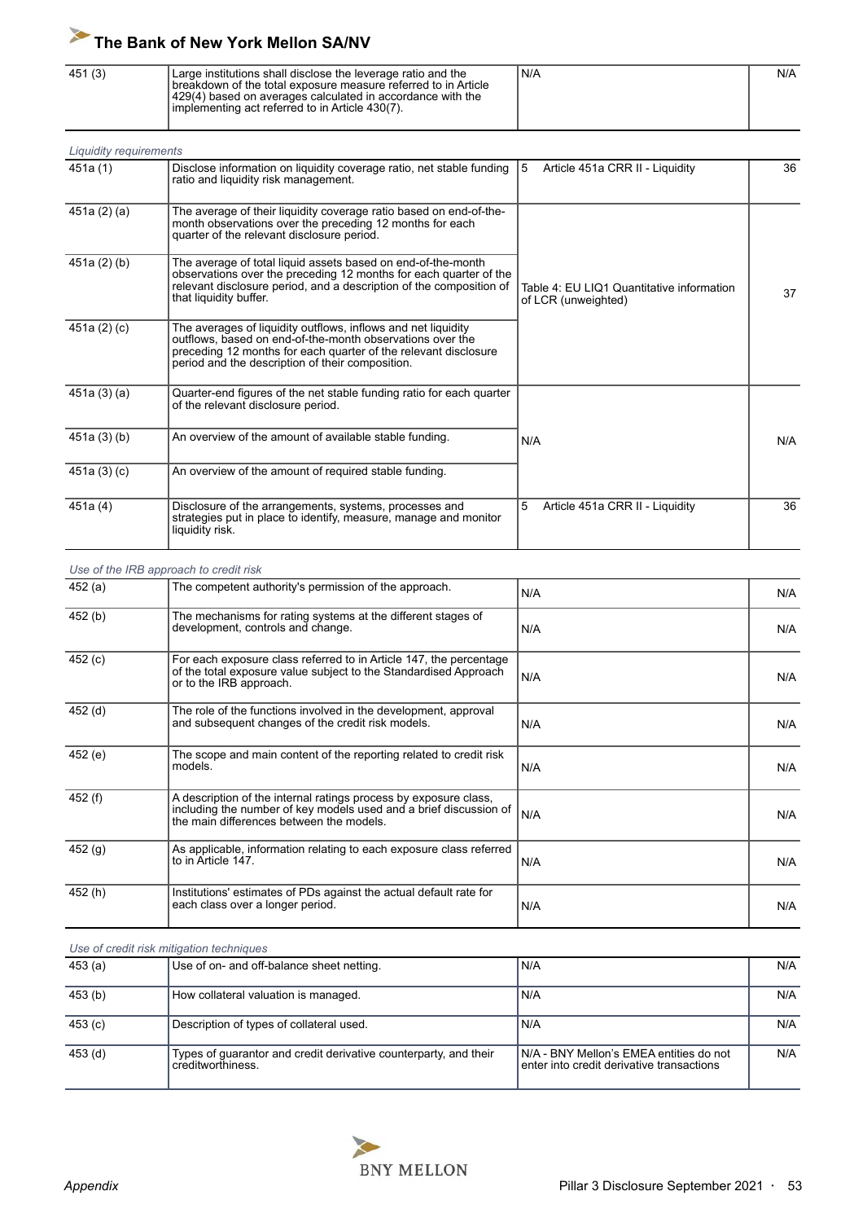| | | | |
|---|---|---|---|
| 451 (3) | Large institutions shall disclose the leverage ratio and the breakdown of the total exposure measure referred to in Article 429(4) based on averages calculated in accordance with the implementing act referred to in Article 430(7). | N/A | N/A |

*Liquidity requirements*

| | | | |
|---|---|---|---|
| 451a (1) | Disclose information on liquidity coverage ratio, net stable funding ratio and liquidity risk management. | 5 Article 451a CRR II - Liquidity | 36 |
| 451a (2) (a) | The average of their liquidity coverage ratio based on end-of-the-month observations over the preceding 12 months for each quarter of the relevant disclosure period. | Table 4: EU LIQ1 Quantitative information of LCR (unweighted) | 37 |
| 451a (2) (b) | The average of total liquid assets based on end-of-the-month observations over the preceding 12 months for each quarter of the relevant disclosure period, and a description of the composition of that liquidity buffer. | | |
| 451a (2) (c) | The averages of liquidity outflows, inflows and net liquidity outflows, based on end-of-the-month observations over the preceding 12 months for each quarter of the relevant disclosure period and the description of their composition. | | |
| 451a (3) (a) | Quarter-end figures of the net stable funding ratio for each quarter of the relevant disclosure period. | N/A | N/A |
| 451a (3) (b) | An overview of the amount of available stable funding. | | |
| 451a (3) (c) | An overview of the amount of required stable funding. | | |
| 451a (4) | Disclosure of the arrangements, systems, processes and strategies put in place to identify, measure, manage and monitor liquidity risk. | 5 Article 451a CRR II - Liquidity | 36 |

*Use of the IRB approach to credit risk*

| | | | |
|---|---|---|---|
| 452 (a) | The competent authority's permission of the approach. | N/A | N/A |
| 452 (b) | The mechanisms for rating systems at the different stages of development, controls and change. | N/A | N/A |
| 452 (c) | For each exposure class referred to in Article 147, the percentage of the total exposure value subject to the Standardised Approach or to the IRB approach. | N/A | N/A |
| 452 (d) | The role of the functions involved in the development, approval and subsequent changes of the credit risk models. | N/A | N/A |
| 452 (e) | The scope and main content of the reporting related to credit risk models. | N/A | N/A |
| 452 (f) | A description of the internal ratings process by exposure class, including the number of key models used and a brief discussion of the main differences between the models. | N/A | N/A |
| 452 (g) | As applicable, information relating to each exposure class referred to in Article 147. | N/A | N/A |
| 452 (h) | Institutions' estimates of PDs against the actual default rate for each class over a longer period. | N/A | N/A |

*Use of credit risk mitigation techniques*

| | | | |
|---|---|---|---|
| 453 (a) | Use of on- and off-balance sheet netting. | N/A | N/A |
| 453 (b) | How collateral valuation is managed. | N/A | N/A |
| 453 (c) | Description of types of collateral used. | N/A | N/A |
| 453 (d) | Types of guarantor and credit derivative counterparty, and their creditworthiness. | N/A - BNY Mellon's EMEA entities do not enter into credit derivative transactions | N/A |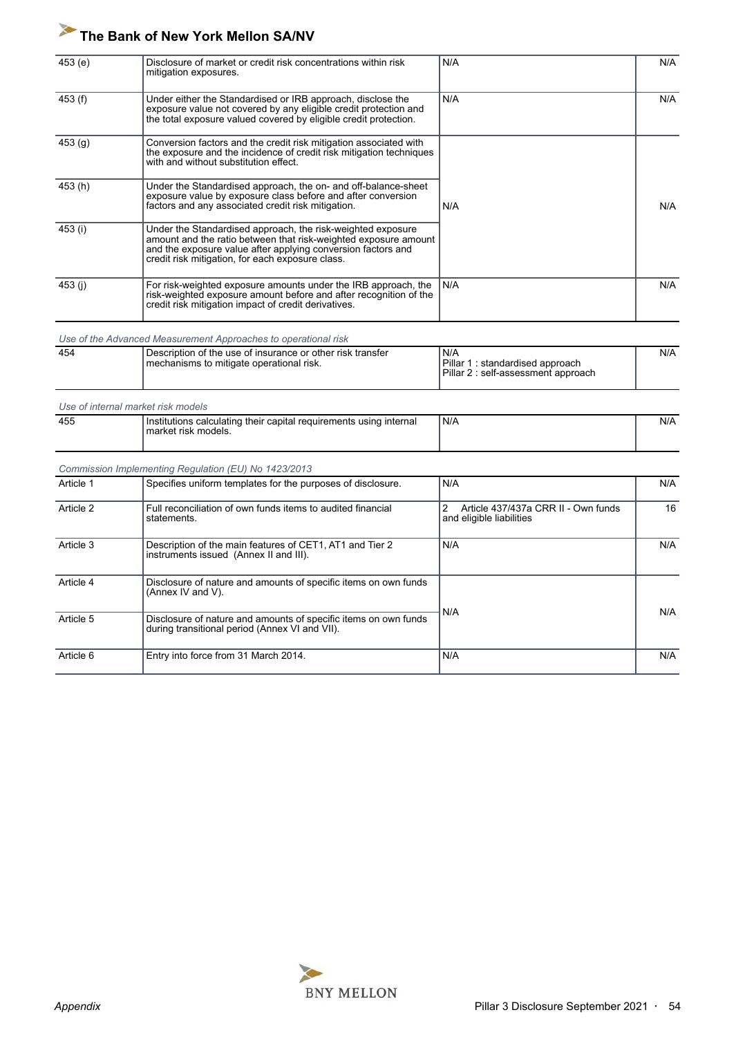| | | | |
|---|---|---|---|
| 453 (e) | Disclosure of market or credit risk concentrations within risk mitigation exposures. | N/A | N/A |
| 453 (f) | Under either the Standardised or IRB approach, disclose the exposure value not covered by any eligible credit protection and the total exposure valued covered by eligible credit protection. | N/A | N/A |
| 453 (g) | Conversion factors and the credit risk mitigation associated with the exposure and the incidence of credit risk mitigation techniques with and without substitution effect. | N/A | N/A |
| 453 (h) | Under the Standardised approach, the on- and off-balance-sheet exposure value by exposure class before and after conversion factors and any associated credit risk mitigation. | | |
| 453 (i) | Under the Standardised approach, the risk-weighted exposure amount and the ratio between that risk-weighted exposure amount and the exposure value after applying conversion factors and credit risk mitigation, for each exposure class. | | |
| 453 (j) | For risk-weighted exposure amounts under the IRB approach, the risk-weighted exposure amount before and after recognition of the credit risk mitigation impact of credit derivatives. | N/A | N/A |

*Use of the Advanced Measurement Approaches to operational risk*

| | | | |
|---|---|---|---|
| 454 | Description of the use of insurance or other risk transfer mechanisms to mitigate operational risk. | N/A<br>Pillar 1 : standardised approach<br>Pillar 2 : self-assessment approach | N/A |

*Use of internal market risk models*

| | | | |
|---|---|---|---|
| 455 | Institutions calculating their capital requirements using internal market risk models. | N/A | N/A |

*Commission Implementing Regulation (EU) No 1423/2013*

| | | | |
|---|---|---|---|
| Article 1 | Specifies uniform templates for the purposes of disclosure. | N/A | N/A |
| Article 2 | Full reconciliation of own funds items to audited financial statements. | 2 Article 437/437a CRR II - Own funds and eligible liabilities | 16 |
| Article 3 | Description of the main features of CET1, AT1 and Tier 2 instruments issued (Annex II and III). | N/A | N/A |
| Article 4 | Disclosure of nature and amounts of specific items on own funds (Annex IV and V). | N/A | N/A |
| Article 5 | Disclosure of nature and amounts of specific items on own funds during transitional period (Annex VI and VII). | | |
| Article 6 | Entry into force from 31 March 2014. | N/A | N/A |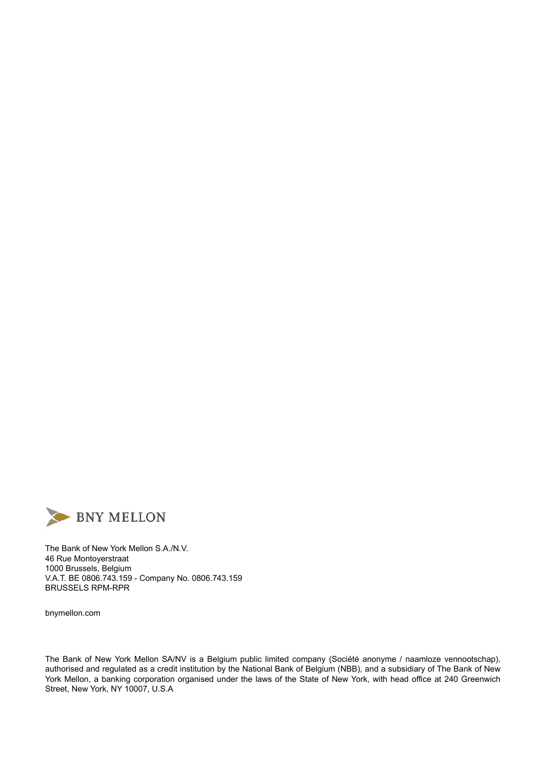BNY MELLON

The Bank of New York Mellon S.A./N.V.
46 Rue Montoyerstraat
1000 Brussels, Belgium
V.A.T. BE 0806.743.159 - Company No. 0806.743.159
BRUSSELS RPM-RPR

bnymellon.com

The Bank of New York Mellon SA/NV is a Belgium public limited company (Société anonyme / naamloze vennootschap), authorised and regulated as a credit institution by the National Bank of Belgium (NBB), and a subsidiary of The Bank of New York Mellon, a banking corporation organised under the laws of the State of New York, with head office at 240 Greenwich Street, New York, NY 10007, U.S.A